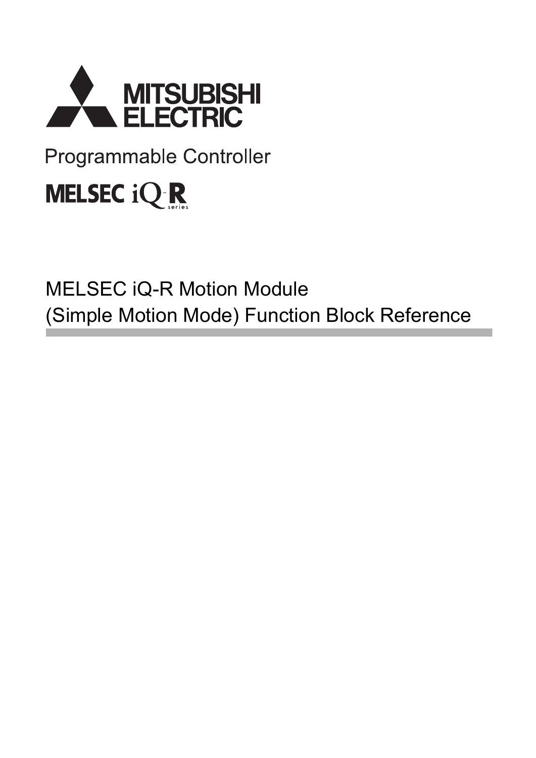MITSUBISHI ELECTRIC

Programmable Controller

MELSEC iQ-R series

# MELSEC iQ-R Motion Module (Simple Motion Mode) Function Block Reference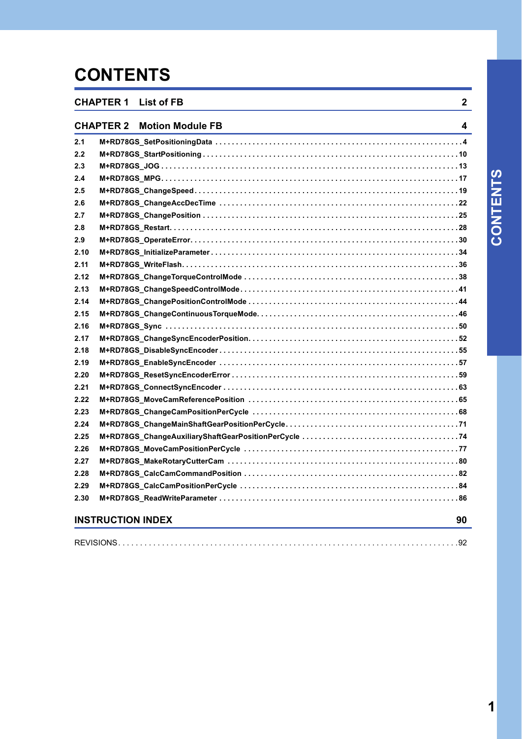# CONTENTS

**CHAPTER 1 List of FB** 2

**CHAPTER 2 Motion Module FB** 4

- 2.1 M+RD78GS_SetPositioningData . . . 4
- 2.2 M+RD78GS_StartPositioning . . . 10
- 2.3 M+RD78GS_JOG . . . 13
- 2.4 M+RD78GS_MPG . . . 17
- 2.5 M+RD78GS_ChangeSpeed . . . 19
- 2.6 M+RD78GS_ChangeAccDecTime . . . 22
- 2.7 M+RD78GS_ChangePosition . . . 25
- 2.8 M+RD78GS_Restart . . . 28
- 2.9 M+RD78GS_OperateError . . . 30
- 2.10 M+RD78GS_InitializeParameter . . . 34
- 2.11 M+RD78GS_WriteFlash . . . 36
- 2.12 M+RD78GS_ChangeTorqueControlMode . . . 38
- 2.13 M+RD78GS_ChangeSpeedControlMode . . . 41
- 2.14 M+RD78GS_ChangePositionControlMode . . . 44
- 2.15 M+RD78GS_ChangeContinuousTorqueMode . . . 46
- 2.16 M+RD78GS_Sync . . . 50
- 2.17 M+RD78GS_ChangeSyncEncoderPosition . . . 52
- 2.18 M+RD78GS_DisableSyncEncoder . . . 55
- 2.19 M+RD78GS_EnableSyncEncoder . . . 57
- 2.20 M+RD78GS_ResetSyncEncoderError . . . 59
- 2.21 M+RD78GS_ConnectSyncEncoder . . . 63
- 2.22 M+RD78GS_MoveCamReferencePosition . . . 65
- 2.23 M+RD78GS_ChangeCamPositionPerCycle . . . 68
- 2.24 M+RD78GS_ChangeMainShaftGearPositionPerCycle . . . 71
- 2.25 M+RD78GS_ChangeAuxiliaryShaftGearPositionPerCycle . . . 74
- 2.26 M+RD78GS_MoveCamPositionPerCycle . . . 77
- 2.27 M+RD78GS_MakeRotaryCutterCam . . . 80
- 2.28 M+RD78GS_CalcCamCommandPosition . . . 82
- 2.29 M+RD78GS_CalcCamPositionPerCycle . . . 84
- 2.30 M+RD78GS_ReadWriteParameter . . . 86

**INSTRUCTION INDEX** 90

REVISIONS . . . 92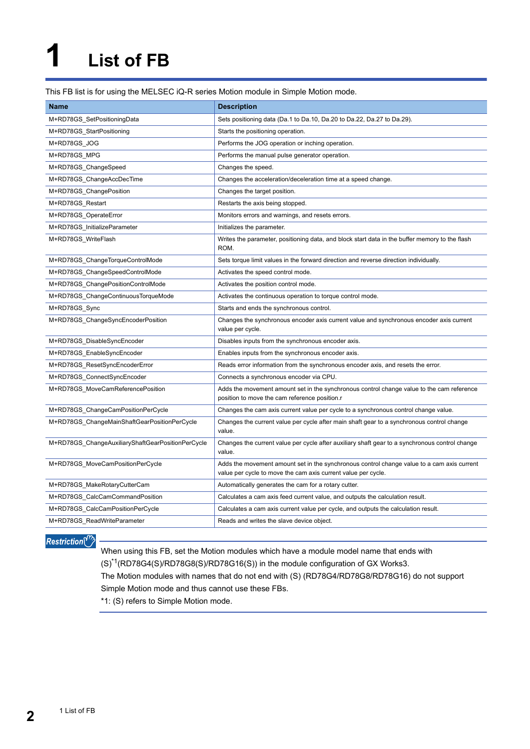# 1 List of FB

This FB list is for using the MELSEC iQ-R series Motion module in Simple Motion mode.

| Name | Description |
|---|---|
| M+RD78GS_SetPositioningData | Sets positioning data (Da.1 to Da.10, Da.20 to Da.22, Da.27 to Da.29). |
| M+RD78GS_StartPositioning | Starts the positioning operation. |
| M+RD78GS_JOG | Performs the JOG operation or inching operation. |
| M+RD78GS_MPG | Performs the manual pulse generator operation. |
| M+RD78GS_ChangeSpeed | Changes the speed. |
| M+RD78GS_ChangeAccDecTime | Changes the acceleration/deceleration time at a speed change. |
| M+RD78GS_ChangePosition | Changes the target position. |
| M+RD78GS_Restart | Restarts the axis being stopped. |
| M+RD78GS_OperateError | Monitors errors and warnings, and resets errors. |
| M+RD78GS_InitializeParameter | Initializes the parameter. |
| M+RD78GS_WriteFlash | Writes the parameter, positioning data, and block start data in the buffer memory to the flash ROM. |
| M+RD78GS_ChangeTorqueControlMode | Sets torque limit values in the forward direction and reverse direction individually. |
| M+RD78GS_ChangeSpeedControlMode | Activates the speed control mode. |
| M+RD78GS_ChangePositionControlMode | Activates the position control mode. |
| M+RD78GS_ChangeContinuousTorqueMode | Activates the continuous operation to torque control mode. |
| M+RD78GS_Sync | Starts and ends the synchronous control. |
| M+RD78GS_ChangeSyncEncoderPosition | Changes the synchronous encoder axis current value and synchronous encoder axis current value per cycle. |
| M+RD78GS_DisableSyncEncoder | Disables inputs from the synchronous encoder axis. |
| M+RD78GS_EnableSyncEncoder | Enables inputs from the synchronous encoder axis. |
| M+RD78GS_ResetSyncEncoderError | Reads error information from the synchronous encoder axis, and resets the error. |
| M+RD78GS_ConnectSyncEncoder | Connects a synchronous encoder via CPU. |
| M+RD78GS_MoveCamReferencePosition | Adds the movement amount set in the synchronous control change value to the cam reference position to move the cam reference position.r |
| M+RD78GS_ChangeCamPositionPerCycle | Changes the cam axis current value per cycle to a synchronous control change value. |
| M+RD78GS_ChangeMainShaftGearPositionPerCycle | Changes the current value per cycle after main shaft gear to a synchronous control change value. |
| M+RD78GS_ChangeAuxiliaryShaftGearPositionPerCycle | Changes the current value per cycle after auxiliary shaft gear to a synchronous control change value. |
| M+RD78GS_MoveCamPositionPerCycle | Adds the movement amount set in the synchronous control change value to a cam axis current value per cycle to move the cam axis current value per cycle. |
| M+RD78GS_MakeRotaryCutterCam | Automatically generates the cam for a rotary cutter. |
| M+RD78GS_CalcCamCommandPosition | Calculates a cam axis feed current value, and outputs the calculation result. |
| M+RD78GS_CalcCamPositionPerCycle | Calculates a cam axis current value per cycle, and outputs the calculation result. |
| M+RD78GS_ReadWriteParameter | Reads and writes the slave device object. |

**Restriction**

When using this FB, set the Motion modules which have a module model name that ends with (S)*1(RD78G4(S)/RD78G8(S)/RD78G16(S)) in the module configuration of GX Works3.
The Motion modules with names that do not end with (S) (RD78G4/RD78G8/RD78G16) do not support Simple Motion mode and thus cannot use these FBs.
*1: (S) refers to Simple Motion mode.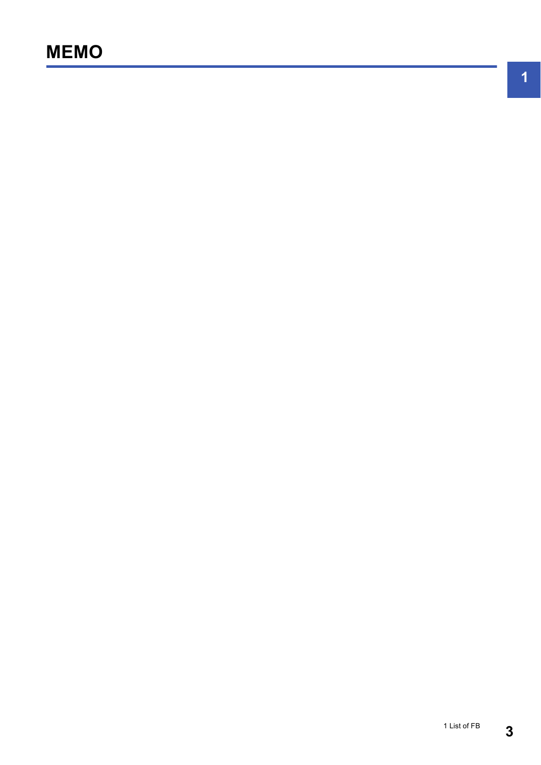# MEMO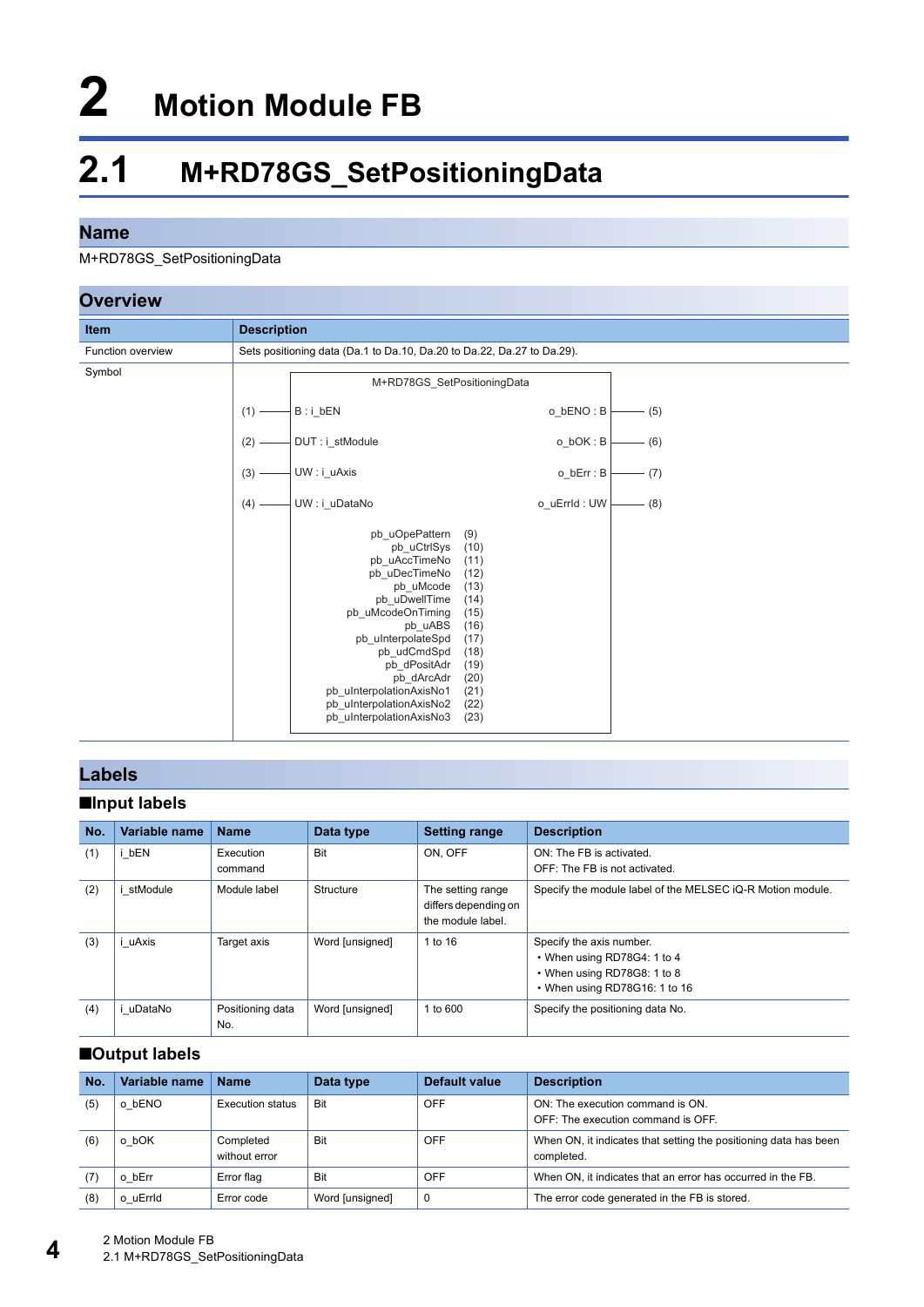# 2 Motion Module FB

## 2.1 M+RD78GS_SetPositioningData

### Name

M+RD78GS_SetPositioningData

### Overview

| Item | Description |
|---|---|
| Function overview | Sets positioning data (Da.1 to Da.10, Da.20 to Da.22, Da.27 to Da.29). |
| Symbol | M+RD78GS_SetPositioningData<br>(1) — B : i_bEN &nbsp;&nbsp; o_bENO : B — (5)<br>(2) — DUT : i_stModule &nbsp;&nbsp; o_bOK : B — (6)<br>(3) — UW : i_uAxis &nbsp;&nbsp; o_bErr : B — (7)<br>(4) — UW : i_uDataNo &nbsp;&nbsp; o_uErrId : UW — (8)<br>pb_uOpePattern (9)<br>pb_uCtrlSys (10)<br>pb_uAccTimeNo (11)<br>pb_uDecTimeNo (12)<br>pb_uMcode (13)<br>pb_uDwellTime (14)<br>pb_uMcodeOnTiming (15)<br>pb_uABS (16)<br>pb_uInterpolateSpd (17)<br>pb_udCmdSpd (18)<br>pb_dPositAdr (19)<br>pb_dArcAdr (20)<br>pb_uInterpolationAxisNo1 (21)<br>pb_uInterpolationAxisNo2 (22)<br>pb_uInterpolationAxisNo3 (23) |

### Labels

■Input labels

| No. | Variable name | Name | Data type | Setting range | Description |
|---|---|---|---|---|---|
| (1) | i_bEN | Execution command | Bit | ON, OFF | ON: The FB is activated.<br>OFF: The FB is not activated. |
| (2) | i_stModule | Module label | Structure | The setting range differs depending on the module label. | Specify the module label of the MELSEC iQ-R Motion module. |
| (3) | i_uAxis | Target axis | Word [unsigned] | 1 to 16 | Specify the axis number.<br>• When using RD78G4: 1 to 4<br>• When using RD78G8: 1 to 8<br>• When using RD78G16: 1 to 16 |
| (4) | i_uDataNo | Positioning data No. | Word [unsigned] | 1 to 600 | Specify the positioning data No. |

■Output labels

| No. | Variable name | Name | Data type | Default value | Description |
|---|---|---|---|---|---|
| (5) | o_bENO | Execution status | Bit | OFF | ON: The execution command is ON.<br>OFF: The execution command is OFF. |
| (6) | o_bOK | Completed without error | Bit | OFF | When ON, it indicates that setting the positioning data has been completed. |
| (7) | o_bErr | Error flag | Bit | OFF | When ON, it indicates that an error has occurred in the FB. |
| (8) | o_uErrId | Error code | Word [unsigned] | 0 | The error code generated in the FB is stored. |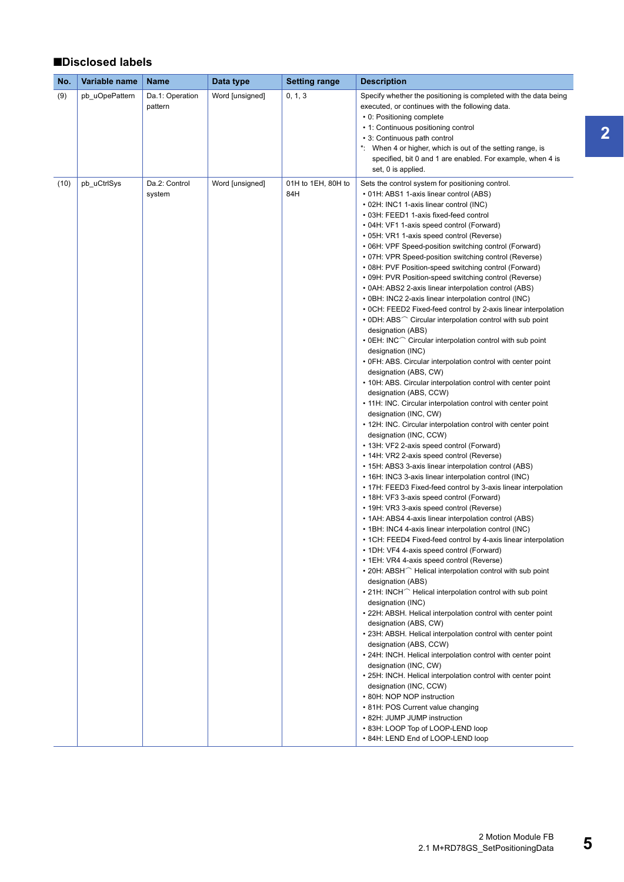## ■Disclosed labels

| No. | Variable name | Name | Data type | Setting range | Description |
|---|---|---|---|---|---|
| (9) | pb_uOpePattern | Da.1: Operation pattern | Word [unsigned] | 0, 1, 3 | Specify whether the positioning is completed with the data being executed, or continues with the following data.<br>• 0: Positioning complete<br>• 1: Continuous positioning control<br>• 3: Continuous path control<br>*: When 4 or higher, which is out of the setting range, is specified, bit 0 and 1 are enabled. For example, when 4 is set, 0 is applied. |
| (10) | pb_uCtrlSys | Da.2: Control system | Word [unsigned] | 01H to 1EH, 80H to 84H | Sets the control system for positioning control.<br>• 01H: ABS1 1-axis linear control (ABS)<br>• 02H: INC1 1-axis linear control (INC)<br>• 03H: FEED1 1-axis fixed-feed control<br>• 04H: VF1 1-axis speed control (Forward)<br>• 05H: VR1 1-axis speed control (Reverse)<br>• 06H: VPF Speed-position switching control (Forward)<br>• 07H: VPR Speed-position switching control (Reverse)<br>• 08H: PVF Position-speed switching control (Forward)<br>• 09H: PVR Position-speed switching control (Reverse)<br>• 0AH: ABS2 2-axis linear interpolation control (ABS)<br>• 0BH: INC2 2-axis linear interpolation control (INC)<br>• 0CH: FEED2 Fixed-feed control by 2-axis linear interpolation<br>• 0DH: ABS⌒ Circular interpolation control with sub point designation (ABS)<br>• 0EH: INC⌒ Circular interpolation control with sub point designation (INC)<br>• 0FH: ABS. Circular interpolation control with center point designation (ABS, CW)<br>• 10H: ABS. Circular interpolation control with center point designation (ABS, CCW)<br>• 11H: INC. Circular interpolation control with center point designation (INC, CW)<br>• 12H: INC. Circular interpolation control with center point designation (INC, CCW)<br>• 13H: VF2 2-axis speed control (Forward)<br>• 14H: VR2 2-axis speed control (Reverse)<br>• 15H: ABS3 3-axis linear interpolation control (ABS)<br>• 16H: INC3 3-axis linear interpolation control (INC)<br>• 17H: FEED3 Fixed-feed control by 3-axis linear interpolation<br>• 18H: VF3 3-axis speed control (Forward)<br>• 19H: VR3 3-axis speed control (Reverse)<br>• 1AH: ABS4 4-axis linear interpolation control (ABS)<br>• 1BH: INC4 4-axis linear interpolation control (INC)<br>• 1CH: FEED4 Fixed-feed control by 4-axis linear interpolation<br>• 1DH: VF4 4-axis speed control (Forward)<br>• 1EH: VR4 4-axis speed control (Reverse)<br>• 20H: ABSH⌒ Helical interpolation control with sub point designation (ABS)<br>• 21H: INCH⌒ Helical interpolation control with sub point designation (INC)<br>• 22H: ABSH. Helical interpolation control with center point designation (ABS, CW)<br>• 23H: ABSH. Helical interpolation control with center point designation (ABS, CCW)<br>• 24H: INCH. Helical interpolation control with center point designation (INC, CW)<br>• 25H: INCH. Helical interpolation control with center point designation (INC, CCW)<br>• 80H: NOP NOP instruction<br>• 81H: POS Current value changing<br>• 82H: JUMP JUMP instruction<br>• 83H: LOOP Top of LOOP-LEND loop<br>• 84H: LEND End of LOOP-LEND loop |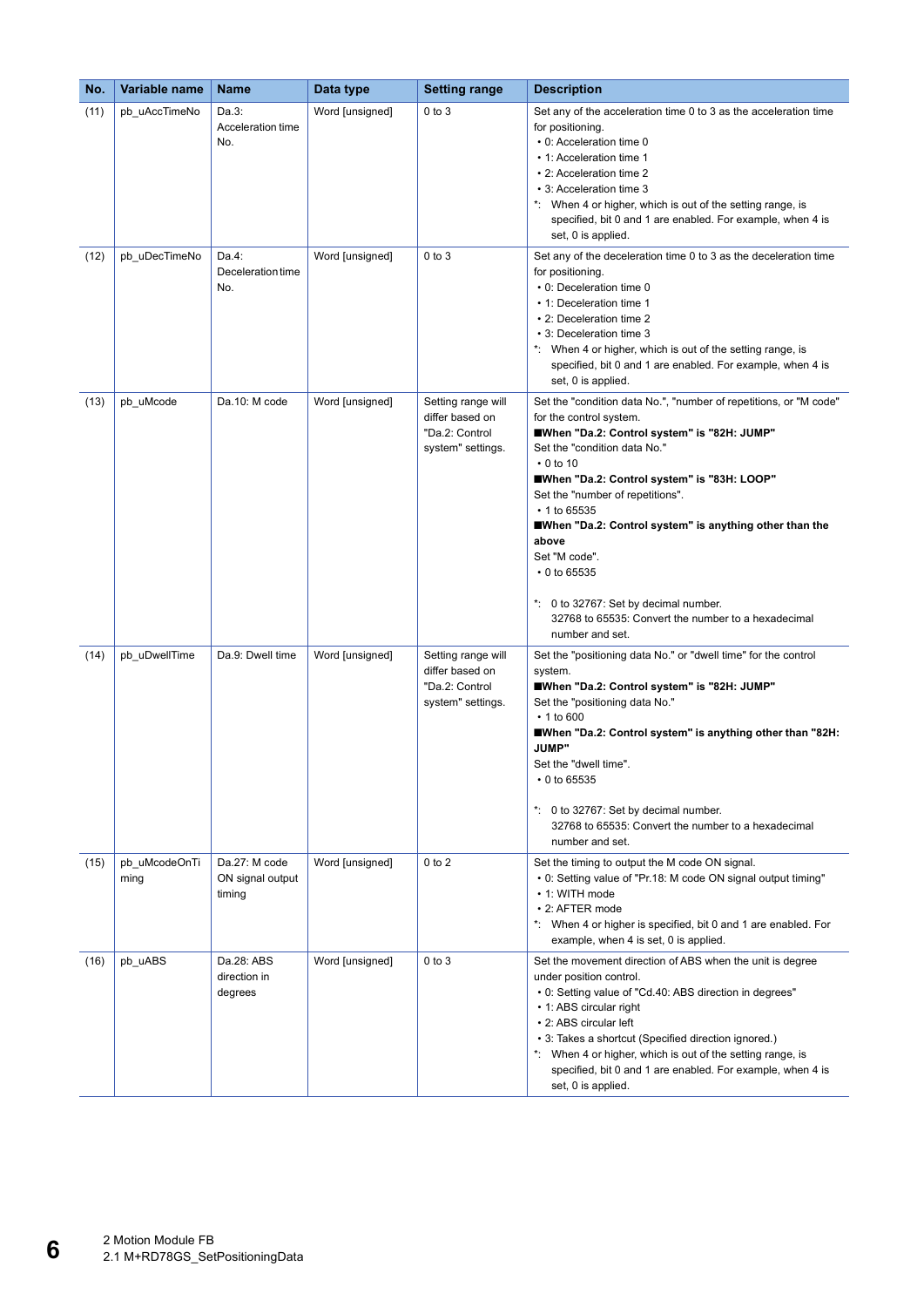| No. | Variable name | Name | Data type | Setting range | Description |
|---|---|---|---|---|---|
| (11) | pb_uAccTimeNo | Da.3: Acceleration time No. | Word [unsigned] | 0 to 3 | Set any of the acceleration time 0 to 3 as the acceleration time for positioning.<br>• 0: Acceleration time 0<br>• 1: Acceleration time 1<br>• 2: Acceleration time 2<br>• 3: Acceleration time 3<br>*: When 4 or higher, which is out of the setting range, is specified, bit 0 and 1 are enabled. For example, when 4 is set, 0 is applied. |
| (12) | pb_uDecTimeNo | Da.4: Deceleration time No. | Word [unsigned] | 0 to 3 | Set any of the deceleration time 0 to 3 as the deceleration time for positioning.<br>• 0: Deceleration time 0<br>• 1: Deceleration time 1<br>• 2: Deceleration time 2<br>• 3: Deceleration time 3<br>*: When 4 or higher, which is out of the setting range, is specified, bit 0 and 1 are enabled. For example, when 4 is set, 0 is applied. |
| (13) | pb_uMcode | Da.10: M code | Word [unsigned] | Setting range will differ based on "Da.2: Control system" settings. | Set the "condition data No.", "number of repetitions, or "M code" for the control system.<br>**■When "Da.2: Control system" is "82H: JUMP"**<br>Set the "condition data No."<br>• 0 to 10<br>**■When "Da.2: Control system" is "83H: LOOP"**<br>Set the "number of repetitions".<br>• 1 to 65535<br>**■When "Da.2: Control system" is anything other than the above**<br>Set "M code".<br>• 0 to 65535<br><br>*: 0 to 32767: Set by decimal number.<br>32768 to 65535: Convert the number to a hexadecimal number and set. |
| (14) | pb_uDwellTime | Da.9: Dwell time | Word [unsigned] | Setting range will differ based on "Da.2: Control system" settings. | Set the "positioning data No." or "dwell time" for the control system.<br>**■When "Da.2: Control system" is "82H: JUMP"**<br>Set the "positioning data No."<br>• 1 to 600<br>**■When "Da.2: Control system" is anything other than "82H: JUMP"**<br>Set the "dwell time".<br>• 0 to 65535<br><br>*: 0 to 32767: Set by decimal number.<br>32768 to 65535: Convert the number to a hexadecimal number and set. |
| (15) | pb_uMcodeOnTiming | Da.27: M code ON signal output timing | Word [unsigned] | 0 to 2 | Set the timing to output the M code ON signal.<br>• 0: Setting value of "Pr.18: M code ON signal output timing"<br>• 1: WITH mode<br>• 2: AFTER mode<br>*: When 4 or higher is specified, bit 0 and 1 are enabled. For example, when 4 is set, 0 is applied. |
| (16) | pb_uABS | Da.28: ABS direction in degrees | Word [unsigned] | 0 to 3 | Set the movement direction of ABS when the unit is degree under position control.<br>• 0: Setting value of "Cd.40: ABS direction in degrees"<br>• 1: ABS circular right<br>• 2: ABS circular left<br>• 3: Takes a shortcut (Specified direction ignored.)<br>*: When 4 or higher, which is out of the setting range, is specified, bit 0 and 1 are enabled. For example, when 4 is set, 0 is applied. |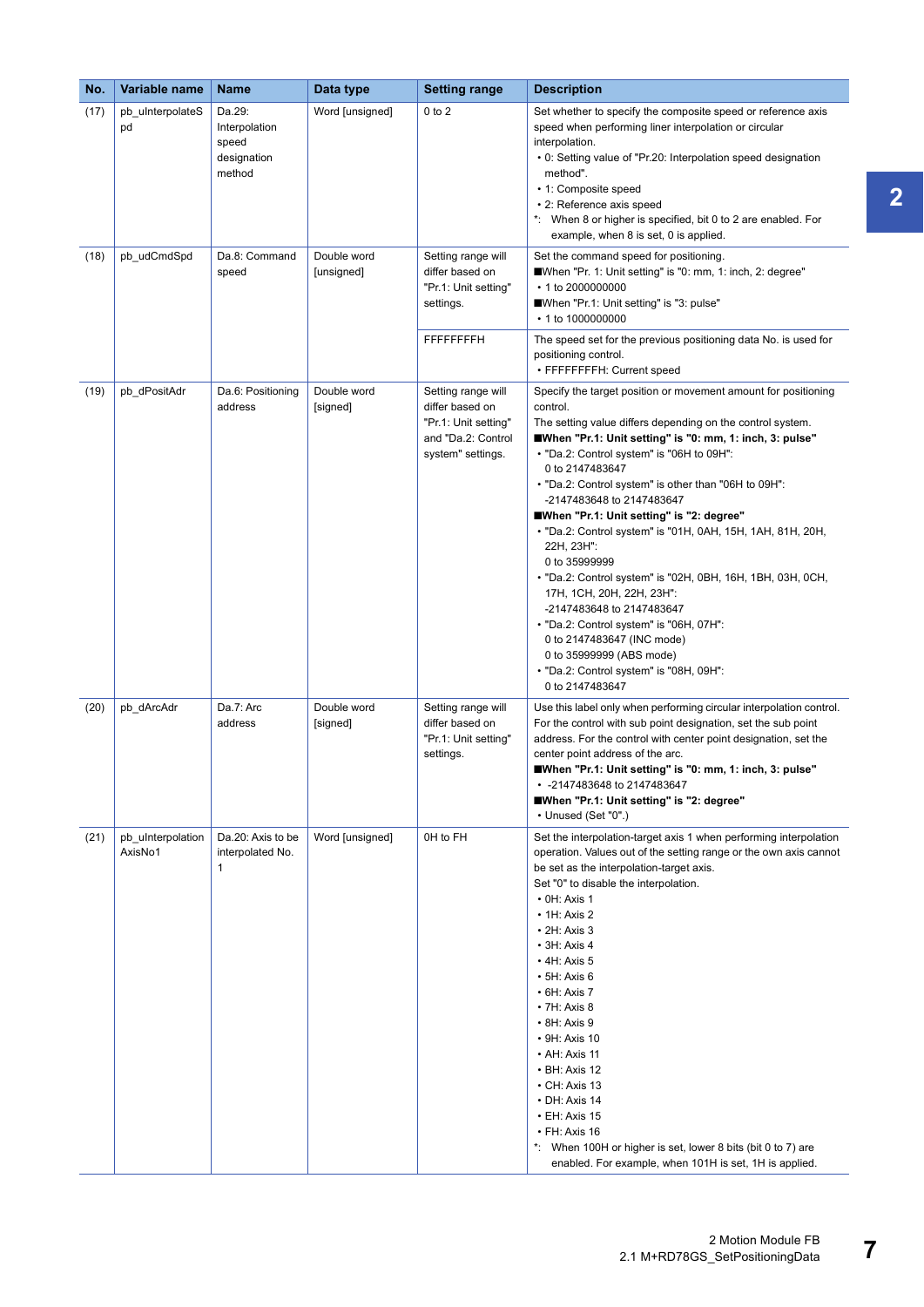| No. | Variable name | Name | Data type | Setting range | Description |
|---|---|---|---|---|---|
| (17) | pb_uInterpolateSpd | Da.29: Interpolation speed designation method | Word [unsigned] | 0 to 2 | Set whether to specify the composite speed or reference axis speed when performing liner interpolation or circular interpolation.<br>• 0: Setting value of "Pr.20: Interpolation speed designation method".<br>• 1: Composite speed<br>• 2: Reference axis speed<br>*: When 8 or higher is specified, bit 0 to 2 are enabled. For example, when 8 is set, 0 is applied. |
| (18) | pb_udCmdSpd | Da.8: Command speed | Double word [unsigned] | Setting range will differ based on "Pr.1: Unit setting" settings. | Set the command speed for positioning.<br>■When "Pr. 1: Unit setting" is "0: mm, 1: inch, 2: degree"<br>• 1 to 2000000000<br>■When "Pr.1: Unit setting" is "3: pulse"<br>• 1 to 1000000000 |
| | | | | FFFFFFFFH | The speed set for the previous positioning data No. is used for positioning control.<br>• FFFFFFFFH: Current speed |
| (19) | pb_dPositAdr | Da.6: Positioning address | Double word [signed] | Setting range will differ based on "Pr.1: Unit setting" and "Da.2: Control system" settings. | Specify the target position or movement amount for positioning control.<br>The setting value differs depending on the control system.<br>**■When "Pr.1: Unit setting" is "0: mm, 1: inch, 3: pulse"**<br>• "Da.2: Control system" is "06H to 09H":<br>0 to 2147483647<br>• "Da.2: Control system" is other than "06H to 09H":<br>-2147483648 to 2147483647<br>**■When "Pr.1: Unit setting" is "2: degree"**<br>• "Da.2: Control system" is "01H, 0AH, 15H, 1AH, 81H, 20H, 22H, 23H":<br>0 to 35999999<br>• "Da.2: Control system" is "02H, 0BH, 16H, 1BH, 03H, 0CH, 17H, 1CH, 20H, 22H, 23H":<br>-2147483648 to 2147483647<br>• "Da.2: Control system" is "06H, 07H":<br>0 to 2147483647 (INC mode)<br>0 to 35999999 (ABS mode)<br>• "Da.2: Control system" is "08H, 09H":<br>0 to 2147483647 |
| (20) | pb_dArcAdr | Da.7: Arc address | Double word [signed] | Setting range will differ based on "Pr.1: Unit setting" settings. | Use this label only when performing circular interpolation control. For the control with sub point designation, set the sub point address. For the control with center point designation, set the center point address of the arc.<br>**■When "Pr.1: Unit setting" is "0: mm, 1: inch, 3: pulse"**<br>• -2147483648 to 2147483647<br>**■When "Pr.1: Unit setting" is "2: degree"**<br>• Unused (Set "0".) |
| (21) | pb_uInterpolationAxisNo1 | Da.20: Axis to be interpolated No. 1 | Word [unsigned] | 0H to FH | Set the interpolation-target axis 1 when performing interpolation operation. Values out of the setting range or the own axis cannot be set as the interpolation-target axis.<br>Set "0" to disable the interpolation.<br>• 0H: Axis 1<br>• 1H: Axis 2<br>• 2H: Axis 3<br>• 3H: Axis 4<br>• 4H: Axis 5<br>• 5H: Axis 6<br>• 6H: Axis 7<br>• 7H: Axis 8<br>• 8H: Axis 9<br>• 9H: Axis 10<br>• AH: Axis 11<br>• BH: Axis 12<br>• CH: Axis 13<br>• DH: Axis 14<br>• EH: Axis 15<br>• FH: Axis 16<br>*: When 100H or higher is set, lower 8 bits (bit 0 to 7) are enabled. For example, when 101H is set, 1H is applied. |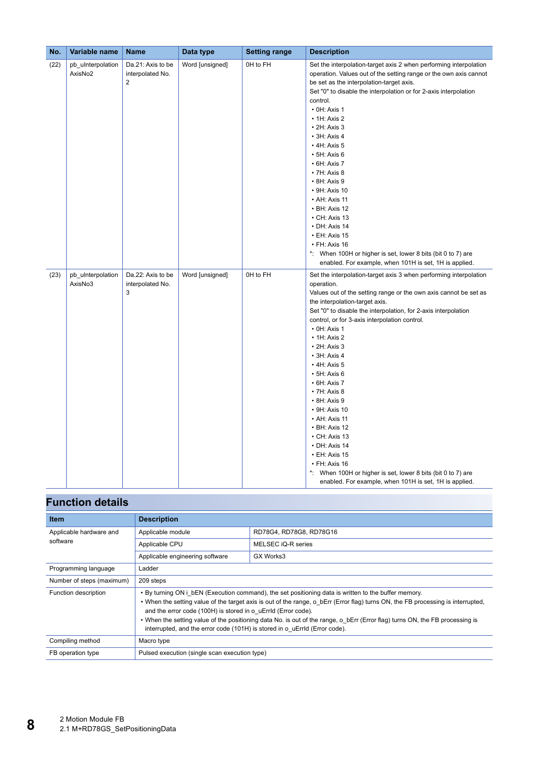| No. | Variable name | Name | Data type | Setting range | Description |
|---|---|---|---|---|---|
| (22) | pb_uInterpolation AxisNo2 | Da.21: Axis to be interpolated No. 2 | Word [unsigned] | 0H to FH | Set the interpolation-target axis 2 when performing interpolation operation. Values out of the setting range or the own axis cannot be set as the interpolation-target axis.<br>Set "0" to disable the interpolation or for 2-axis interpolation control.<br>• 0H: Axis 1<br>• 1H: Axis 2<br>• 2H: Axis 3<br>• 3H: Axis 4<br>• 4H: Axis 5<br>• 5H: Axis 6<br>• 6H: Axis 7<br>• 7H: Axis 8<br>• 8H: Axis 9<br>• 9H: Axis 10<br>• AH: Axis 11<br>• BH: Axis 12<br>• CH: Axis 13<br>• DH: Axis 14<br>• EH: Axis 15<br>• FH: Axis 16<br>*: When 100H or higher is set, lower 8 bits (bit 0 to 7) are enabled. For example, when 101H is set, 1H is applied. |
| (23) | pb_uInterpolation AxisNo3 | Da.22: Axis to be interpolated No. 3 | Word [unsigned] | 0H to FH | Set the interpolation-target axis 3 when performing interpolation operation.<br>Values out of the setting range or the own axis cannot be set as the interpolation-target axis.<br>Set "0" to disable the interpolation, for 2-axis interpolation control, or for 3-axis interpolation control.<br>• 0H: Axis 1<br>• 1H: Axis 2<br>• 2H: Axis 3<br>• 3H: Axis 4<br>• 4H: Axis 5<br>• 5H: Axis 6<br>• 6H: Axis 7<br>• 7H: Axis 8<br>• 8H: Axis 9<br>• 9H: Axis 10<br>• AH: Axis 11<br>• BH: Axis 12<br>• CH: Axis 13<br>• DH: Axis 14<br>• EH: Axis 15<br>• FH: Axis 16<br>*: When 100H or higher is set, lower 8 bits (bit 0 to 7) are enabled. For example, when 101H is set, 1H is applied. |

## Function details

| Item | Description | |
|---|---|---|
| Applicable hardware and software | Applicable module | RD78G4, RD78G8, RD78G16 |
| | Applicable CPU | MELSEC iQ-R series |
| | Applicable engineering software | GX Works3 |
| Programming language | Ladder | |
| Number of steps (maximum) | 209 steps | |
| Function description | • By turning ON i_bEN (Execution command), the set positioning data is written to the buffer memory.<br>• When the setting value of the target axis is out of the range, o_bErr (Error flag) turns ON, the FB processing is interrupted, and the error code (100H) is stored in o_uErrId (Error code).<br>• When the setting value of the positioning data No. is out of the range, o_bErr (Error flag) turns ON, the FB processing is interrupted, and the error code (101H) is stored in o_uErrId (Error code). | |
| Compiling method | Macro type | |
| FB operation type | Pulsed execution (single scan execution type) | |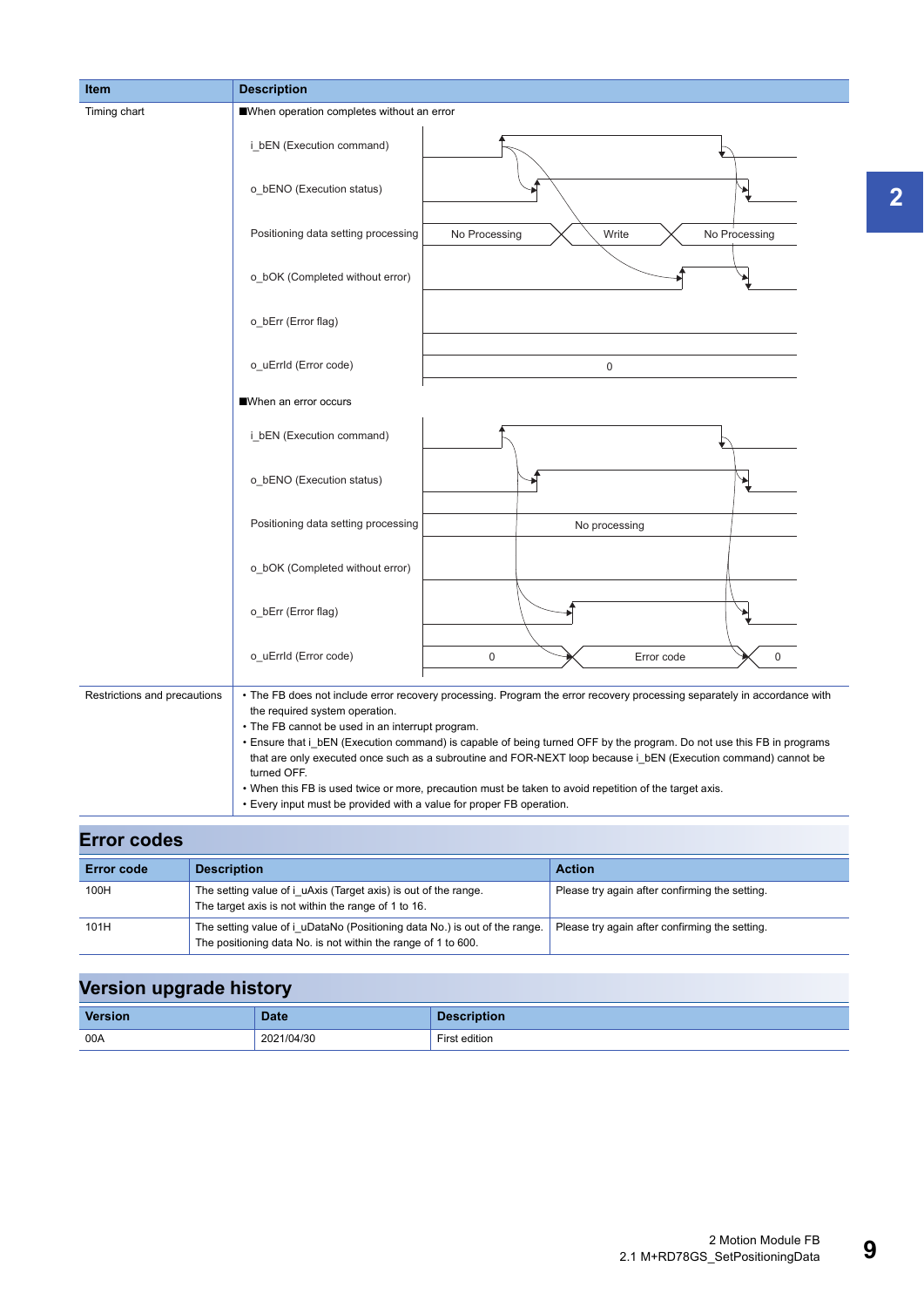| Item | Description |
|---|---|
| Timing chart | ■When operation completes without an error<br>i_bEN (Execution command)<br>o_bENO (Execution status)<br>Positioning data setting processing: No Processing / Write / No Processing<br>o_bOK (Completed without error)<br>o_bErr (Error flag)<br>o_uErrId (Error code): 0<br>■When an error occurs<br>i_bEN (Execution command)<br>o_bENO (Execution status)<br>Positioning data setting processing: No processing<br>o_bOK (Completed without error)<br>o_bErr (Error flag)<br>o_uErrId (Error code): 0 / Error code / 0 |
| Restrictions and precautions | • The FB does not include error recovery processing. Program the error recovery processing separately in accordance with the required system operation.<br>• The FB cannot be used in an interrupt program.<br>• Ensure that i_bEN (Execution command) is capable of being turned OFF by the program. Do not use this FB in programs that are only executed once such as a subroutine and FOR-NEXT loop because i_bEN (Execution command) cannot be turned OFF.<br>• When this FB is used twice or more, precaution must be taken to avoid repetition of the target axis.<br>• Every input must be provided with a value for proper FB operation. |

## Error codes

| Error code | Description | Action |
|---|---|---|
| 100H | The setting value of i_uAxis (Target axis) is out of the range.<br>The target axis is not within the range of 1 to 16. | Please try again after confirming the setting. |
| 101H | The setting value of i_uDataNo (Positioning data No.) is out of the range.<br>The positioning data No. is not within the range of 1 to 600. | Please try again after confirming the setting. |

## Version upgrade history

| Version | Date | Description |
|---|---|---|
| 00A | 2021/04/30 | First edition |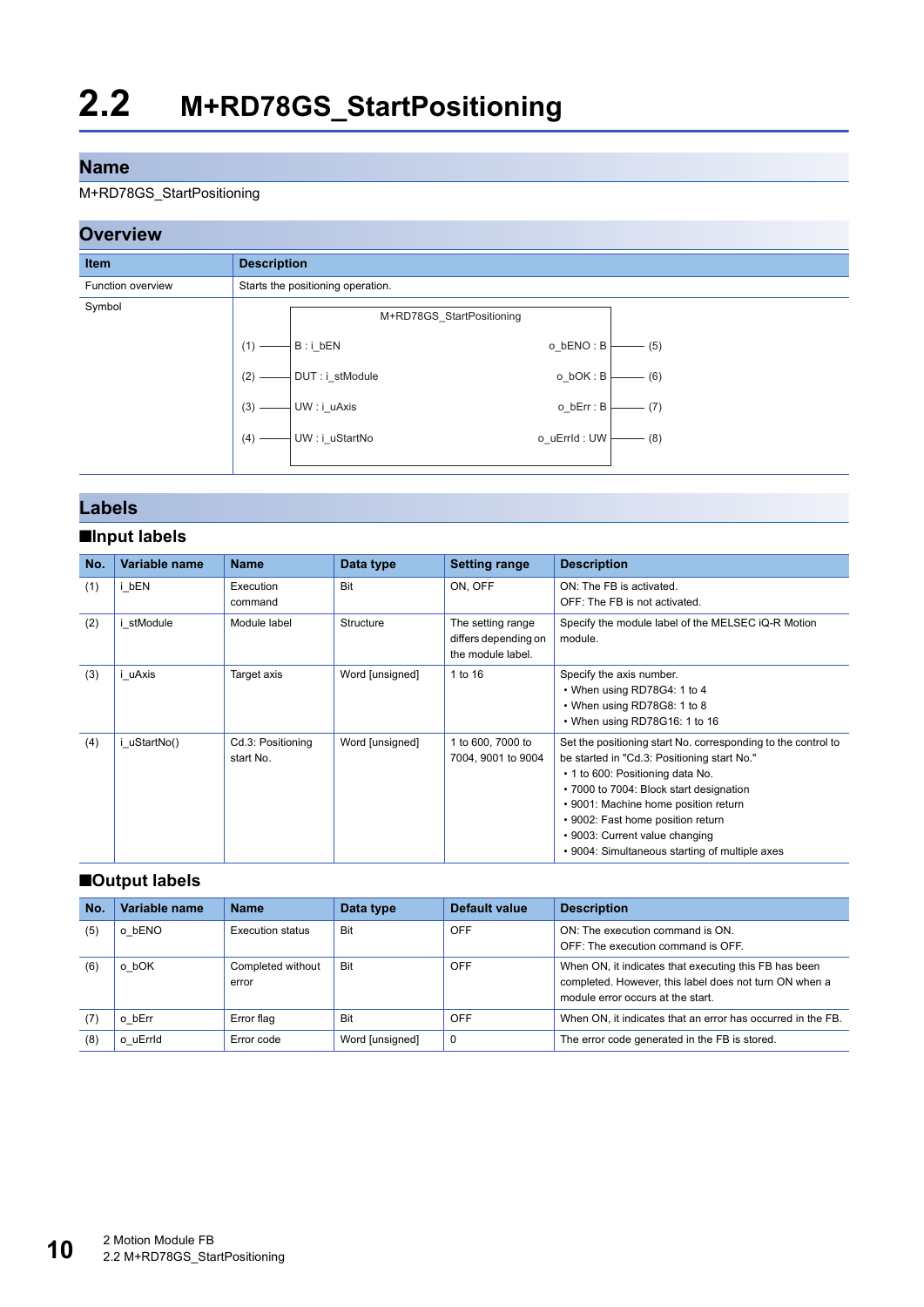# 2.2 M+RD78GS_StartPositioning

## Name

M+RD78GS_StartPositioning

## Overview

| Item | Description |
|---|---|
| Function overview | Starts the positioning operation. |
| Symbol | M+RD78GS_StartPositioning<br>(1) — B : i_bEN … o_bENO : B — (5)<br>(2) — DUT : i_stModule … o_bOK : B — (6)<br>(3) — UW : i_uAxis … o_bErr : B — (7)<br>(4) — UW : i_uStartNo … o_uErrId : UW — (8) |

## Labels

### ■Input labels

| No. | Variable name | Name | Data type | Setting range | Description |
|---|---|---|---|---|---|
| (1) | i_bEN | Execution command | Bit | ON, OFF | ON: The FB is activated.<br>OFF: The FB is not activated. |
| (2) | i_stModule | Module label | Structure | The setting range differs depending on the module label. | Specify the module label of the MELSEC iQ-R Motion module. |
| (3) | i_uAxis | Target axis | Word [unsigned] | 1 to 16 | Specify the axis number.<br>• When using RD78G4: 1 to 4<br>• When using RD78G8: 1 to 8<br>• When using RD78G16: 1 to 16 |
| (4) | i_uStartNo() | Cd.3: Positioning start No. | Word [unsigned] | 1 to 600, 7000 to 7004, 9001 to 9004 | Set the positioning start No. corresponding to the control to be started in "Cd.3: Positioning start No."<br>• 1 to 600: Positioning data No.<br>• 7000 to 7004: Block start designation<br>• 9001: Machine home position return<br>• 9002: Fast home position return<br>• 9003: Current value changing<br>• 9004: Simultaneous starting of multiple axes |

### ■Output labels

| No. | Variable name | Name | Data type | Default value | Description |
|---|---|---|---|---|---|
| (5) | o_bENO | Execution status | Bit | OFF | ON: The execution command is ON.<br>OFF: The execution command is OFF. |
| (6) | o_bOK | Completed without error | Bit | OFF | When ON, it indicates that executing this FB has been completed. However, this label does not turn ON when a module error occurs at the start. |
| (7) | o_bErr | Error flag | Bit | OFF | When ON, it indicates that an error has occurred in the FB. |
| (8) | o_uErrId | Error code | Word [unsigned] | 0 | The error code generated in the FB is stored. |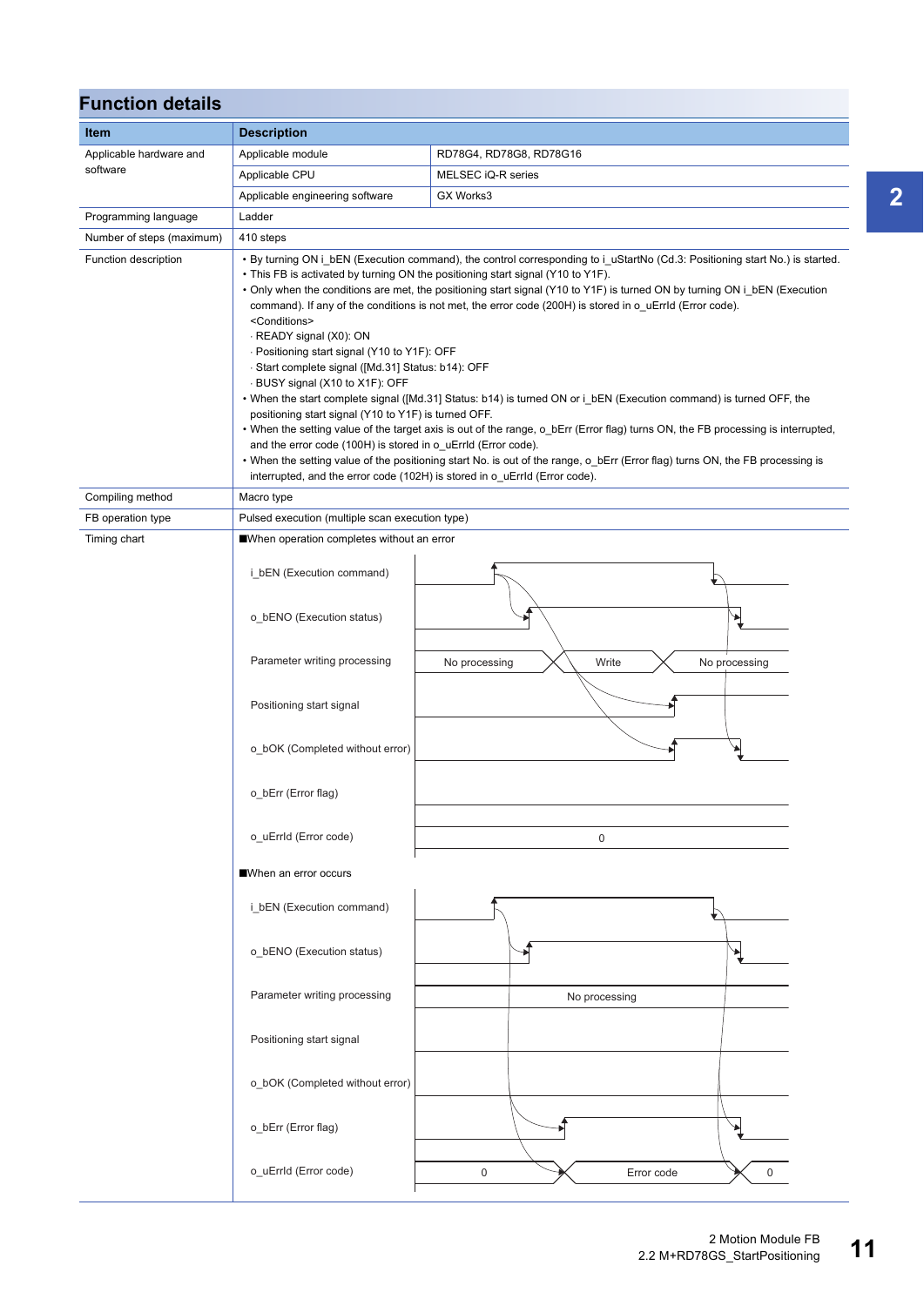## Function details

| Item | Description | |
|---|---|---|
| Applicable hardware and software | Applicable module | RD78G4, RD78G8, RD78G16 |
| | Applicable CPU | MELSEC iQ-R series |
| | Applicable engineering software | GX Works3 |
| Programming language | Ladder | |
| Number of steps (maximum) | 410 steps | |
| Function description | • By turning ON i_bEN (Execution command), the control corresponding to i_uStartNo (Cd.3: Positioning start No.) is started.<br>• This FB is activated by turning ON the positioning start signal (Y10 to Y1F).<br>• Only when the conditions are met, the positioning start signal (Y10 to Y1F) is turned ON by turning ON i_bEN (Execution command). If any of the conditions is not met, the error code (200H) is stored in o_uErrId (Error code).<br><Conditions><br>· READY signal (X0): ON<br>· Positioning start signal (Y10 to Y1F): OFF<br>· Start complete signal ([Md.31] Status: b14): OFF<br>· BUSY signal (X10 to X1F): OFF<br>• When the start complete signal ([Md.31] Status: b14) is turned ON or i_bEN (Execution command) is turned OFF, the positioning start signal (Y10 to Y1F) is turned OFF.<br>• When the setting value of the target axis is out of the range, o_bErr (Error flag) turns ON, the FB processing is interrupted, and the error code (100H) is stored in o_uErrId (Error code).<br>• When the setting value of the positioning start No. is out of the range, o_bErr (Error flag) turns ON, the FB processing is interrupted, and the error code (102H) is stored in o_uErrId (Error code). | |
| Compiling method | Macro type | |
| FB operation type | Pulsed execution (multiple scan execution type) | |
| Timing chart | ■When operation completes without an error<br>i_bEN (Execution command)<br>o_bENO (Execution status)<br>Parameter writing processing: No processing / Write / No processing<br>Positioning start signal<br>o_bOK (Completed without error)<br>o_bErr (Error flag)<br>o_uErrId (Error code): 0<br><br>■When an error occurs<br>i_bEN (Execution command)<br>o_bENO (Execution status)<br>Parameter writing processing: No processing<br>Positioning start signal<br>o_bOK (Completed without error)<br>o_bErr (Error flag)<br>o_uErrId (Error code): 0 / Error code / 0 | |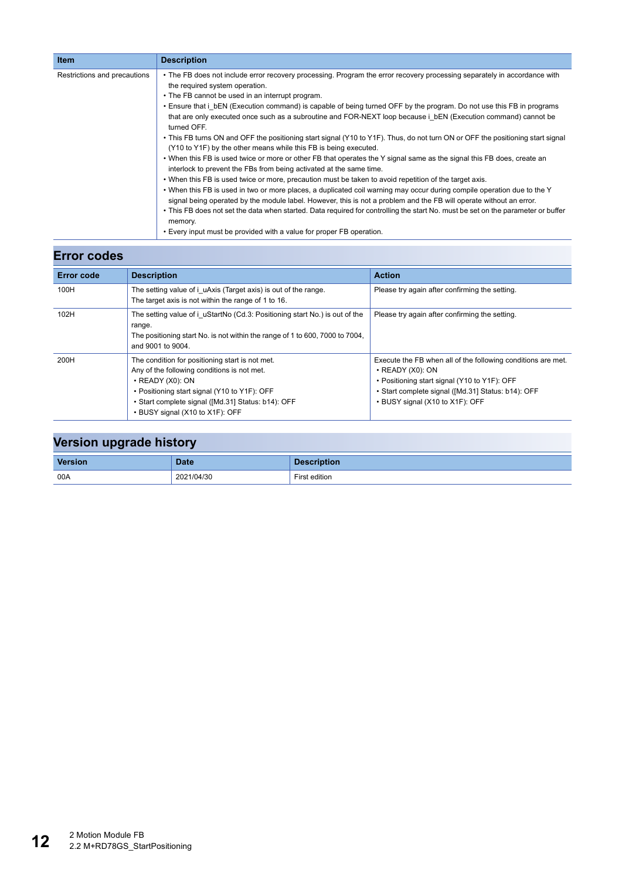| Item | Description |
| --- | --- |
| Restrictions and precautions | • The FB does not include error recovery processing. Program the error recovery processing separately in accordance with the required system operation.<br>• The FB cannot be used in an interrupt program.<br>• Ensure that i_bEN (Execution command) is capable of being turned OFF by the program. Do not use this FB in programs that are only executed once such as a subroutine and FOR-NEXT loop because i_bEN (Execution command) cannot be turned OFF.<br>• This FB turns ON and OFF the positioning start signal (Y10 to Y1F). Thus, do not turn ON or OFF the positioning start signal (Y10 to Y1F) by the other means while this FB is being executed.<br>• When this FB is used twice or more or other FB that operates the Y signal same as the signal this FB does, create an interlock to prevent the FBs from being activated at the same time.<br>• When this FB is used twice or more, precaution must be taken to avoid repetition of the target axis.<br>• When this FB is used in two or more places, a duplicated coil warning may occur during compile operation due to the Y signal being operated by the module label. However, this is not a problem and the FB will operate without an error.<br>• This FB does not set the data when started. Data required for controlling the start No. must be set on the parameter or buffer memory.<br>• Every input must be provided with a value for proper FB operation. |

## Error codes

| Error code | Description | Action |
| --- | --- | --- |
| 100H | The setting value of i_uAxis (Target axis) is out of the range.<br>The target axis is not within the range of 1 to 16. | Please try again after confirming the setting. |
| 102H | The setting value of i_uStartNo (Cd.3: Positioning start No.) is out of the range.<br>The positioning start No. is not within the range of 1 to 600, 7000 to 7004, and 9001 to 9004. | Please try again after confirming the setting. |
| 200H | The condition for positioning start is not met.<br>Any of the following conditions is not met.<br>• READY (X0): ON<br>• Positioning start signal (Y10 to Y1F): OFF<br>• Start complete signal ([Md.31] Status: b14): OFF<br>• BUSY signal (X10 to X1F): OFF | Execute the FB when all of the following conditions are met.<br>• READY (X0): ON<br>• Positioning start signal (Y10 to Y1F): OFF<br>• Start complete signal ([Md.31] Status: b14): OFF<br>• BUSY signal (X10 to X1F): OFF |

## Version upgrade history

| Version | Date | Description |
| --- | --- | --- |
| 00A | 2021/04/30 | First edition |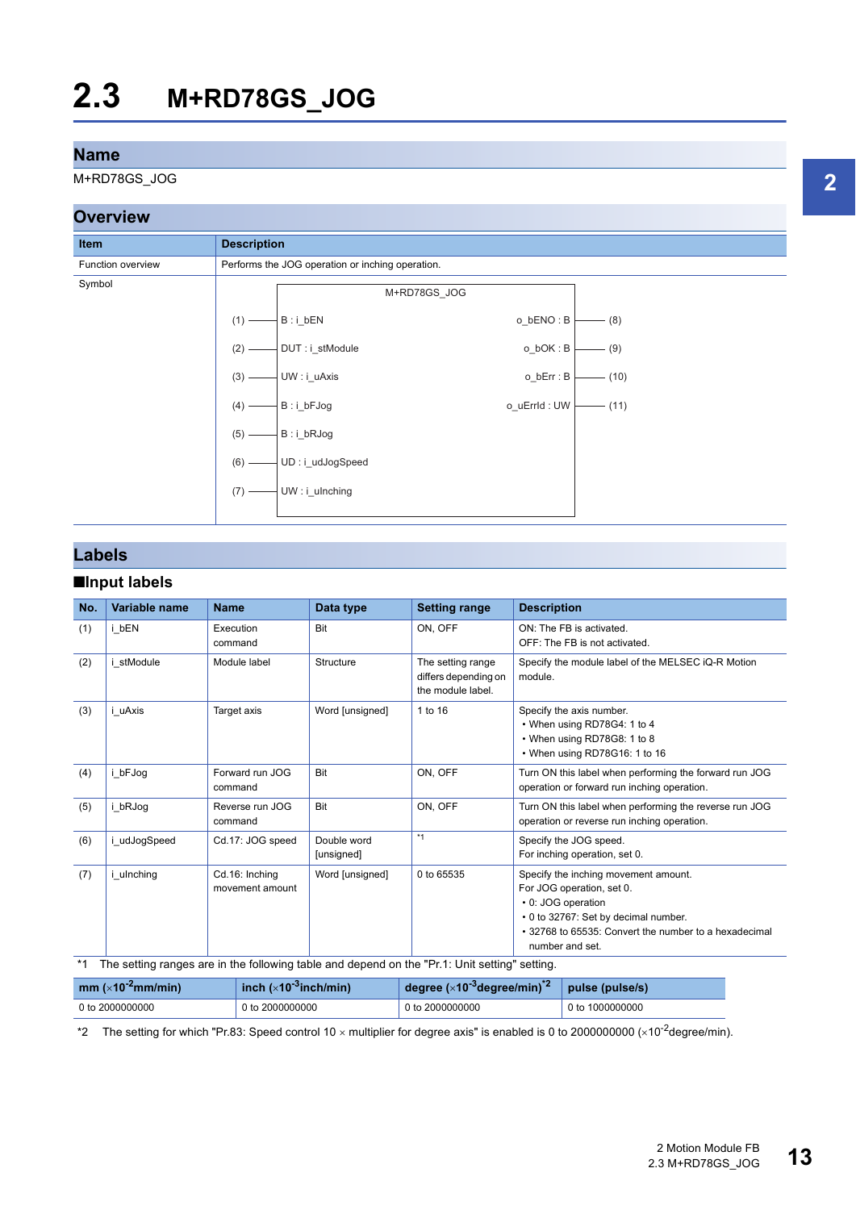# 2.3 M+RD78GS_JOG

## Name

M+RD78GS_JOG

## Overview

| Item | Description |
|---|---|
| Function overview | Performs the JOG operation or inching operation. |
| Symbol | M+RD78GS_JOG<br>(1) B : i_bEN — o_bENO : B (8)<br>(2) DUT : i_stModule — o_bOK : B (9)<br>(3) UW : i_uAxis — o_bErr : B (10)<br>(4) B : i_bFJog — o_uErrId : UW (11)<br>(5) B : i_bRJog<br>(6) UD : i_udJogSpeed<br>(7) UW : i_uInching |

## Labels

### ■Input labels

| No. | Variable name | Name | Data type | Setting range | Description |
|---|---|---|---|---|---|
| (1) | i_bEN | Execution command | Bit | ON, OFF | ON: The FB is activated.<br>OFF: The FB is not activated. |
| (2) | i_stModule | Module label | Structure | The setting range differs depending on the module label. | Specify the module label of the MELSEC iQ-R Motion module. |
| (3) | i_uAxis | Target axis | Word [unsigned] | 1 to 16 | Specify the axis number.<br>• When using RD78G4: 1 to 4<br>• When using RD78G8: 1 to 8<br>• When using RD78G16: 1 to 16 |
| (4) | i_bFJog | Forward run JOG command | Bit | ON, OFF | Turn ON this label when performing the forward run JOG operation or forward run inching operation. |
| (5) | i_bRJog | Reverse run JOG command | Bit | ON, OFF | Turn ON this label when performing the reverse run JOG operation or reverse run inching operation. |
| (6) | i_udJogSpeed | Cd.17: JOG speed | Double word [unsigned] | *1 | Specify the JOG speed.<br>For inching operation, set 0. |
| (7) | i_uInching | Cd.16: Inching movement amount | Word [unsigned] | 0 to 65535 | Specify the inching movement amount.<br>For JOG operation, set 0.<br>• 0: JOG operation<br>• 0 to 32767: Set by decimal number.<br>• 32768 to 65535: Convert the number to a hexadecimal number and set. |

*1 The setting ranges are in the following table and depend on the "Pr.1: Unit setting" setting.

| mm ($\times 10^{-2}$mm/min) | inch ($\times 10^{-3}$inch/min) | degree ($\times 10^{-3}$degree/min)*2 | pulse (pulse/s) |
|---|---|---|---|
| 0 to 2000000000 | 0 to 2000000000 | 0 to 2000000000 | 0 to 1000000000 |

*2 The setting for which "Pr.83: Speed control 10 × multiplier for degree axis" is enabled is 0 to 2000000000 ($\times 10^{-2}$degree/min).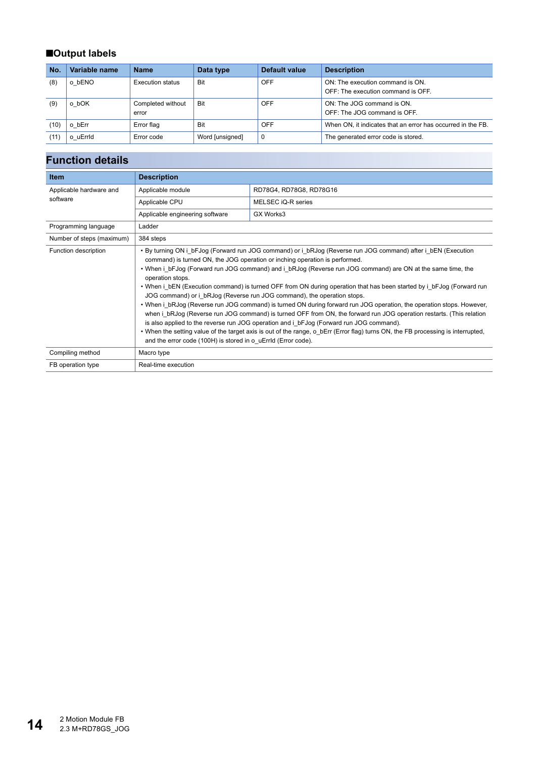### ■Output labels

| No. | Variable name | Name | Data type | Default value | Description |
|---|---|---|---|---|---|
| (8) | o_bENO | Execution status | Bit | OFF | ON: The execution command is ON.<br>OFF: The execution command is OFF. |
| (9) | o_bOK | Completed without error | Bit | OFF | ON: The JOG command is ON.<br>OFF: The JOG command is OFF. |
| (10) | o_bErr | Error flag | Bit | OFF | When ON, it indicates that an error has occurred in the FB. |
| (11) | o_uErrId | Error code | Word [unsigned] | 0 | The generated error code is stored. |

## Function details

| Item | Description | |
|---|---|---|
| Applicable hardware and software | Applicable module | RD78G4, RD78G8, RD78G16 |
| | Applicable CPU | MELSEC iQ-R series |
| | Applicable engineering software | GX Works3 |
| Programming language | Ladder | |
| Number of steps (maximum) | 384 steps | |
| Function description | • By turning ON i_bFJog (Forward run JOG command) or i_bRJog (Reverse run JOG command) after i_bEN (Execution command) is turned ON, the JOG operation or inching operation is performed.<br>• When i_bFJog (Forward run JOG command) and i_bRJog (Reverse run JOG command) are ON at the same time, the operation stops.<br>• When i_bEN (Execution command) is turned OFF from ON during operation that has been started by i_bFJog (Forward run JOG command) or i_bRJog (Reverse run JOG command), the operation stops.<br>• When i_bRJog (Reverse run JOG command) is turned ON during forward run JOG operation, the operation stops. However, when i_bRJog (Reverse run JOG command) is turned OFF from ON, the forward run JOG operation restarts. (This relation is also applied to the reverse run JOG operation and i_bFJog (Forward run JOG command).<br>• When the setting value of the target axis is out of the range, o_bErr (Error flag) turns ON, the FB processing is interrupted, and the error code (100H) is stored in o_uErrId (Error code). | |
| Compiling method | Macro type | |
| FB operation type | Real-time execution | |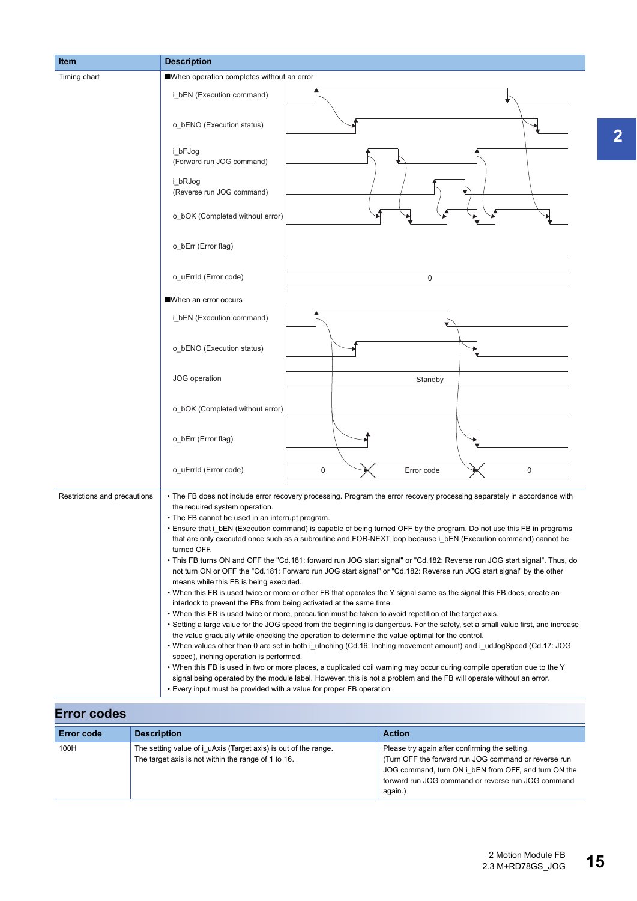| Item | Description |
|---|---|
| Timing chart | ■When operation completes without an error<br>i_bEN (Execution command)<br>o_bENO (Execution status)<br>i_bFJog (Forward run JOG command)<br>i_bRJog (Reverse run JOG command)<br>o_bOK (Completed without error)<br>o_bErr (Error flag)<br>o_uErrId (Error code) 0<br>■When an error occurs<br>i_bEN (Execution command)<br>o_bENO (Execution status)<br>JOG operation Standby<br>o_bOK (Completed without error)<br>o_bErr (Error flag)<br>o_uErrId (Error code) 0 Error code 0 |
| Restrictions and precautions | • The FB does not include error recovery processing. Program the error recovery processing separately in accordance with the required system operation.<br>• The FB cannot be used in an interrupt program.<br>• Ensure that i_bEN (Execution command) is capable of being turned OFF by the program. Do not use this FB in programs that are only executed once such as a subroutine and FOR-NEXT loop because i_bEN (Execution command) cannot be turned OFF.<br>• This FB turns ON and OFF the "Cd.181: forward run JOG start signal" or "Cd.182: Reverse run JOG start signal". Thus, do not turn ON or OFF the "Cd.181: Forward run JOG start signal" or "Cd.182: Reverse run JOG start signal" by the other means while this FB is being executed.<br>• When this FB is used twice or more or other FB that operates the Y signal same as the signal this FB does, create an interlock to prevent the FBs from being activated at the same time.<br>• When this FB is used twice or more, precaution must be taken to avoid repetition of the target axis.<br>• Setting a large value for the JOG speed from the beginning is dangerous. For the safety, set a small value first, and increase the value gradually while checking the operation to determine the value optimal for the control.<br>• When values other than 0 are set in both i_uInching (Cd.16: Inching movement amount) and i_udJogSpeed (Cd.17: JOG speed), inching operation is performed.<br>• When this FB is used in two or more places, a duplicated coil warning may occur during compile operation due to the Y signal being operated by the module label. However, this is not a problem and the FB will operate without an error.<br>• Every input must be provided with a value for proper FB operation. |

## Error codes

| Error code | Description | Action |
|---|---|---|
| 100H | The setting value of i_uAxis (Target axis) is out of the range.<br>The target axis is not within the range of 1 to 16. | Please try again after confirming the setting.<br>(Turn OFF the forward run JOG command or reverse run JOG command, turn ON i_bEN from OFF, and turn ON the forward run JOG command or reverse run JOG command again.) |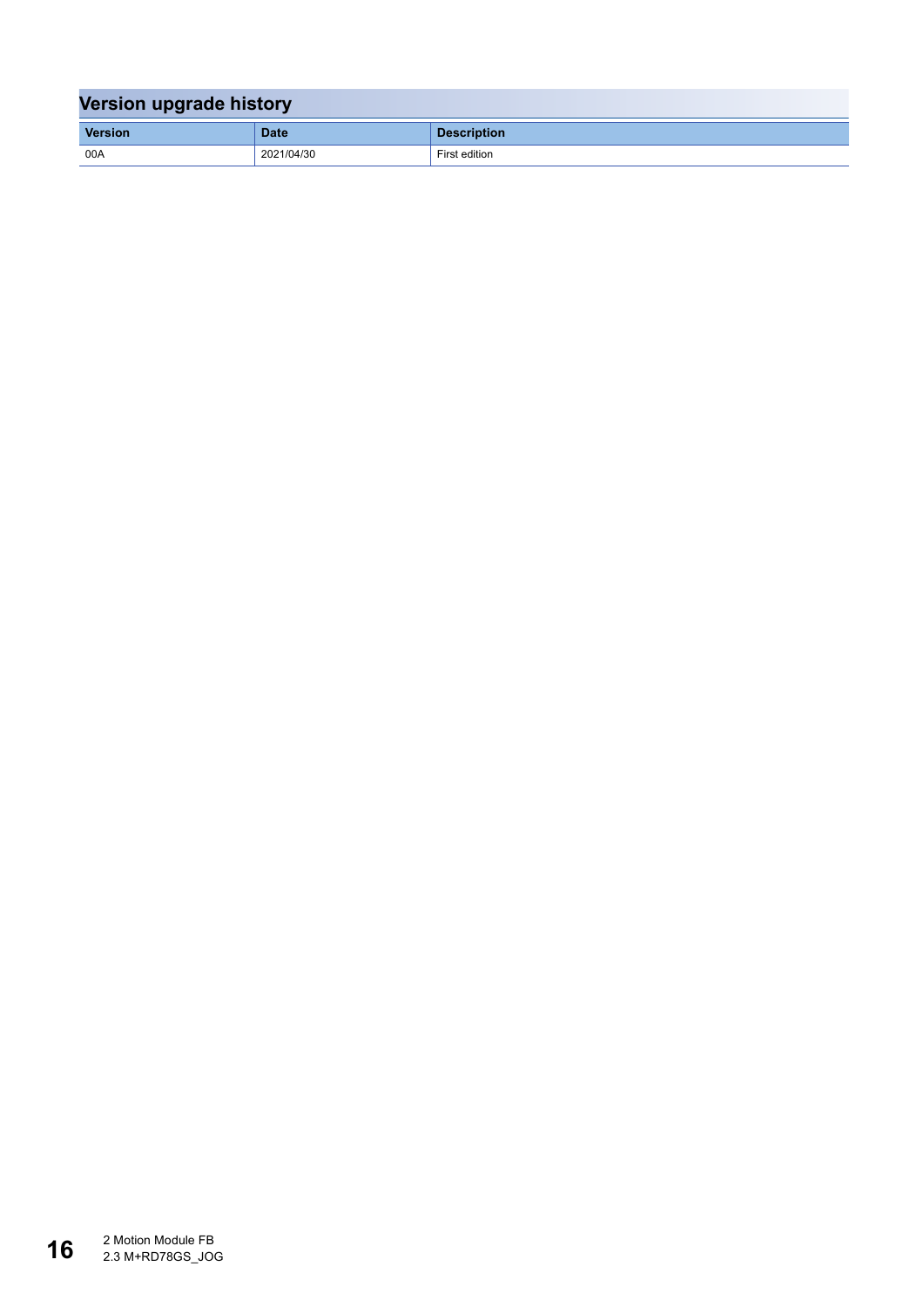## Version upgrade history

| Version | Date | Description |
|---|---|---|
| 00A | 2021/04/30 | First edition |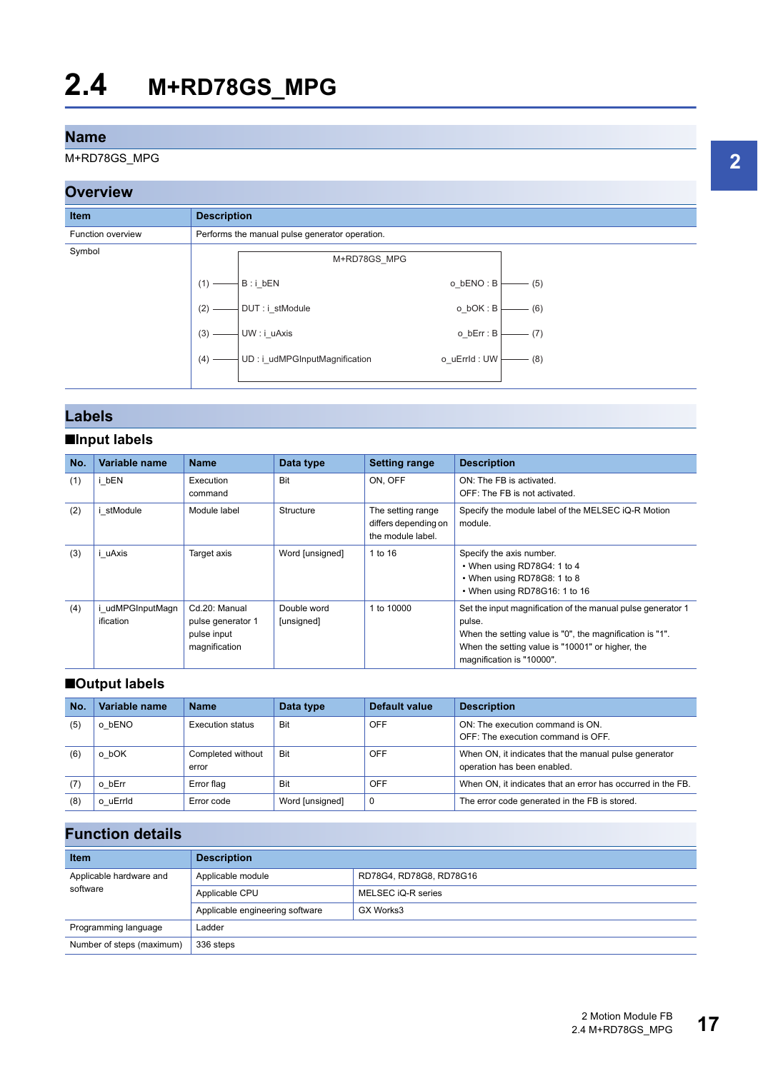# 2.4 M+RD78GS_MPG

## Name

M+RD78GS_MPG

## Overview

| Item | Description |
|---|---|
| Function overview | Performs the manual pulse generator operation. |
| Symbol | M+RD78GS_MPG<br>(1) — B : i_bEN ... o_bENO : B — (5)<br>(2) — DUT : i_stModule ... o_bOK : B — (6)<br>(3) — UW : i_uAxis ... o_bErr : B — (7)<br>(4) — UD : i_udMPGInputMagnification ... o_uErrId : UW — (8) |

## Labels

### ■Input labels

| No. | Variable name | Name | Data type | Setting range | Description |
|---|---|---|---|---|---|
| (1) | i_bEN | Execution command | Bit | ON, OFF | ON: The FB is activated.<br>OFF: The FB is not activated. |
| (2) | i_stModule | Module label | Structure | The setting range differs depending on the module label. | Specify the module label of the MELSEC iQ-R Motion module. |
| (3) | i_uAxis | Target axis | Word [unsigned] | 1 to 16 | Specify the axis number.<br>• When using RD78G4: 1 to 4<br>• When using RD78G8: 1 to 8<br>• When using RD78G16: 1 to 16 |
| (4) | i_udMPGInputMagnification | Cd.20: Manual pulse generator 1 pulse input magnification | Double word [unsigned] | 1 to 10000 | Set the input magnification of the manual pulse generator 1 pulse.<br>When the setting value is "0", the magnification is "1".<br>When the setting value is "10001" or higher, the magnification is "10000". |

### ■Output labels

| No. | Variable name | Name | Data type | Default value | Description |
|---|---|---|---|---|---|
| (5) | o_bENO | Execution status | Bit | OFF | ON: The execution command is ON.<br>OFF: The execution command is OFF. |
| (6) | o_bOK | Completed without error | Bit | OFF | When ON, it indicates that the manual pulse generator operation has been enabled. |
| (7) | o_bErr | Error flag | Bit | OFF | When ON, it indicates that an error has occurred in the FB. |
| (8) | o_uErrId | Error code | Word [unsigned] | 0 | The error code generated in the FB is stored. |

## Function details

| Item | Description | |
|---|---|---|
| Applicable hardware and software | Applicable module | RD78G4, RD78G8, RD78G16 |
| | Applicable CPU | MELSEC iQ-R series |
| | Applicable engineering software | GX Works3 |
| Programming language | Ladder | |
| Number of steps (maximum) | 336 steps | |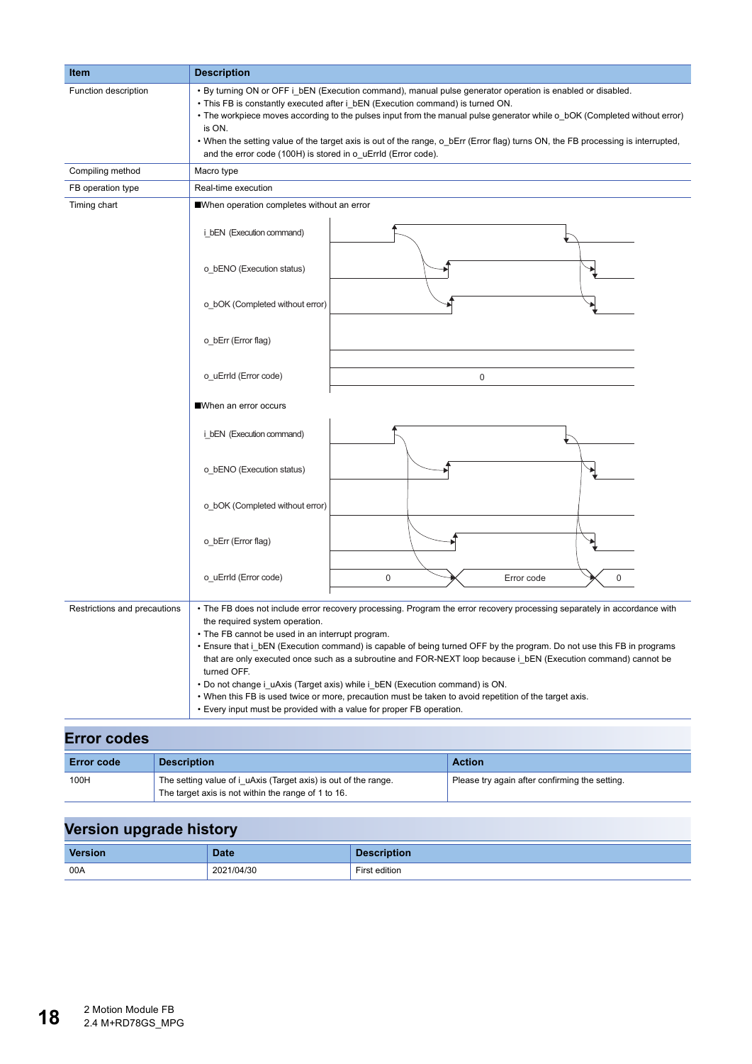| Item | Description |
|---|---|
| Function description | • By turning ON or OFF i_bEN (Execution command), manual pulse generator operation is enabled or disabled.<br>• This FB is constantly executed after i_bEN (Execution command) is turned ON.<br>• The workpiece moves according to the pulses input from the manual pulse generator while o_bOK (Completed without error) is ON.<br>• When the setting value of the target axis is out of the range, o_bErr (Error flag) turns ON, the FB processing is interrupted, and the error code (100H) is stored in o_uErrId (Error code). |
| Compiling method | Macro type |
| FB operation type | Real-time execution |
| Timing chart | ■When operation completes without an error<br>i_bEN (Execution command)<br>o_bENO (Execution status)<br>o_bOK (Completed without error)<br>o_bErr (Error flag)<br>o_uErrId (Error code) 0<br>■When an error occurs<br>i_bEN (Execution command)<br>o_bENO (Execution status)<br>o_bOK (Completed without error)<br>o_bErr (Error flag)<br>o_uErrId (Error code) 0 Error code 0 |
| Restrictions and precautions | • The FB does not include error recovery processing. Program the error recovery processing separately in accordance with the required system operation.<br>• The FB cannot be used in an interrupt program.<br>• Ensure that i_bEN (Execution command) is capable of being turned OFF by the program. Do not use this FB in programs that are only executed once such as a subroutine and FOR-NEXT loop because i_bEN (Execution command) cannot be turned OFF.<br>• Do not change i_uAxis (Target axis) while i_bEN (Execution command) is ON.<br>• When this FB is used twice or more, precaution must be taken to avoid repetition of the target axis.<br>• Every input must be provided with a value for proper FB operation. |

## Error codes

| Error code | Description | Action |
|---|---|---|
| 100H | The setting value of i_uAxis (Target axis) is out of the range.<br>The target axis is not within the range of 1 to 16. | Please try again after confirming the setting. |

## Version upgrade history

| Version | Date | Description |
|---|---|---|
| 00A | 2021/04/30 | First edition |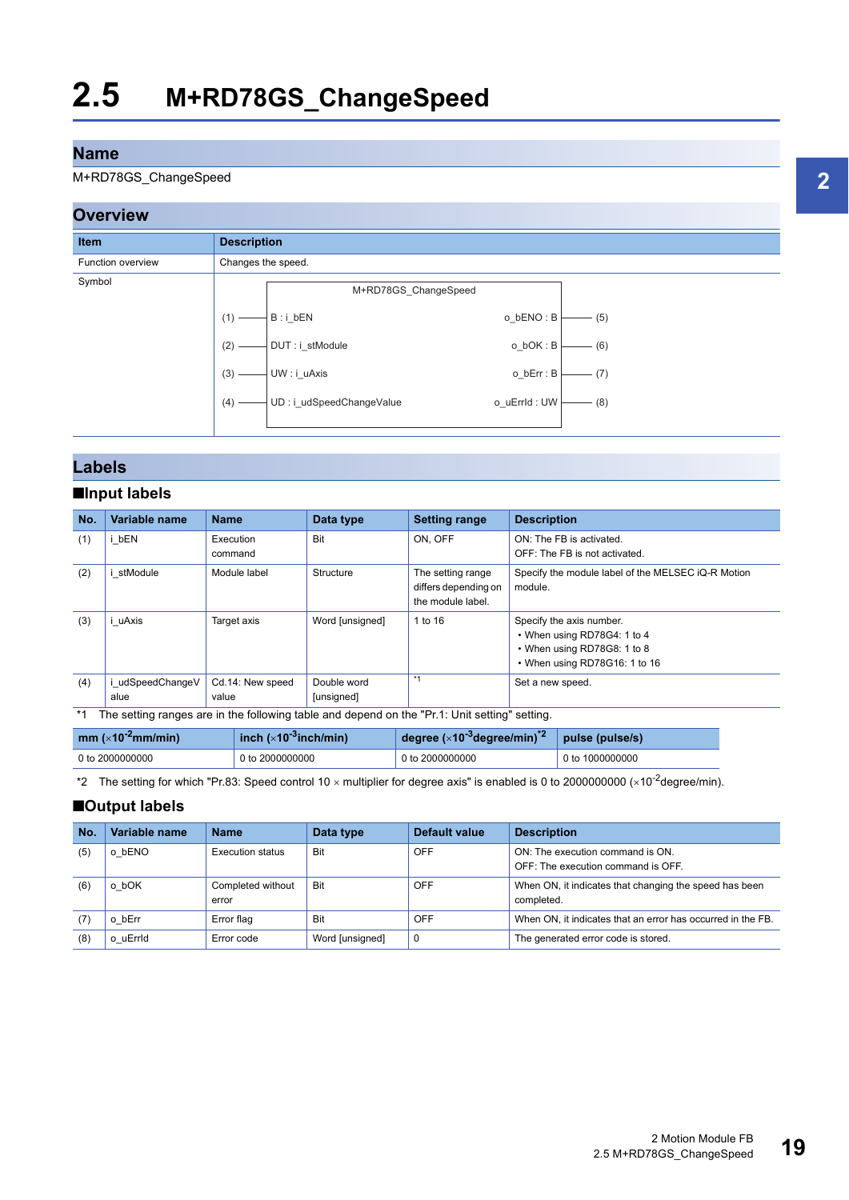# 2.5 M+RD78GS_ChangeSpeed

## Name

M+RD78GS_ChangeSpeed

## Overview

| Item | Description |
|---|---|
| Function overview | Changes the speed. |
| Symbol | M+RD78GS_ChangeSpeed<br>(1) — B : i_bEN ... o_bENO : B — (5)<br>(2) — DUT : i_stModule ... o_bOK : B — (6)<br>(3) — UW : i_uAxis ... o_bErr : B — (7)<br>(4) — UD : i_udSpeedChangeValue ... o_uErrId : UW — (8) |

## Labels

### ■Input labels

| No. | Variable name | Name | Data type | Setting range | Description |
|---|---|---|---|---|---|
| (1) | i_bEN | Execution command | Bit | ON, OFF | ON: The FB is activated.<br>OFF: The FB is not activated. |
| (2) | i_stModule | Module label | Structure | The setting range differs depending on the module label. | Specify the module label of the MELSEC iQ-R Motion module. |
| (3) | i_uAxis | Target axis | Word [unsigned] | 1 to 16 | Specify the axis number.<br>• When using RD78G4: 1 to 4<br>• When using RD78G8: 1 to 8<br>• When using RD78G16: 1 to 16 |
| (4) | i_udSpeedChangeValue | Cd.14: New speed value | Double word [unsigned] | *1 | Set a new speed. |

*1 The setting ranges are in the following table and depend on the "Pr.1: Unit setting" setting.

| mm ($\times 10^{-2}$mm/min) | inch ($\times 10^{-3}$inch/min) | degree ($\times 10^{-3}$degree/min)*2 | pulse (pulse/s) |
|---|---|---|---|
| 0 to 2000000000 | 0 to 2000000000 | 0 to 2000000000 | 0 to 1000000000 |

*2 The setting for which "Pr.83: Speed control 10 × multiplier for degree axis" is enabled is 0 to 2000000000 ($\times 10^{-2}$degree/min).

### ■Output labels

| No. | Variable name | Name | Data type | Default value | Description |
|---|---|---|---|---|---|
| (5) | o_bENO | Execution status | Bit | OFF | ON: The execution command is ON.<br>OFF: The execution command is OFF. |
| (6) | o_bOK | Completed without error | Bit | OFF | When ON, it indicates that changing the speed has been completed. |
| (7) | o_bErr | Error flag | Bit | OFF | When ON, it indicates that an error has occurred in the FB. |
| (8) | o_uErrId | Error code | Word [unsigned] | 0 | The generated error code is stored. |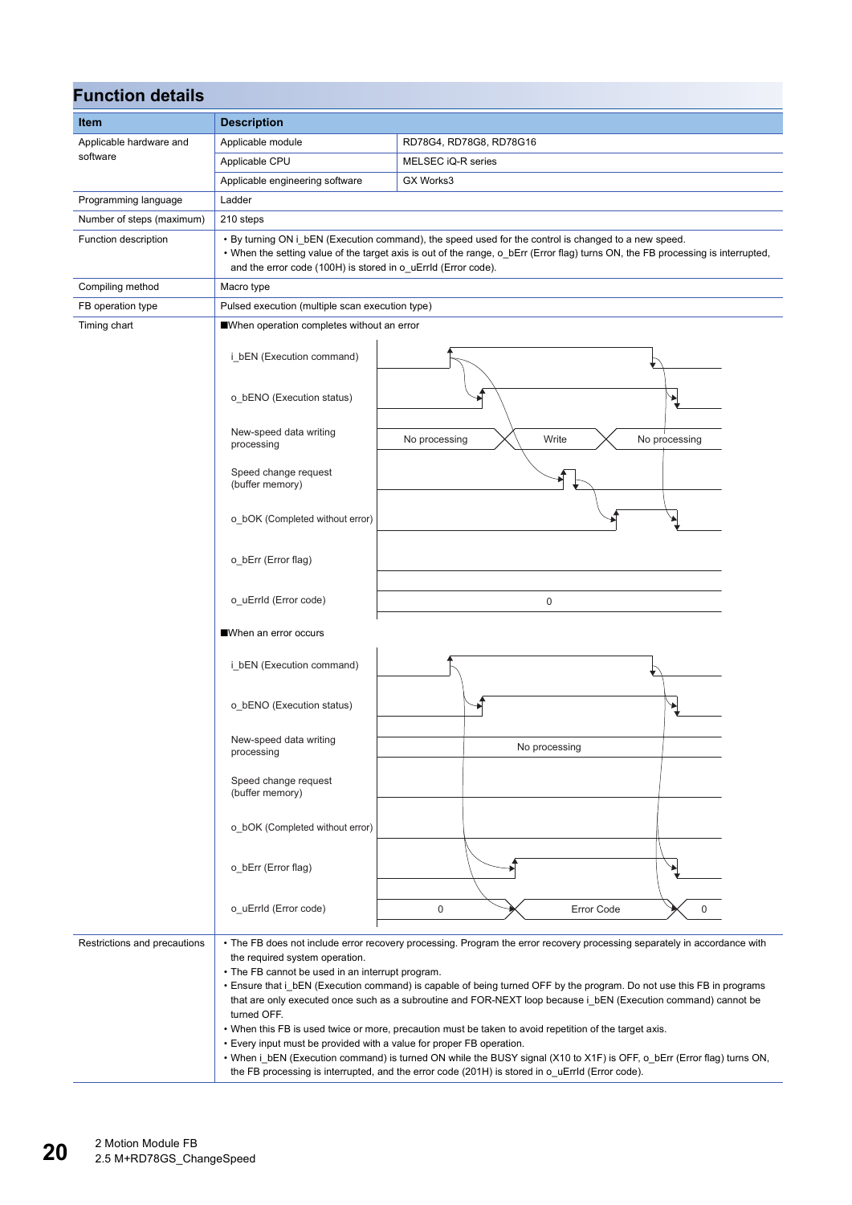## Function details

| Item | Description | |
|---|---|---|
| Applicable hardware and software | Applicable module | RD78G4, RD78G8, RD78G16 |
| | Applicable CPU | MELSEC iQ-R series |
| | Applicable engineering software | GX Works3 |
| Programming language | Ladder | |
| Number of steps (maximum) | 210 steps | |
| Function description | • By turning ON i_bEN (Execution command), the speed used for the control is changed to a new speed.<br>• When the setting value of the target axis is out of the range, o_bErr (Error flag) turns ON, the FB processing is interrupted, and the error code (100H) is stored in o_uErrId (Error code). | |
| Compiling method | Macro type | |
| FB operation type | Pulsed execution (multiple scan execution type) | |
| Timing chart | ■When operation completes without an error<br>i_bEN (Execution command)<br>o_bENO (Execution status)<br>New-speed data writing processing: No processing / Write / No processing<br>Speed change request (buffer memory)<br>o_bOK (Completed without error)<br>o_bErr (Error flag)<br>o_uErrId (Error code): 0<br>■When an error occurs<br>i_bEN (Execution command)<br>o_bENO (Execution status)<br>New-speed data writing processing: No processing<br>Speed change request (buffer memory)<br>o_bOK (Completed without error)<br>o_bErr (Error flag)<br>o_uErrId (Error code): 0 / Error Code / 0 | |
| Restrictions and precautions | • The FB does not include error recovery processing. Program the error recovery processing separately in accordance with the required system operation.<br>• The FB cannot be used in an interrupt program.<br>• Ensure that i_bEN (Execution command) is capable of being turned OFF by the program. Do not use this FB in programs that are only executed once such as a subroutine and FOR-NEXT loop because i_bEN (Execution command) cannot be turned OFF.<br>• When this FB is used twice or more, precaution must be taken to avoid repetition of the target axis.<br>• Every input must be provided with a value for proper FB operation.<br>• When i_bEN (Execution command) is turned ON while the BUSY signal (X10 to X1F) is OFF, o_bErr (Error flag) turns ON, the FB processing is interrupted, and the error code (201H) is stored in o_uErrId (Error code). | |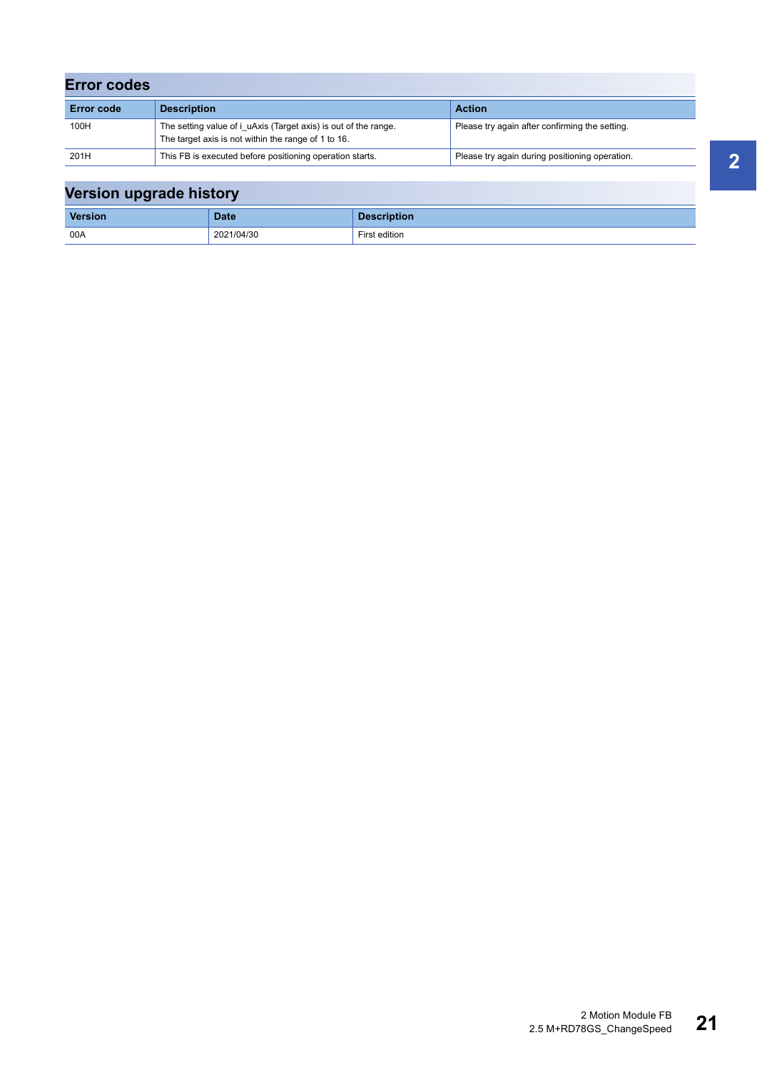## Error codes

| Error code | Description | Action |
|---|---|---|
| 100H | The setting value of i_uAxis (Target axis) is out of the range.<br>The target axis is not within the range of 1 to 16. | Please try again after confirming the setting. |
| 201H | This FB is executed before positioning operation starts. | Please try again during positioning operation. |

## Version upgrade history

| Version | Date | Description |
|---|---|---|
| 00A | 2021/04/30 | First edition |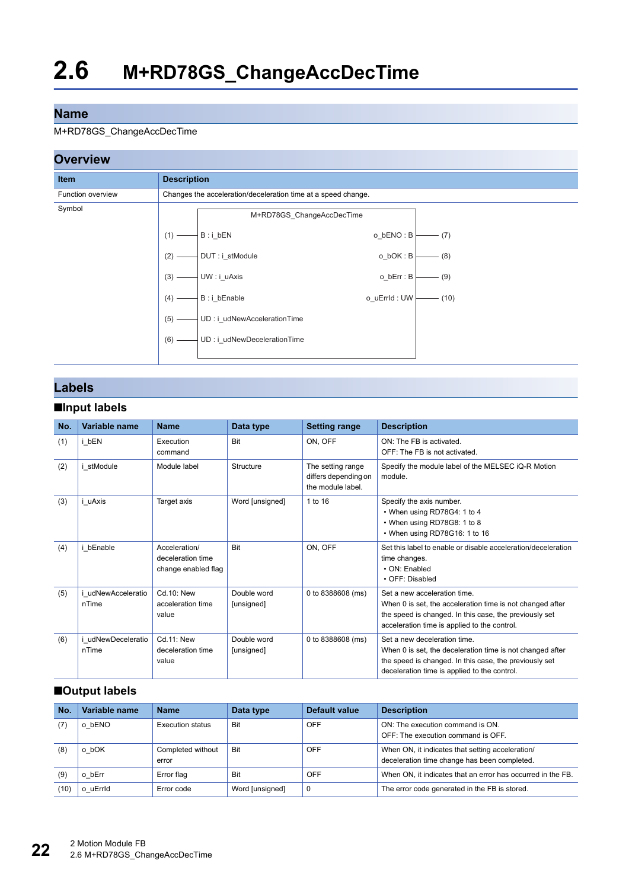# 2.6 M+RD78GS_ChangeAccDecTime

## Name

M+RD78GS_ChangeAccDecTime

## Overview

| Item | Description |
|---|---|
| Function overview | Changes the acceleration/deceleration time at a speed change. |
| Symbol | M+RD78GS_ChangeAccDecTime<br>(1) — B : i_bEN &nbsp;&nbsp; o_bENO : B — (7)<br>(2) — DUT : i_stModule &nbsp;&nbsp; o_bOK : B — (8)<br>(3) — UW : i_uAxis &nbsp;&nbsp; o_bErr : B — (9)<br>(4) — B : i_bEnable &nbsp;&nbsp; o_uErrId : UW — (10)<br>(5) — UD : i_udNewAccelerationTime<br>(6) — UD : i_udNewDecelerationTime |

## Labels

### ■Input labels

| No. | Variable name | Name | Data type | Setting range | Description |
|---|---|---|---|---|---|
| (1) | i_bEN | Execution command | Bit | ON, OFF | ON: The FB is activated.<br>OFF: The FB is not activated. |
| (2) | i_stModule | Module label | Structure | The setting range differs depending on the module label. | Specify the module label of the MELSEC iQ-R Motion module. |
| (3) | i_uAxis | Target axis | Word [unsigned] | 1 to 16 | Specify the axis number.<br>• When using RD78G4: 1 to 4<br>• When using RD78G8: 1 to 8<br>• When using RD78G16: 1 to 16 |
| (4) | i_bEnable | Acceleration/ deceleration time change enabled flag | Bit | ON, OFF | Set this label to enable or disable acceleration/deceleration time changes.<br>• ON: Enabled<br>• OFF: Disabled |
| (5) | i_udNewAccelerationTime | Cd.10: New acceleration time value | Double word [unsigned] | 0 to 8388608 (ms) | Set a new acceleration time.<br>When 0 is set, the acceleration time is not changed after the speed is changed. In this case, the previously set acceleration time is applied to the control. |
| (6) | i_udNewDecelerationTime | Cd.11: New deceleration time value | Double word [unsigned] | 0 to 8388608 (ms) | Set a new deceleration time.<br>When 0 is set, the deceleration time is not changed after the speed is changed. In this case, the previously set deceleration time is applied to the control. |

### ■Output labels

| No. | Variable name | Name | Data type | Default value | Description |
|---|---|---|---|---|---|
| (7) | o_bENO | Execution status | Bit | OFF | ON: The execution command is ON.<br>OFF: The execution command is OFF. |
| (8) | o_bOK | Completed without error | Bit | OFF | When ON, it indicates that setting acceleration/ deceleration time change has been completed. |
| (9) | o_bErr | Error flag | Bit | OFF | When ON, it indicates that an error has occurred in the FB. |
| (10) | o_uErrId | Error code | Word [unsigned] | 0 | The error code generated in the FB is stored. |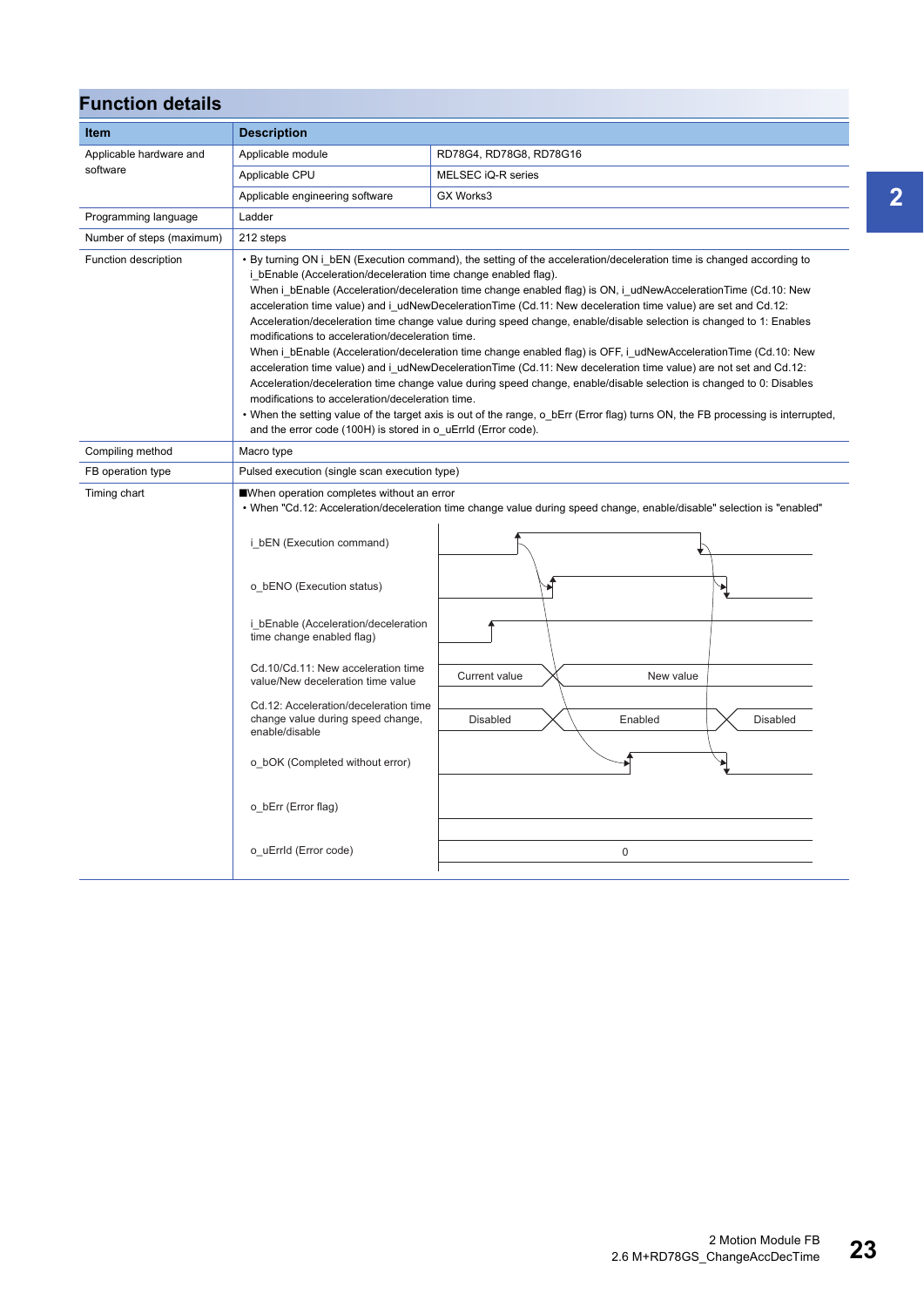## Function details

| Item | Description | |
|---|---|---|
| Applicable hardware and software | Applicable module | RD78G4, RD78G8, RD78G16 |
| | Applicable CPU | MELSEC iQ-R series |
| | Applicable engineering software | GX Works3 |
| Programming language | Ladder | |
| Number of steps (maximum) | 212 steps | |
| Function description | • By turning ON i_bEN (Execution command), the setting of the acceleration/deceleration time is changed according to i_bEnable (Acceleration/deceleration time change enabled flag).<br>When i_bEnable (Acceleration/deceleration time change enabled flag) is ON, i_udNewAccelerationTime (Cd.10: New acceleration time value) and i_udNewDecelerationTime (Cd.11: New deceleration time value) are set and Cd.12: Acceleration/deceleration time change value during speed change, enable/disable selection is changed to 1: Enables modifications to acceleration/deceleration time.<br>When i_bEnable (Acceleration/deceleration time change enabled flag) is OFF, i_udNewAccelerationTime (Cd.10: New acceleration time value) and i_udNewDecelerationTime (Cd.11: New deceleration time value) are not set and Cd.12: Acceleration/deceleration time change value during speed change, enable/disable selection is changed to 0: Disables modifications to acceleration/deceleration time.<br>• When the setting value of the target axis is out of the range, o_bErr (Error flag) turns ON, the FB processing is interrupted, and the error code (100H) is stored in o_uErrId (Error code). | |
| Compiling method | Macro type | |
| FB operation type | Pulsed execution (single scan execution type) | |
| Timing chart | ■When operation completes without an error<br>• When "Cd.12: Acceleration/deceleration time change value during speed change, enable/disable" selection is "enabled"<br><br>i_bEN (Execution command)<br>o_bENO (Execution status)<br>i_bEnable (Acceleration/deceleration time change enabled flag)<br>Cd.10/Cd.11: New acceleration time value/New deceleration time value: Current value → New value<br>Cd.12: Acceleration/deceleration time change value during speed change, enable/disable: Disabled → Enabled → Disabled<br>o_bOK (Completed without error)<br>o_bErr (Error flag)<br>o_uErrId (Error code): 0 | |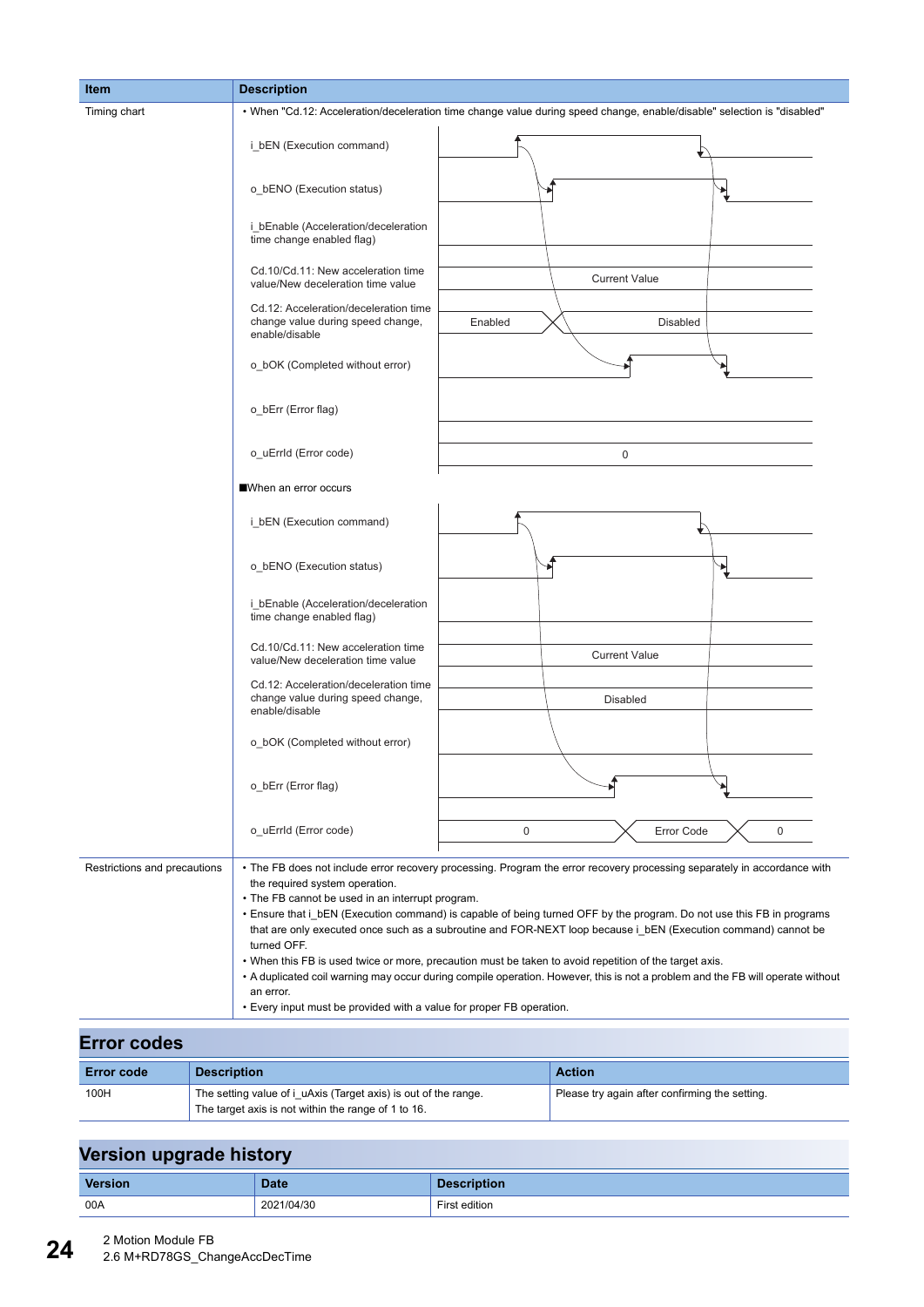| Item | Description |
|---|---|
| Timing chart | • When "Cd.12: Acceleration/deceleration time change value during speed change, enable/disable" selection is "disabled"<br>i_bEN (Execution command)<br>o_bENO (Execution status)<br>i_bEnable (Acceleration/deceleration time change enabled flag)<br>Cd.10/Cd.11: New acceleration time value/New deceleration time value — Current Value<br>Cd.12: Acceleration/deceleration time change value during speed change, enable/disable — Enabled / Disabled<br>o_bOK (Completed without error)<br>o_bErr (Error flag)<br>o_uErrId (Error code) — 0<br>■When an error occurs<br>i_bEN (Execution command)<br>o_bENO (Execution status)<br>i_bEnable (Acceleration/deceleration time change enabled flag)<br>Cd.10/Cd.11: New acceleration time value/New deceleration time value — Current Value<br>Cd.12: Acceleration/deceleration time change value during speed change, enable/disable — Disabled<br>o_bOK (Completed without error)<br>o_bErr (Error flag)<br>o_uErrId (Error code) — 0 / Error Code / 0 |
| Restrictions and precautions | • The FB does not include error recovery processing. Program the error recovery processing separately in accordance with the required system operation.<br>• The FB cannot be used in an interrupt program.<br>• Ensure that i_bEN (Execution command) is capable of being turned OFF by the program. Do not use this FB in programs that are only executed once such as a subroutine and FOR-NEXT loop because i_bEN (Execution command) cannot be turned OFF.<br>• When this FB is used twice or more, precaution must be taken to avoid repetition of the target axis.<br>• A duplicated coil warning may occur during compile operation. However, this is not a problem and the FB will operate without an error.<br>• Every input must be provided with a value for proper FB operation. |

## Error codes

| Error code | Description | Action |
|---|---|---|
| 100H | The setting value of i_uAxis (Target axis) is out of the range.<br>The target axis is not within the range of 1 to 16. | Please try again after confirming the setting. |

## Version upgrade history

| Version | Date | Description |
|---|---|---|
| 00A | 2021/04/30 | First edition |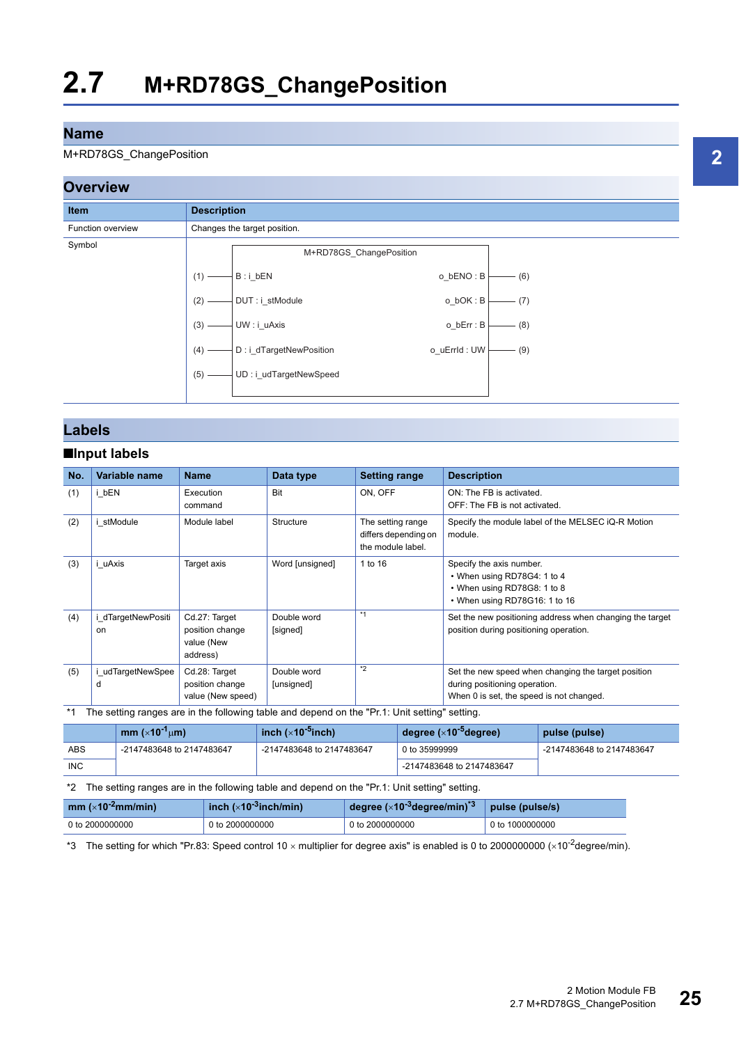# 2.7 M+RD78GS_ChangePosition

## Name

M+RD78GS_ChangePosition

## Overview

| Item | Description |
|---|---|
| Function overview | Changes the target position. |
| Symbol | M+RD78GS_ChangePosition<br>(1) — B : i_bEN / o_bENO : B — (6)<br>(2) — DUT : i_stModule / o_bOK : B — (7)<br>(3) — UW : i_uAxis / o_bErr : B — (8)<br>(4) — D : i_dTargetNewPosition / o_uErrId : UW — (9)<br>(5) — UD : i_udTargetNewSpeed |

## Labels

### ■Input labels

| No. | Variable name | Name | Data type | Setting range | Description |
|---|---|---|---|---|---|
| (1) | i_bEN | Execution command | Bit | ON, OFF | ON: The FB is activated.<br>OFF: The FB is not activated. |
| (2) | i_stModule | Module label | Structure | The setting range differs depending on the module label. | Specify the module label of the MELSEC iQ-R Motion module. |
| (3) | i_uAxis | Target axis | Word [unsigned] | 1 to 16 | Specify the axis number.<br>• When using RD78G4: 1 to 4<br>• When using RD78G8: 1 to 8<br>• When using RD78G16: 1 to 16 |
| (4) | i_dTargetNewPosition | Cd.27: Target position change value (New address) | Double word [signed] | *1 | Set the new positioning address when changing the target position during positioning operation. |
| (5) | i_udTargetNewSpeed | Cd.28: Target position change value (New speed) | Double word [unsigned] | *2 | Set the new speed when changing the target position during positioning operation.<br>When 0 is set, the speed is not changed. |

*1 The setting ranges are in the following table and depend on the "Pr.1: Unit setting" setting.

| | mm (×$10^{-1}$μm) | inch (×$10^{-5}$inch) | degree (×$10^{-5}$degree) | pulse (pulse) |
|---|---|---|---|---|
| ABS | -2147483648 to 2147483647 | -2147483648 to 2147483647 | 0 to 35999999 | -2147483648 to 2147483647 |
| INC | | | -2147483648 to 2147483647 | |

*2 The setting ranges are in the following table and depend on the "Pr.1: Unit setting" setting.

| mm (×$10^{-2}$mm/min) | inch (×$10^{-3}$inch/min) | degree (×$10^{-3}$degree/min)*3 | pulse (pulse/s) |
|---|---|---|---|
| 0 to 2000000000 | 0 to 2000000000 | 0 to 2000000000 | 0 to 1000000000 |

*3 The setting for which "Pr.83: Speed control 10 × multiplier for degree axis" is enabled is 0 to 2000000000 (×$10^{-2}$degree/min).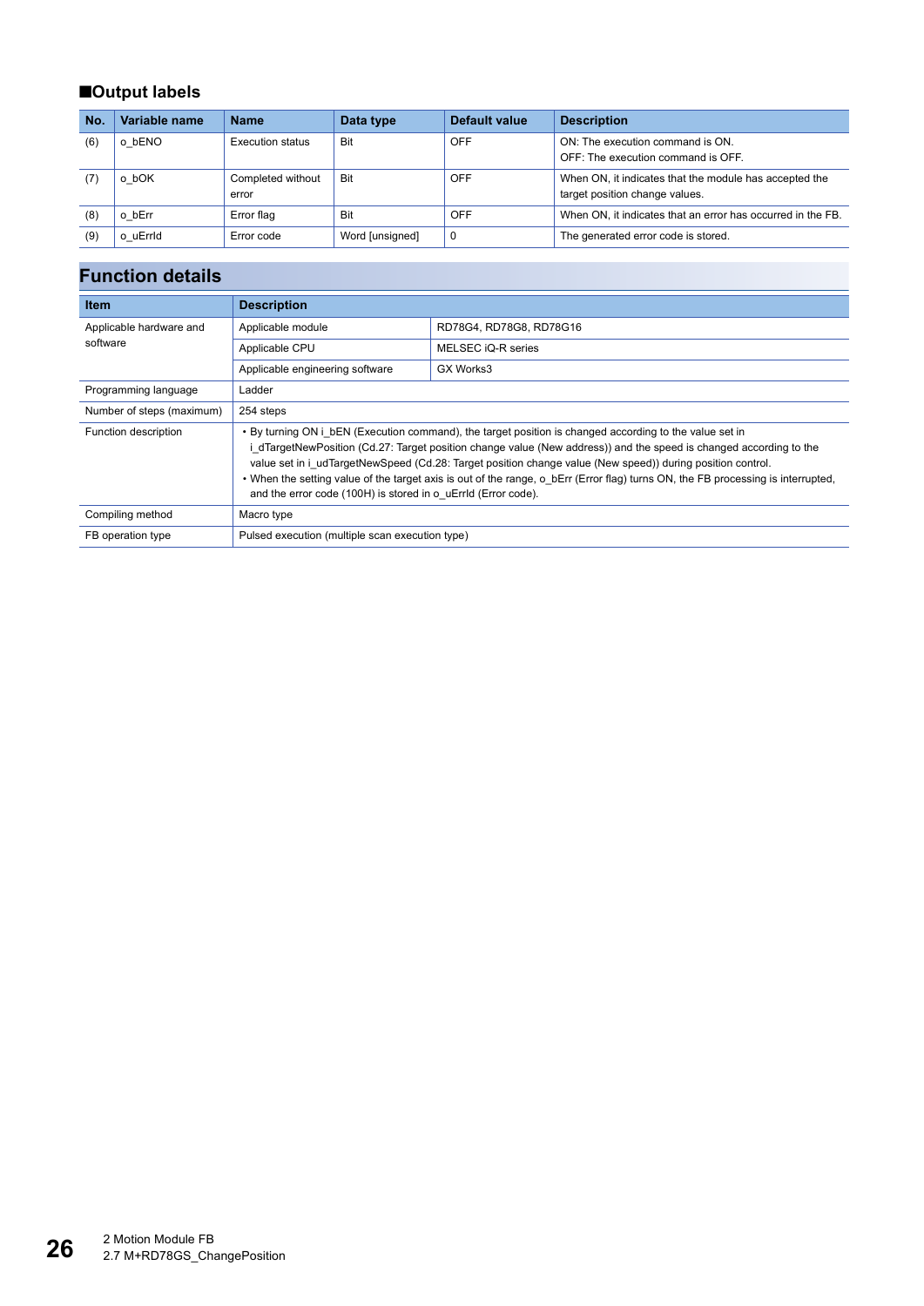### ■Output labels

| No. | Variable name | Name | Data type | Default value | Description |
|---|---|---|---|---|---|
| (6) | o_bENO | Execution status | Bit | OFF | ON: The execution command is ON.<br>OFF: The execution command is OFF. |
| (7) | o_bOK | Completed without error | Bit | OFF | When ON, it indicates that the module has accepted the target position change values. |
| (8) | o_bErr | Error flag | Bit | OFF | When ON, it indicates that an error has occurred in the FB. |
| (9) | o_uErrId | Error code | Word [unsigned] | 0 | The generated error code is stored. |

## Function details

| Item | Description | |
|---|---|---|
| Applicable hardware and software | Applicable module | RD78G4, RD78G8, RD78G16 |
| | Applicable CPU | MELSEC iQ-R series |
| | Applicable engineering software | GX Works3 |
| Programming language | Ladder | |
| Number of steps (maximum) | 254 steps | |
| Function description | • By turning ON i_bEN (Execution command), the target position is changed according to the value set in i_dTargetNewPosition (Cd.27: Target position change value (New address)) and the speed is changed according to the value set in i_udTargetNewSpeed (Cd.28: Target position change value (New speed)) during position control.<br>• When the setting value of the target axis is out of the range, o_bErr (Error flag) turns ON, the FB processing is interrupted, and the error code (100H) is stored in o_uErrId (Error code). | |
| Compiling method | Macro type | |
| FB operation type | Pulsed execution (multiple scan execution type) | |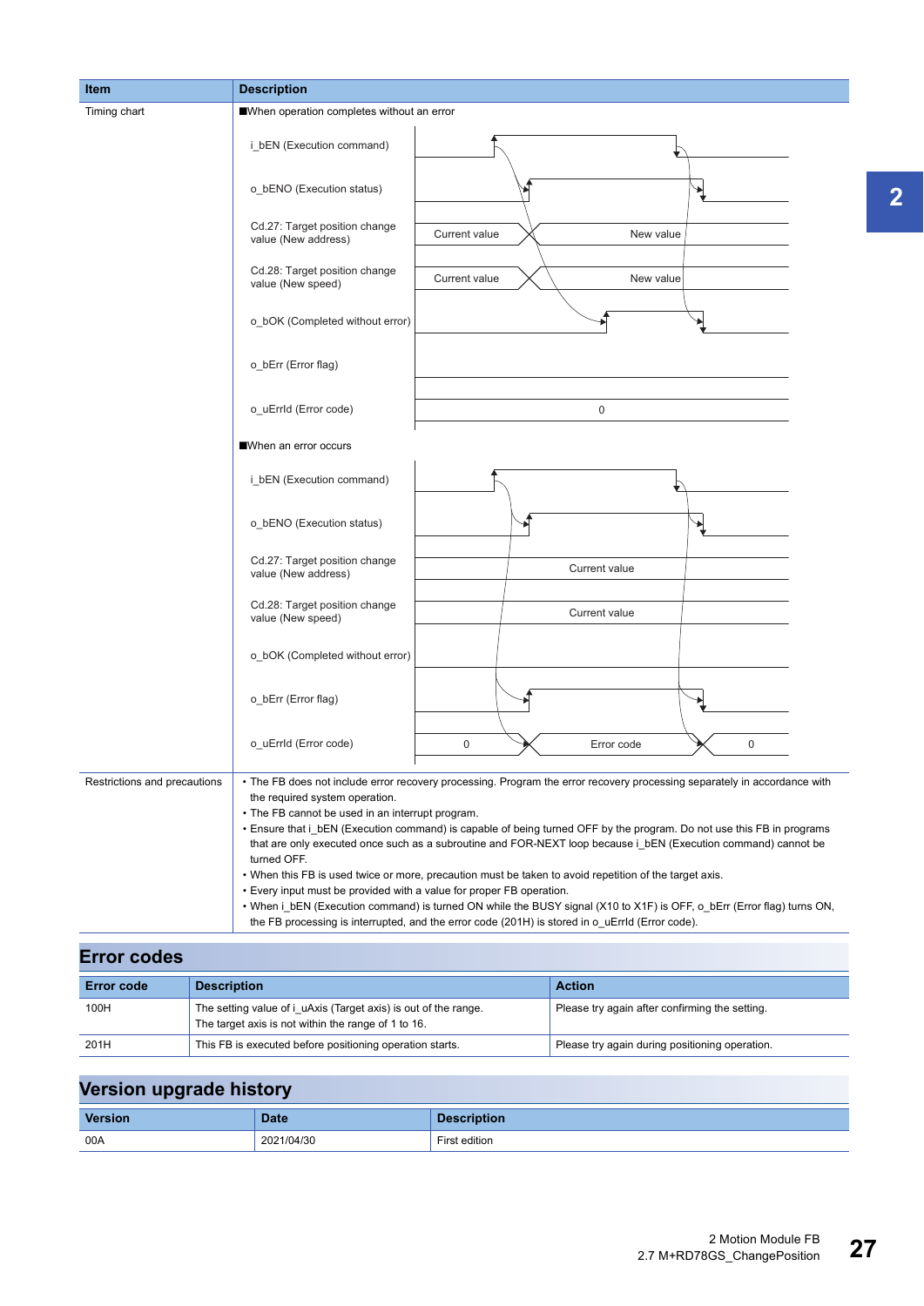| Item | Description |
|---|---|
| Timing chart | ■When operation completes without an error<br>i_bEN (Execution command)<br>o_bENO (Execution status)<br>Cd.27: Target position change value (New address): Current value → New value<br>Cd.28: Target position change value (New speed): Current value → New value<br>o_bOK (Completed without error)<br>o_bErr (Error flag)<br>o_uErrId (Error code): 0<br><br>■When an error occurs<br>i_bEN (Execution command)<br>o_bENO (Execution status)<br>Cd.27: Target position change value (New address): Current value<br>Cd.28: Target position change value (New speed): Current value<br>o_bOK (Completed without error)<br>o_bErr (Error flag)<br>o_uErrId (Error code): 0 → Error code → 0 |
| Restrictions and precautions | • The FB does not include error recovery processing. Program the error recovery processing separately in accordance with the required system operation.<br>• The FB cannot be used in an interrupt program.<br>• Ensure that i_bEN (Execution command) is capable of being turned OFF by the program. Do not use this FB in programs that are only executed once such as a subroutine and FOR-NEXT loop because i_bEN (Execution command) cannot be turned OFF.<br>• When this FB is used twice or more, precaution must be taken to avoid repetition of the target axis.<br>• Every input must be provided with a value for proper FB operation.<br>• When i_bEN (Execution command) is turned ON while the BUSY signal (X10 to X1F) is OFF, o_bErr (Error flag) turns ON, the FB processing is interrupted, and the error code (201H) is stored in o_uErrId (Error code). |

## Error codes

| Error code | Description | Action |
|---|---|---|
| 100H | The setting value of i_uAxis (Target axis) is out of the range.<br>The target axis is not within the range of 1 to 16. | Please try again after confirming the setting. |
| 201H | This FB is executed before positioning operation starts. | Please try again during positioning operation. |

## Version upgrade history

| Version | Date | Description |
|---|---|---|
| 00A | 2021/04/30 | First edition |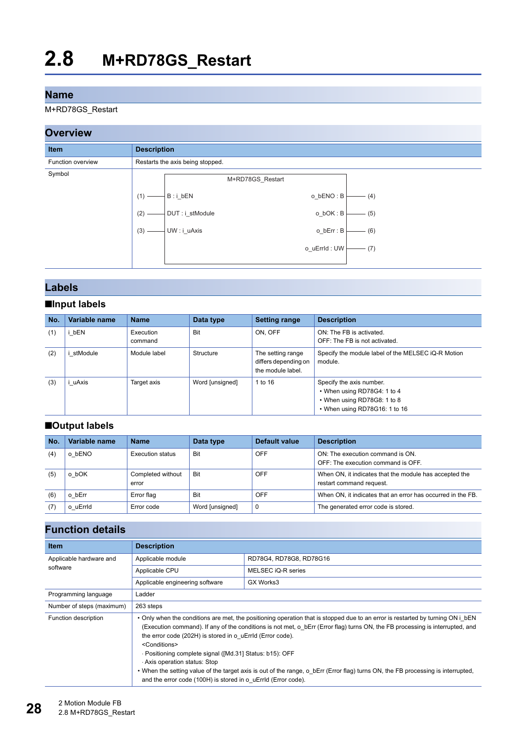# 2.8 M+RD78GS_Restart

## Name

M+RD78GS_Restart

## Overview

| Item | Description |
|---|---|
| Function overview | Restarts the axis being stopped. |
| Symbol | M+RD78GS_Restart<br>(1) — B : i_bEN &nbsp;&nbsp;&nbsp; o_bENO : B — (4)<br>(2) — DUT : i_stModule &nbsp;&nbsp;&nbsp; o_bOK : B — (5)<br>(3) — UW : i_uAxis &nbsp;&nbsp;&nbsp; o_bErr : B — (6)<br>o_uErrId : UW — (7) |

## Labels

### ■Input labels

| No. | Variable name | Name | Data type | Setting range | Description |
|---|---|---|---|---|---|
| (1) | i_bEN | Execution command | Bit | ON, OFF | ON: The FB is activated.<br>OFF: The FB is not activated. |
| (2) | i_stModule | Module label | Structure | The setting range differs depending on the module label. | Specify the module label of the MELSEC iQ-R Motion module. |
| (3) | i_uAxis | Target axis | Word [unsigned] | 1 to 16 | Specify the axis number.<br>• When using RD78G4: 1 to 4<br>• When using RD78G8: 1 to 8<br>• When using RD78G16: 1 to 16 |

### ■Output labels

| No. | Variable name | Name | Data type | Default value | Description |
|---|---|---|---|---|---|
| (4) | o_bENO | Execution status | Bit | OFF | ON: The execution command is ON.<br>OFF: The execution command is OFF. |
| (5) | o_bOK | Completed without error | Bit | OFF | When ON, it indicates that the module has accepted the restart command request. |
| (6) | o_bErr | Error flag | Bit | OFF | When ON, it indicates that an error has occurred in the FB. |
| (7) | o_uErrId | Error code | Word [unsigned] | 0 | The generated error code is stored. |

## Function details

| Item | Description | |
|---|---|---|
| Applicable hardware and software | Applicable module | RD78G4, RD78G8, RD78G16 |
| | Applicable CPU | MELSEC iQ-R series |
| | Applicable engineering software | GX Works3 |
| Programming language | Ladder | |
| Number of steps (maximum) | 263 steps | |
| Function description | • Only when the conditions are met, the positioning operation that is stopped due to an error is restarted by turning ON i_bEN (Execution command). If any of the conditions is not met, o_bErr (Error flag) turns ON, the FB processing is interrupted, and the error code (202H) is stored in o_uErrId (Error code).<br><Conditions><br>· Positioning complete signal ([Md.31] Status: b15): OFF<br>· Axis operation status: Stop<br>• When the setting value of the target axis is out of the range, o_bErr (Error flag) turns ON, the FB processing is interrupted, and the error code (100H) is stored in o_uErrId (Error code). | |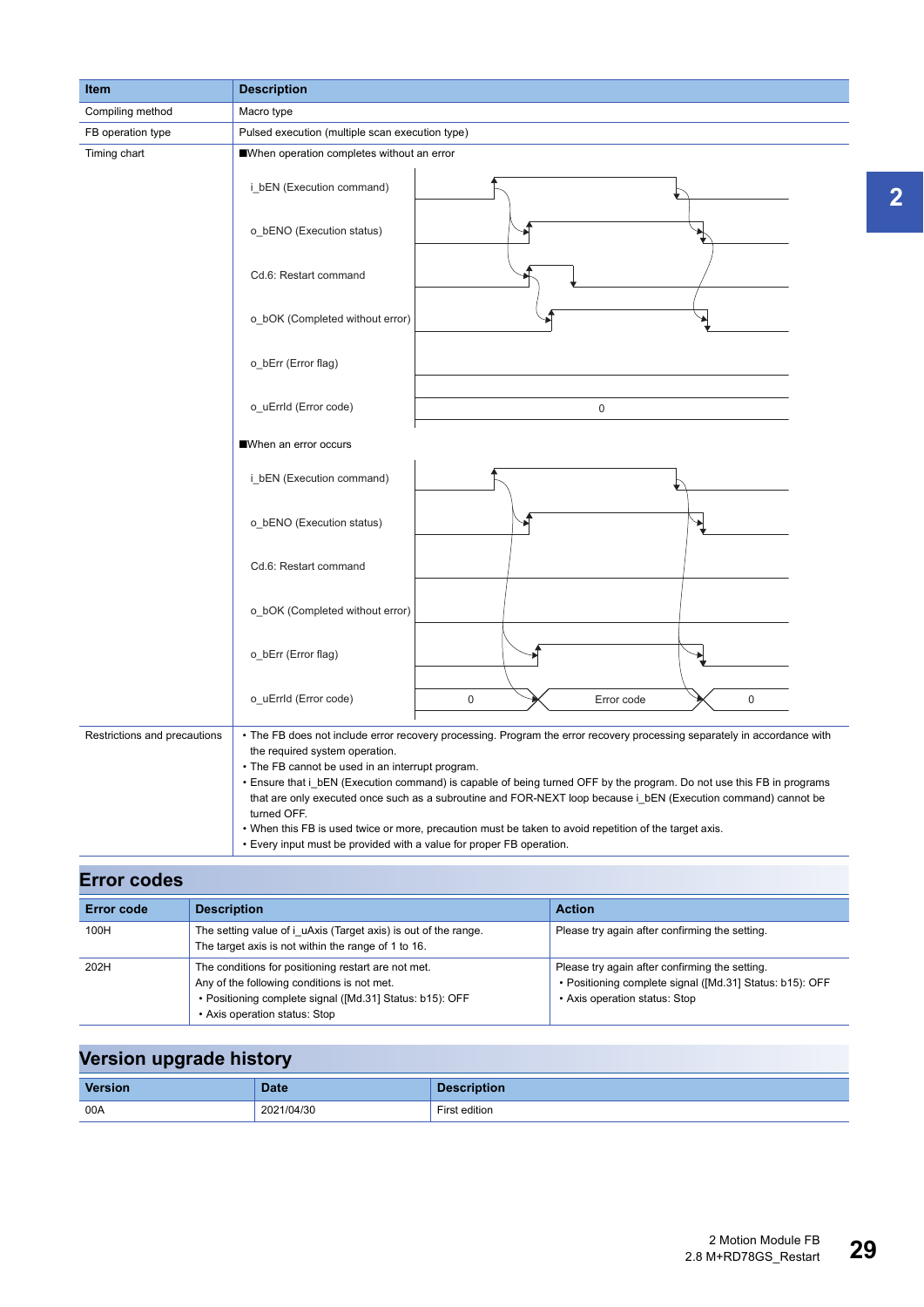| Item | Description |
|---|---|
| Compiling method | Macro type |
| FB operation type | Pulsed execution (multiple scan execution type) |
| Timing chart | ■When operation completes without an error<br>i_bEN (Execution command)<br>o_bENO (Execution status)<br>Cd.6: Restart command<br>o_bOK (Completed without error)<br>o_bErr (Error flag)<br>o_uErrId (Error code) 0<br>■When an error occurs<br>i_bEN (Execution command)<br>o_bENO (Execution status)<br>Cd.6: Restart command<br>o_bOK (Completed without error)<br>o_bErr (Error flag)<br>o_uErrId (Error code) 0 Error code 0 |
| Restrictions and precautions | • The FB does not include error recovery processing. Program the error recovery processing separately in accordance with the required system operation.<br>• The FB cannot be used in an interrupt program.<br>• Ensure that i_bEN (Execution command) is capable of being turned OFF by the program. Do not use this FB in programs that are only executed once such as a subroutine and FOR-NEXT loop because i_bEN (Execution command) cannot be turned OFF.<br>• When this FB is used twice or more, precaution must be taken to avoid repetition of the target axis.<br>• Every input must be provided with a value for proper FB operation. |

## Error codes

| Error code | Description | Action |
|---|---|---|
| 100H | The setting value of i_uAxis (Target axis) is out of the range.<br>The target axis is not within the range of 1 to 16. | Please try again after confirming the setting. |
| 202H | The conditions for positioning restart are not met.<br>Any of the following conditions is not met.<br>• Positioning complete signal ([Md.31] Status: b15): OFF<br>• Axis operation status: Stop | Please try again after confirming the setting.<br>• Positioning complete signal ([Md.31] Status: b15): OFF<br>• Axis operation status: Stop |

## Version upgrade history

| Version | Date | Description |
|---|---|---|
| 00A | 2021/04/30 | First edition |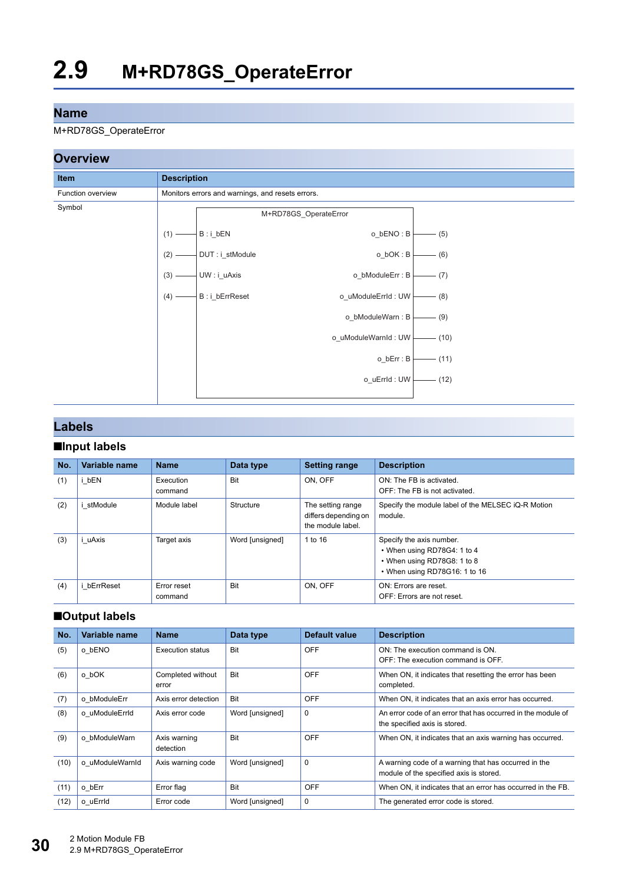# 2.9 M+RD78GS_OperateError

## Name

M+RD78GS_OperateError

## Overview

| Item | Description |
|---|---|
| Function overview | Monitors errors and warnings, and resets errors. |
| Symbol | (see symbol below) |

```
                 M+RD78GS_OperateError
(1) ── B : i_bEN                         o_bENO : B ── (5)
(2) ── DUT : i_stModule                   o_bOK : B ── (6)
(3) ── UW : i_uAxis                o_bModuleErr : B ── (7)
(4) ── B : i_bErrReset          o_uModuleErrId : UW ── (8)
                                  o_bModuleWarn : B ── (9)
                               o_uModuleWarnId : UW ── (10)
                                         o_bErr : B ── (11)
                                       o_uErrId : UW ── (12)
```

## Labels

### ■Input labels

| No. | Variable name | Name | Data type | Setting range | Description |
|---|---|---|---|---|---|
| (1) | i_bEN | Execution command | Bit | ON, OFF | ON: The FB is activated.<br>OFF: The FB is not activated. |
| (2) | i_stModule | Module label | Structure | The setting range differs depending on the module label. | Specify the module label of the MELSEC iQ-R Motion module. |
| (3) | i_uAxis | Target axis | Word [unsigned] | 1 to 16 | Specify the axis number.<br>• When using RD78G4: 1 to 4<br>• When using RD78G8: 1 to 8<br>• When using RD78G16: 1 to 16 |
| (4) | i_bErrReset | Error reset command | Bit | ON, OFF | ON: Errors are reset.<br>OFF: Errors are not reset. |

### ■Output labels

| No. | Variable name | Name | Data type | Default value | Description |
|---|---|---|---|---|---|
| (5) | o_bENO | Execution status | Bit | OFF | ON: The execution command is ON.<br>OFF: The execution command is OFF. |
| (6) | o_bOK | Completed without error | Bit | OFF | When ON, it indicates that resetting the error has been completed. |
| (7) | o_bModuleErr | Axis error detection | Bit | OFF | When ON, it indicates that an axis error has occurred. |
| (8) | o_uModuleErrId | Axis error code | Word [unsigned] | 0 | An error code of an error that has occurred in the module of the specified axis is stored. |
| (9) | o_bModuleWarn | Axis warning detection | Bit | OFF | When ON, it indicates that an axis warning has occurred. |
| (10) | o_uModuleWarnId | Axis warning code | Word [unsigned] | 0 | A warning code of a warning that has occurred in the module of the specified axis is stored. |
| (11) | o_bErr | Error flag | Bit | OFF | When ON, it indicates that an error has occurred in the FB. |
| (12) | o_uErrId | Error code | Word [unsigned] | 0 | The generated error code is stored. |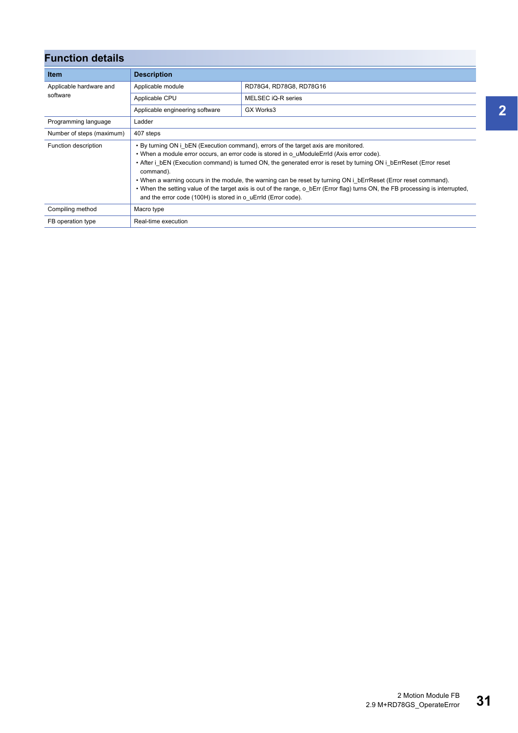## Function details

| Item | Description | |
|---|---|---|
| Applicable hardware and software | Applicable module | RD78G4, RD78G8, RD78G16 |
| | Applicable CPU | MELSEC iQ-R series |
| | Applicable engineering software | GX Works3 |
| Programming language | Ladder | |
| Number of steps (maximum) | 407 steps | |
| Function description | • By turning ON i_bEN (Execution command), errors of the target axis are monitored.<br>• When a module error occurs, an error code is stored in o_uModuleErrId (Axis error code).<br>• After i_bEN (Execution command) is turned ON, the generated error is reset by turning ON i_bErrReset (Error reset command).<br>• When a warning occurs in the module, the warning can be reset by turning ON i_bErrReset (Error reset command).<br>• When the setting value of the target axis is out of the range, o_bErr (Error flag) turns ON, the FB processing is interrupted, and the error code (100H) is stored in o_uErrId (Error code). | |
| Compiling method | Macro type | |
| FB operation type | Real-time execution | |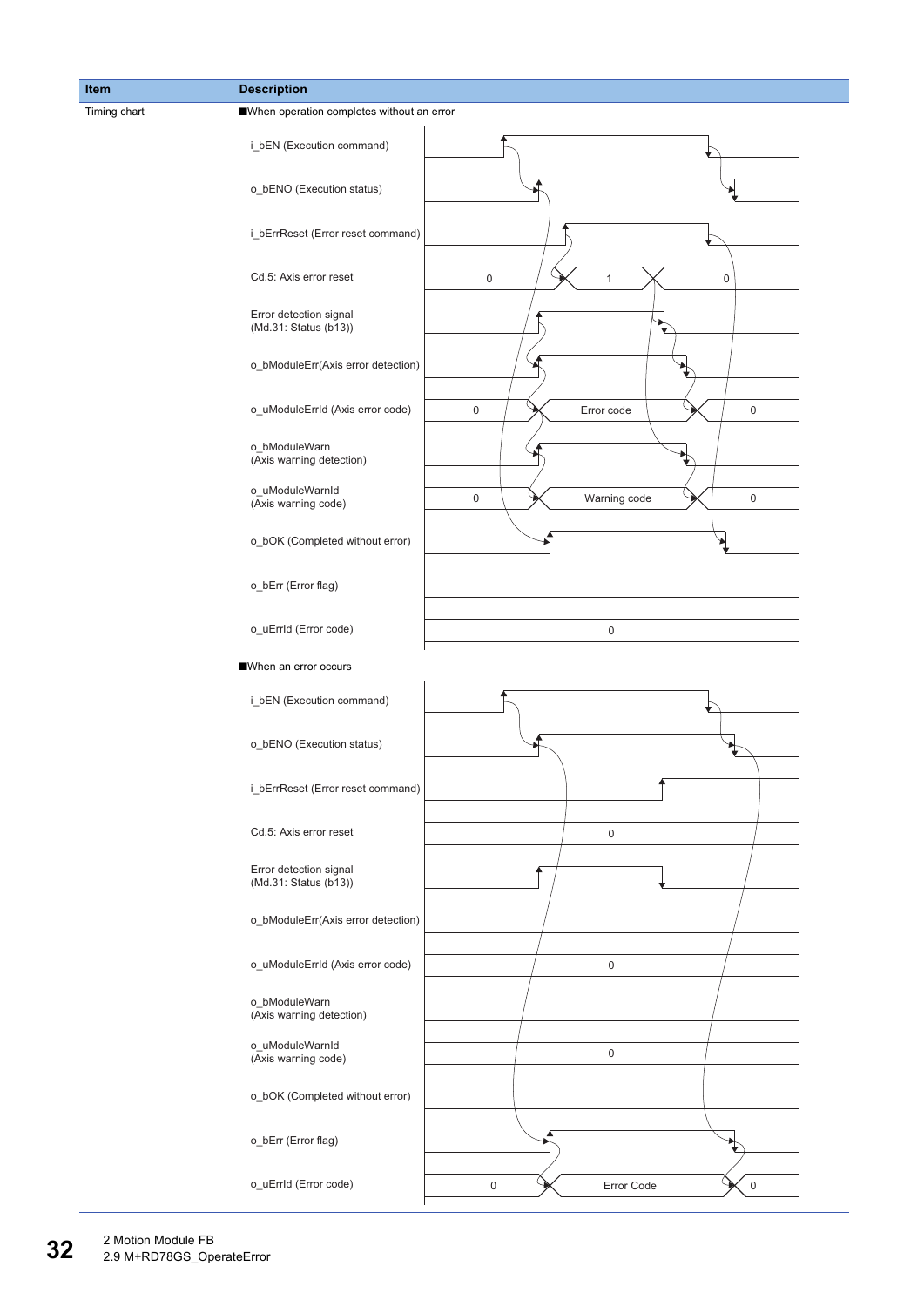| Item | Description |
|---|---|
| Timing chart | ■When operation completes without an error<br><br>i_bEN (Execution command)<br>o_bENO (Execution status)<br>i_bErrReset (Error reset command)<br>Cd.5: Axis error reset — 0 / 1 / 0<br>Error detection signal (Md.31: Status (b13))<br>o_bModuleErr(Axis error detection)<br>o_uModuleErrId (Axis error code) — 0 / Error code / 0<br>o_bModuleWarn (Axis warning detection)<br>o_uModuleWarnId (Axis warning code) — 0 / Warning code / 0<br>o_bOK (Completed without error)<br>o_bErr (Error flag)<br>o_uErrId (Error code) — 0<br><br>■When an error occurs<br><br>i_bEN (Execution command)<br>o_bENO (Execution status)<br>i_bErrReset (Error reset command)<br>Cd.5: Axis error reset — 0<br>Error detection signal (Md.31: Status (b13))<br>o_bModuleErr(Axis error detection)<br>o_uModuleErrId (Axis error code) — 0<br>o_bModuleWarn (Axis warning detection)<br>o_uModuleWarnId (Axis warning code) — 0<br>o_bOK (Completed without error)<br>o_bErr (Error flag)<br>o_uErrId (Error code) — 0 / Error Code / 0 |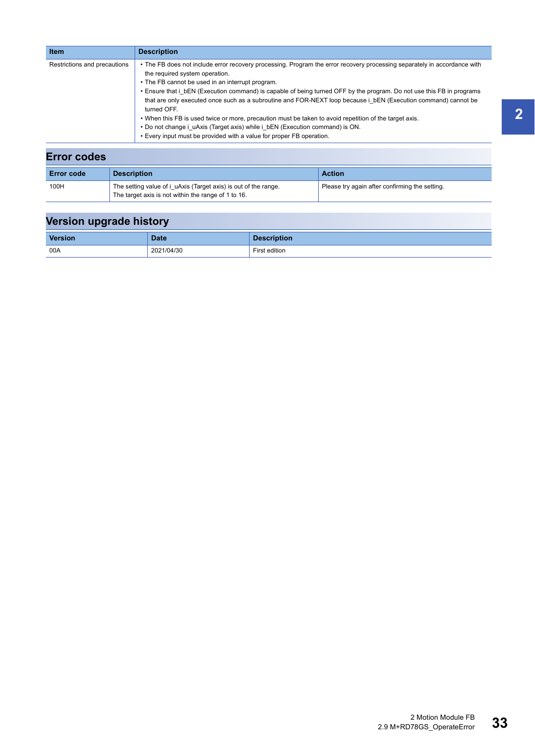| Item | Description |
|---|---|
| Restrictions and precautions | • The FB does not include error recovery processing. Program the error recovery processing separately in accordance with the required system operation.<br>• The FB cannot be used in an interrupt program.<br>• Ensure that i_bEN (Execution command) is capable of being turned OFF by the program. Do not use this FB in programs that are only executed once such as a subroutine and FOR-NEXT loop because i_bEN (Execution command) cannot be turned OFF.<br>• When this FB is used twice or more, precaution must be taken to avoid repetition of the target axis.<br>• Do not change i_uAxis (Target axis) while i_bEN (Execution command) is ON.<br>• Every input must be provided with a value for proper FB operation. |

## Error codes

| Error code | Description | Action |
|---|---|---|
| 100H | The setting value of i_uAxis (Target axis) is out of the range.<br>The target axis is not within the range of 1 to 16. | Please try again after confirming the setting. |

## Version upgrade history

| Version | Date | Description |
|---|---|---|
| 00A | 2021/04/30 | First edition |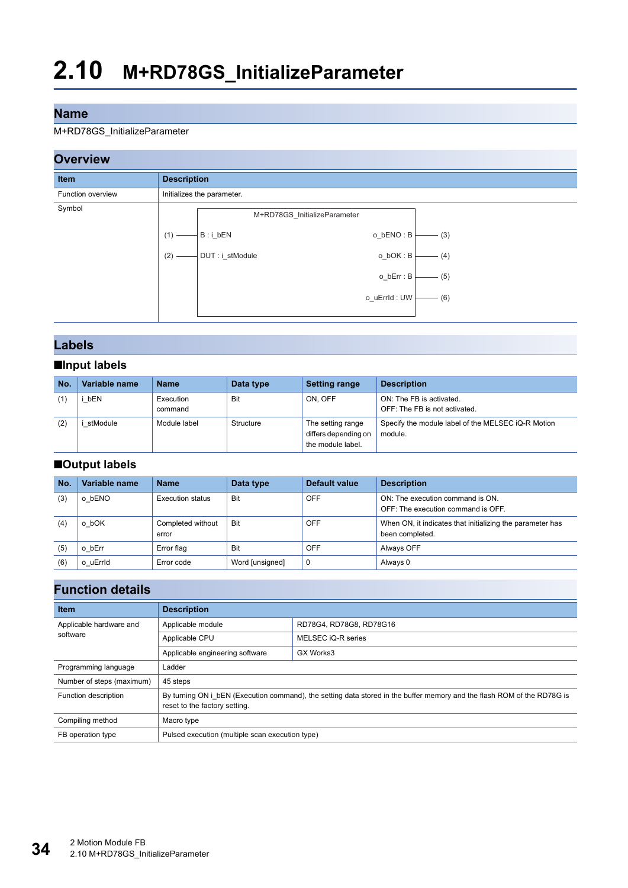# 2.10 M+RD78GS_InitializeParameter

## Name

M+RD78GS_InitializeParameter

## Overview

| Item | Description |
|---|---|
| Function overview | Initializes the parameter. |
| Symbol | M+RD78GS_InitializeParameter<br>(1) — B : i_bEN &nbsp;&nbsp;&nbsp; o_bENO : B — (3)<br>(2) — DUT : i_stModule &nbsp;&nbsp;&nbsp; o_bOK : B — (4)<br>o_bErr : B — (5)<br>o_uErrId : UW — (6) |

## Labels

### ■Input labels

| No. | Variable name | Name | Data type | Setting range | Description |
|---|---|---|---|---|---|
| (1) | i_bEN | Execution command | Bit | ON, OFF | ON: The FB is activated.<br>OFF: The FB is not activated. |
| (2) | i_stModule | Module label | Structure | The setting range differs depending on the module label. | Specify the module label of the MELSEC iQ-R Motion module. |

### ■Output labels

| No. | Variable name | Name | Data type | Default value | Description |
|---|---|---|---|---|---|
| (3) | o_bENO | Execution status | Bit | OFF | ON: The execution command is ON.<br>OFF: The execution command is OFF. |
| (4) | o_bOK | Completed without error | Bit | OFF | When ON, it indicates that initializing the parameter has been completed. |
| (5) | o_bErr | Error flag | Bit | OFF | Always OFF |
| (6) | o_uErrId | Error code | Word [unsigned] | 0 | Always 0 |

## Function details

| Item | Description | |
|---|---|---|
| Applicable hardware and software | Applicable module | RD78G4, RD78G8, RD78G16 |
| | Applicable CPU | MELSEC iQ-R series |
| | Applicable engineering software | GX Works3 |
| Programming language | Ladder | |
| Number of steps (maximum) | 45 steps | |
| Function description | By turning ON i_bEN (Execution command), the setting data stored in the buffer memory and the flash ROM of the RD78G is reset to the factory setting. | |
| Compiling method | Macro type | |
| FB operation type | Pulsed execution (multiple scan execution type) | |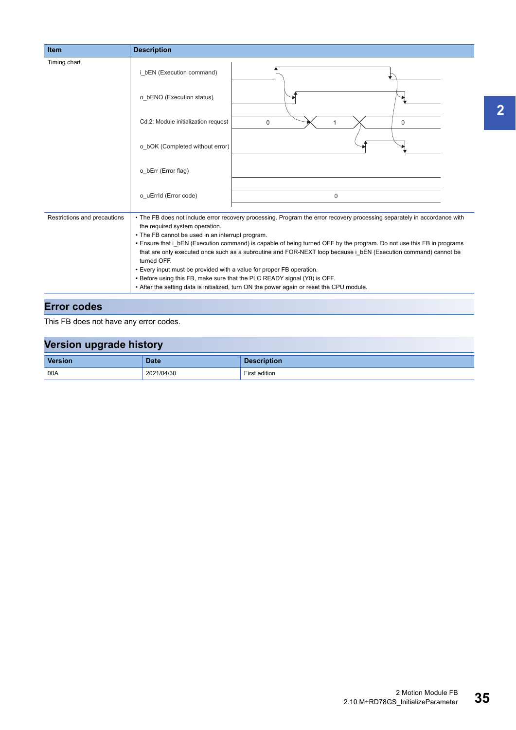| Item | Description |
|---|---|
| Timing chart | i_bEN (Execution command)<br>o_bENO (Execution status)<br>Cd.2: Module initialization request 0 1 0<br>o_bOK (Completed without error)<br>o_bErr (Error flag)<br>o_uErrId (Error code) 0 |
| Restrictions and precautions | • The FB does not include error recovery processing. Program the error recovery processing separately in accordance with the required system operation.<br>• The FB cannot be used in an interrupt program.<br>• Ensure that i_bEN (Execution command) is capable of being turned OFF by the program. Do not use this FB in programs that are only executed once such as a subroutine and FOR-NEXT loop because i_bEN (Execution command) cannot be turned OFF.<br>• Every input must be provided with a value for proper FB operation.<br>• Before using this FB, make sure that the PLC READY signal (Y0) is OFF.<br>• After the setting data is initialized, turn ON the power again or reset the CPU module. |

## Error codes

This FB does not have any error codes.

## Version upgrade history

| Version | Date | Description |
|---|---|---|
| 00A | 2021/04/30 | First edition |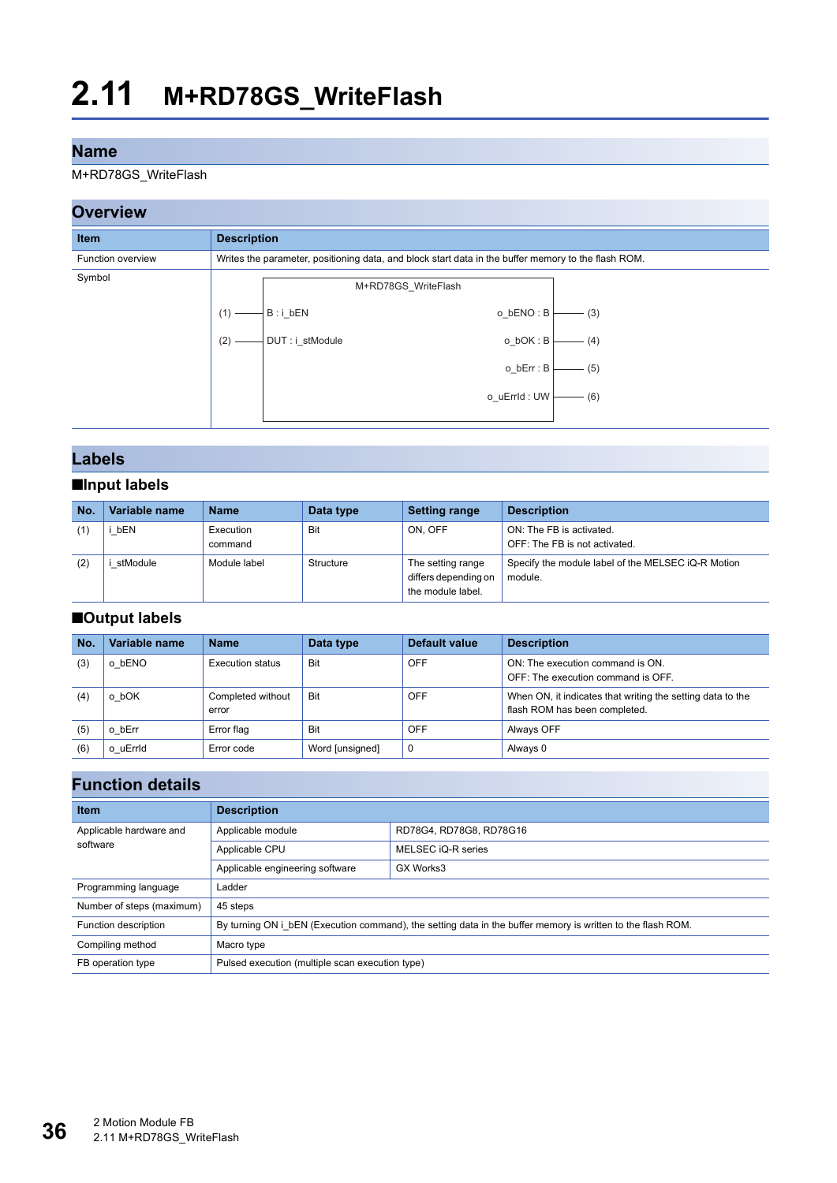# 2.11 M+RD78GS_WriteFlash

## Name

M+RD78GS_WriteFlash

## Overview

| Item | Description |
|---|---|
| Function overview | Writes the parameter, positioning data, and block start data in the buffer memory to the flash ROM. |
| Symbol | M+RD78GS_WriteFlash<br>(1) — B : i_bEN &nbsp;&nbsp;&nbsp; o_bENO : B — (3)<br>(2) — DUT : i_stModule &nbsp;&nbsp;&nbsp; o_bOK : B — (4)<br>o_bErr : B — (5)<br>o_uErrId : UW — (6) |

## Labels

### ■Input labels

| No. | Variable name | Name | Data type | Setting range | Description |
|---|---|---|---|---|---|
| (1) | i_bEN | Execution command | Bit | ON, OFF | ON: The FB is activated.<br>OFF: The FB is not activated. |
| (2) | i_stModule | Module label | Structure | The setting range differs depending on the module label. | Specify the module label of the MELSEC iQ-R Motion module. |

### ■Output labels

| No. | Variable name | Name | Data type | Default value | Description |
|---|---|---|---|---|---|
| (3) | o_bENO | Execution status | Bit | OFF | ON: The execution command is ON.<br>OFF: The execution command is OFF. |
| (4) | o_bOK | Completed without error | Bit | OFF | When ON, it indicates that writing the setting data to the flash ROM has been completed. |
| (5) | o_bErr | Error flag | Bit | OFF | Always OFF |
| (6) | o_uErrId | Error code | Word [unsigned] | 0 | Always 0 |

## Function details

| Item | Description | |
|---|---|---|
| Applicable hardware and software | Applicable module | RD78G4, RD78G8, RD78G16 |
| | Applicable CPU | MELSEC iQ-R series |
| | Applicable engineering software | GX Works3 |
| Programming language | Ladder | |
| Number of steps (maximum) | 45 steps | |
| Function description | By turning ON i_bEN (Execution command), the setting data in the buffer memory is written to the flash ROM. | |
| Compiling method | Macro type | |
| FB operation type | Pulsed execution (multiple scan execution type) | |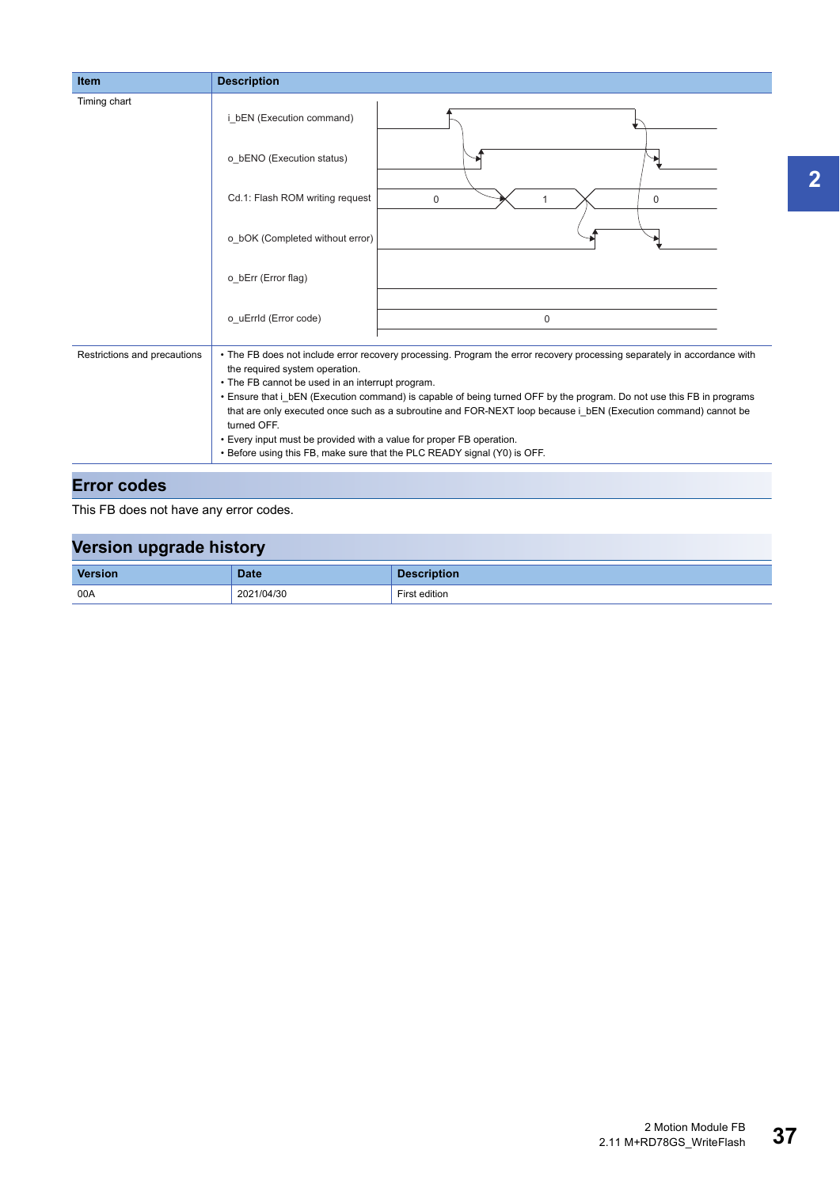| Item | Description |
|---|---|
| Timing chart | i_bEN (Execution command)<br>o_bENO (Execution status)<br>Cd.1: Flash ROM writing request (0 → 1 → 0)<br>o_bOK (Completed without error)<br>o_bErr (Error flag)<br>o_uErrId (Error code) (0) |
| Restrictions and precautions | • The FB does not include error recovery processing. Program the error recovery processing separately in accordance with the required system operation.<br>• The FB cannot be used in an interrupt program.<br>• Ensure that i_bEN (Execution command) is capable of being turned OFF by the program. Do not use this FB in programs that are only executed once such as a subroutine and FOR-NEXT loop because i_bEN (Execution command) cannot be turned OFF.<br>• Every input must be provided with a value for proper FB operation.<br>• Before using this FB, make sure that the PLC READY signal (Y0) is OFF. |

## Error codes

This FB does not have any error codes.

## Version upgrade history

| Version | Date | Description |
|---|---|---|
| 00A | 2021/04/30 | First edition |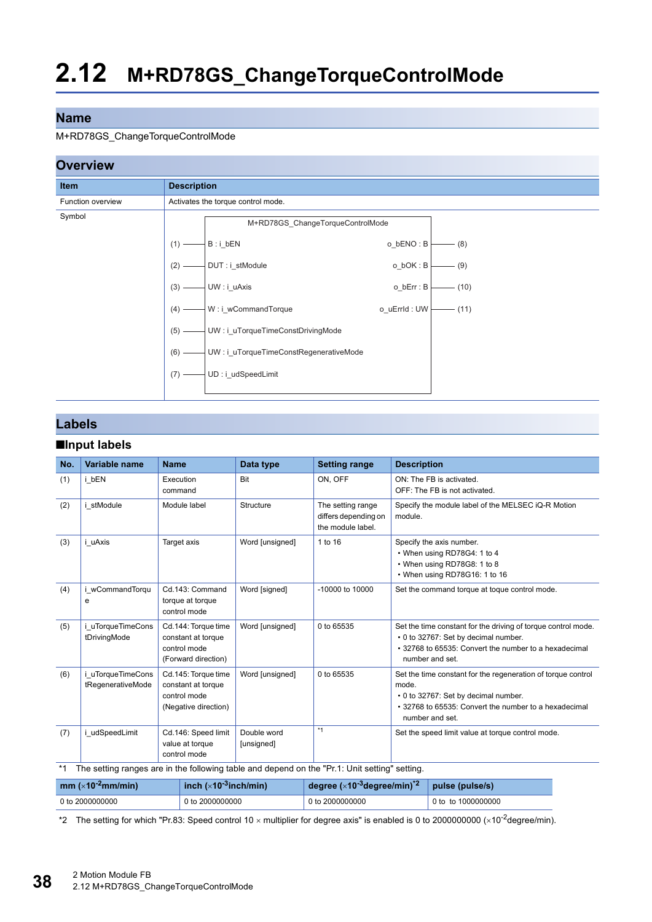# 2.12 M+RD78GS_ChangeTorqueControlMode

## Name

M+RD78GS_ChangeTorqueControlMode

## Overview

| Item | Description |
|---|---|
| Function overview | Activates the torque control mode. |
| Symbol | M+RD78GS_ChangeTorqueControlMode<br>(1) — B : i_bEN … o_bENO : B — (8)<br>(2) — DUT : i_stModule … o_bOK : B — (9)<br>(3) — UW : i_uAxis … o_bErr : B — (10)<br>(4) — W : i_wCommandTorque … o_uErrId : UW — (11)<br>(5) — UW : i_uTorqueTimeConstDrivingMode<br>(6) — UW : i_uTorqueTimeConstRegenerativeMode<br>(7) — UD : i_udSpeedLimit |

## Labels

### ■Input labels

| No. | Variable name | Name | Data type | Setting range | Description |
|---|---|---|---|---|---|
| (1) | i_bEN | Execution command | Bit | ON, OFF | ON: The FB is activated.<br>OFF: The FB is not activated. |
| (2) | i_stModule | Module label | Structure | The setting range differs depending on the module label. | Specify the module label of the MELSEC iQ-R Motion module. |
| (3) | i_uAxis | Target axis | Word [unsigned] | 1 to 16 | Specify the axis number.<br>• When using RD78G4: 1 to 4<br>• When using RD78G8: 1 to 8<br>• When using RD78G16: 1 to 16 |
| (4) | i_wCommandTorque | Cd.143: Command torque at torque control mode | Word [signed] | -10000 to 10000 | Set the command torque at toque control mode. |
| (5) | i_uTorqueTimeConstDrivingMode | Cd.144: Torque time constant at torque control mode (Forward direction) | Word [unsigned] | 0 to 65535 | Set the time constant for the driving of torque control mode.<br>• 0 to 32767: Set by decimal number.<br>• 32768 to 65535: Convert the number to a hexadecimal number and set. |
| (6) | i_uTorqueTimeConstRegenerativeMode | Cd.145: Torque time constant at torque control mode (Negative direction) | Word [unsigned] | 0 to 65535 | Set the time constant for the regeneration of torque control mode.<br>• 0 to 32767: Set by decimal number.<br>• 32768 to 65535: Convert the number to a hexadecimal number and set. |
| (7) | i_udSpeedLimit | Cd.146: Speed limit value at torque control mode | Double word [unsigned] | *1 | Set the speed limit value at torque control mode. |

*1 The setting ranges are in the following table and depend on the "Pr.1: Unit setting" setting.

| mm ($\times 10^{-2}$mm/min) | inch ($\times 10^{-3}$inch/min) | degree ($\times 10^{-3}$degree/min)*2 | pulse (pulse/s) |
|---|---|---|---|
| 0 to 2000000000 | 0 to 2000000000 | 0 to 2000000000 | 0 to to 1000000000 |

*2 The setting for which "Pr.83: Speed control 10 × multiplier for degree axis" is enabled is 0 to 2000000000 ($\times 10^{-2}$degree/min).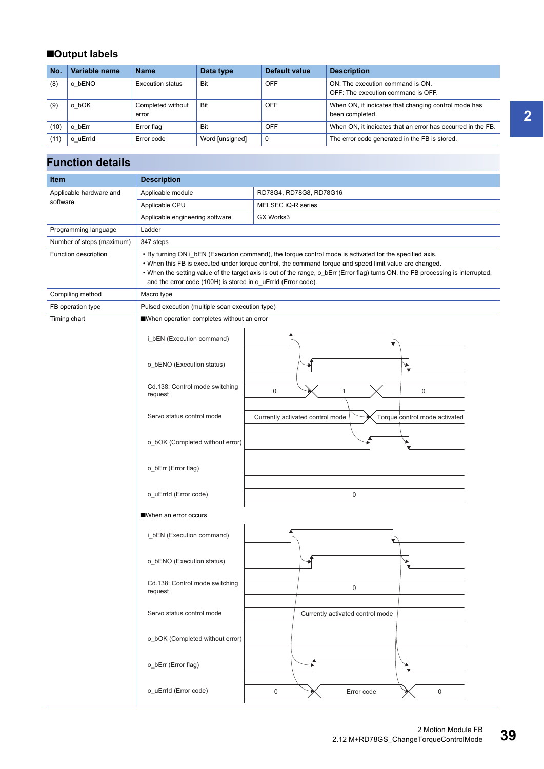### ■Output labels

| No. | Variable name | Name | Data type | Default value | Description |
|---|---|---|---|---|---|
| (8) | o_bENO | Execution status | Bit | OFF | ON: The execution command is ON.<br>OFF: The execution command is OFF. |
| (9) | o_bOK | Completed without error | Bit | OFF | When ON, it indicates that changing control mode has been completed. |
| (10) | o_bErr | Error flag | Bit | OFF | When ON, it indicates that an error has occurred in the FB. |
| (11) | o_uErrId | Error code | Word [unsigned] | 0 | The error code generated in the FB is stored. |

## Function details

| Item | Description | |
|---|---|---|
| Applicable hardware and software | Applicable module | RD78G4, RD78G8, RD78G16 |
| | Applicable CPU | MELSEC iQ-R series |
| | Applicable engineering software | GX Works3 |
| Programming language | Ladder | |
| Number of steps (maximum) | 347 steps | |
| Function description | • By turning ON i_bEN (Execution command), the torque control mode is activated for the specified axis.<br>• When this FB is executed under torque control, the command torque and speed limit value are changed.<br>• When the setting value of the target axis is out of the range, o_bErr (Error flag) turns ON, the FB processing is interrupted, and the error code (100H) is stored in o_uErrId (Error code). | |
| Compiling method | Macro type | |
| FB operation type | Pulsed execution (multiple scan execution type) | |
| Timing chart | ■When operation completes without an error<br>i_bEN (Execution command)<br>o_bENO (Execution status)<br>Cd.138: Control mode switching request: 0 → 1 → 0<br>Servo status control mode: Currently activated control mode → Torque control mode activated<br>o_bOK (Completed without error)<br>o_bErr (Error flag)<br>o_uErrId (Error code): 0<br><br>■When an error occurs<br>i_bEN (Execution command)<br>o_bENO (Execution status)<br>Cd.138: Control mode switching request: 0<br>Servo status control mode: Currently activated control mode<br>o_bOK (Completed without error)<br>o_bErr (Error flag)<br>o_uErrId (Error code): 0 → Error code → 0 | |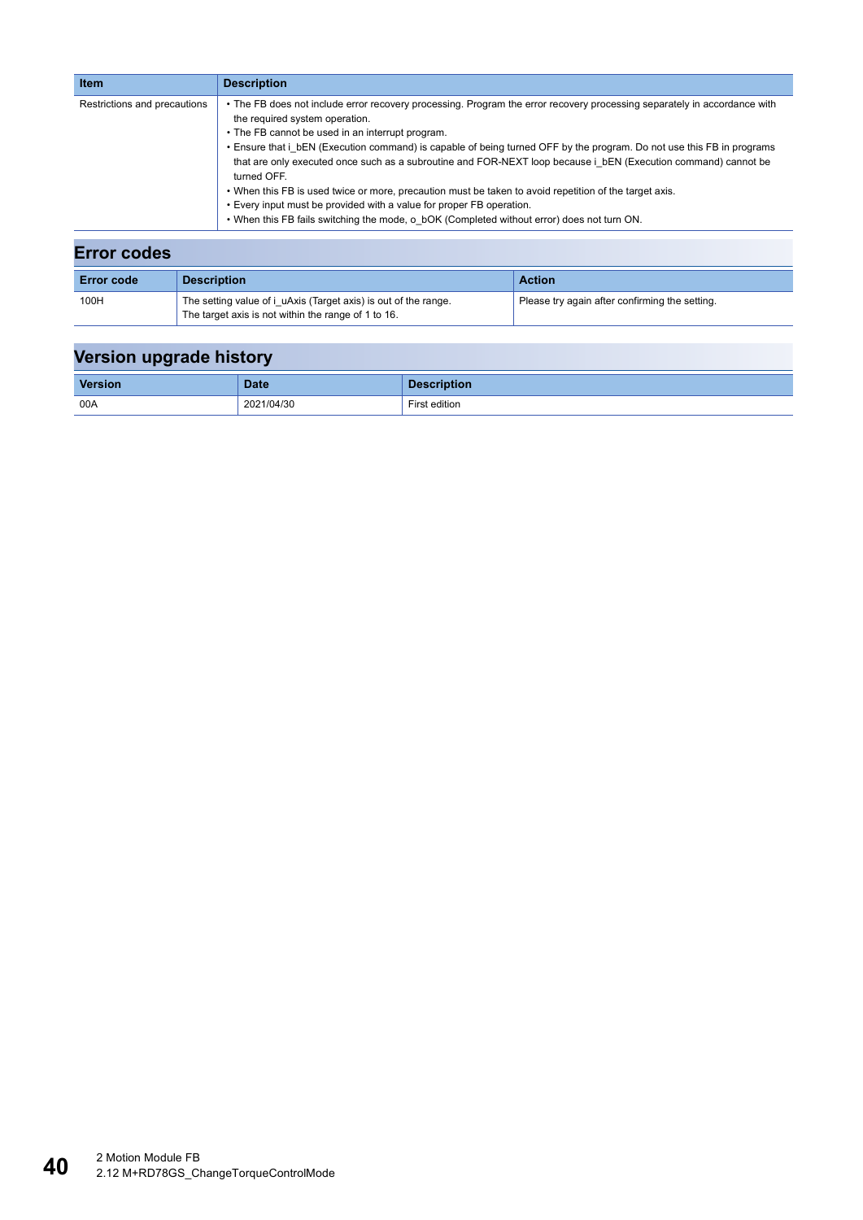| Item | Description |
| --- | --- |
| Restrictions and precautions | • The FB does not include error recovery processing. Program the error recovery processing separately in accordance with the required system operation.<br>• The FB cannot be used in an interrupt program.<br>• Ensure that i_bEN (Execution command) is capable of being turned OFF by the program. Do not use this FB in programs that are only executed once such as a subroutine and FOR-NEXT loop because i_bEN (Execution command) cannot be turned OFF.<br>• When this FB is used twice or more, precaution must be taken to avoid repetition of the target axis.<br>• Every input must be provided with a value for proper FB operation.<br>• When this FB fails switching the mode, o_bOK (Completed without error) does not turn ON. |

## Error codes

| Error code | Description | Action |
| --- | --- | --- |
| 100H | The setting value of i_uAxis (Target axis) is out of the range.<br>The target axis is not within the range of 1 to 16. | Please try again after confirming the setting. |

## Version upgrade history

| Version | Date | Description |
| --- | --- | --- |
| 00A | 2021/04/30 | First edition |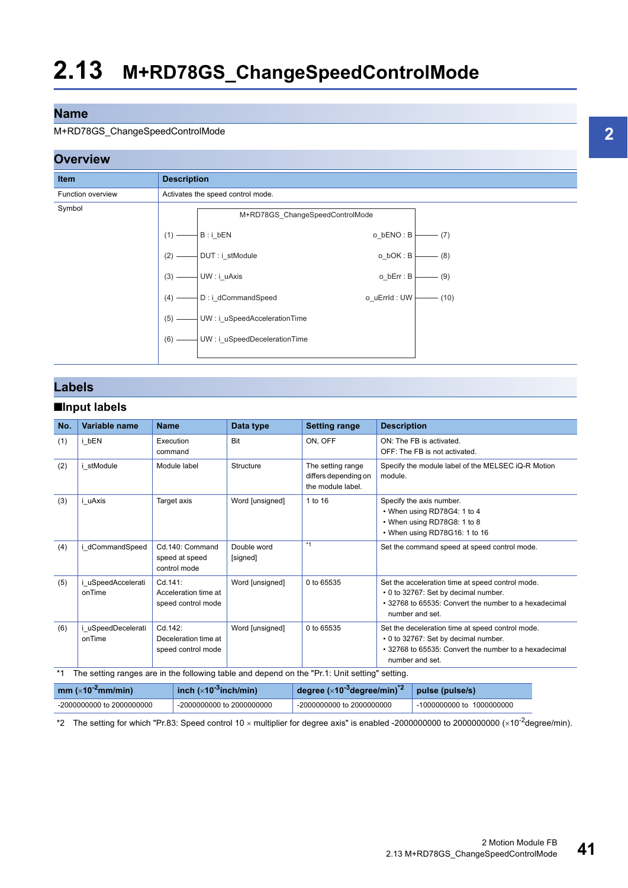# 2.13 M+RD78GS_ChangeSpeedControlMode

## Name

M+RD78GS_ChangeSpeedControlMode

## Overview

| Item | Description |
|---|---|
| Function overview | Activates the speed control mode. |
| Symbol | M+RD78GS_ChangeSpeedControlMode<br>(1) — B : i_bEN / o_bENO : B — (7)<br>(2) — DUT : i_stModule / o_bOK : B — (8)<br>(3) — UW : i_uAxis / o_bErr : B — (9)<br>(4) — D : i_dCommandSpeed / o_uErrId : UW — (10)<br>(5) — UW : i_uSpeedAccelerationTime<br>(6) — UW : i_uSpeedDecelerationTime |

## Labels

### ■Input labels

| No. | Variable name | Name | Data type | Setting range | Description |
|---|---|---|---|---|---|
| (1) | i_bEN | Execution command | Bit | ON, OFF | ON: The FB is activated.<br>OFF: The FB is not activated. |
| (2) | i_stModule | Module label | Structure | The setting range differs depending on the module label. | Specify the module label of the MELSEC iQ-R Motion module. |
| (3) | i_uAxis | Target axis | Word [unsigned] | 1 to 16 | Specify the axis number.<br>• When using RD78G4: 1 to 4<br>• When using RD78G8: 1 to 8<br>• When using RD78G16: 1 to 16 |
| (4) | i_dCommandSpeed | Cd.140: Command speed at speed control mode | Double word [signed] | *1 | Set the command speed at speed control mode. |
| (5) | i_uSpeedAccelerationTime | Cd.141: Acceleration time at speed control mode | Word [unsigned] | 0 to 65535 | Set the acceleration time at speed control mode.<br>• 0 to 32767: Set by decimal number.<br>• 32768 to 65535: Convert the number to a hexadecimal number and set. |
| (6) | i_uSpeedDecelerationTime | Cd.142: Deceleration time at speed control mode | Word [unsigned] | 0 to 65535 | Set the deceleration time at speed control mode.<br>• 0 to 32767: Set by decimal number.<br>• 32768 to 65535: Convert the number to a hexadecimal number and set. |

*1 The setting ranges are in the following table and depend on the "Pr.1: Unit setting" setting.

| mm ($\times 10^{-2}$mm/min) | inch ($\times 10^{-3}$inch/min) | degree ($\times 10^{-3}$degree/min)*2 | pulse (pulse/s) |
|---|---|---|---|
| -2000000000 to 2000000000 | -2000000000 to 2000000000 | -2000000000 to 2000000000 | -1000000000 to 1000000000 |

*2 The setting for which "Pr.83: Speed control 10 × multiplier for degree axis" is enabled -2000000000 to 2000000000 ($\times 10^{-2}$degree/min).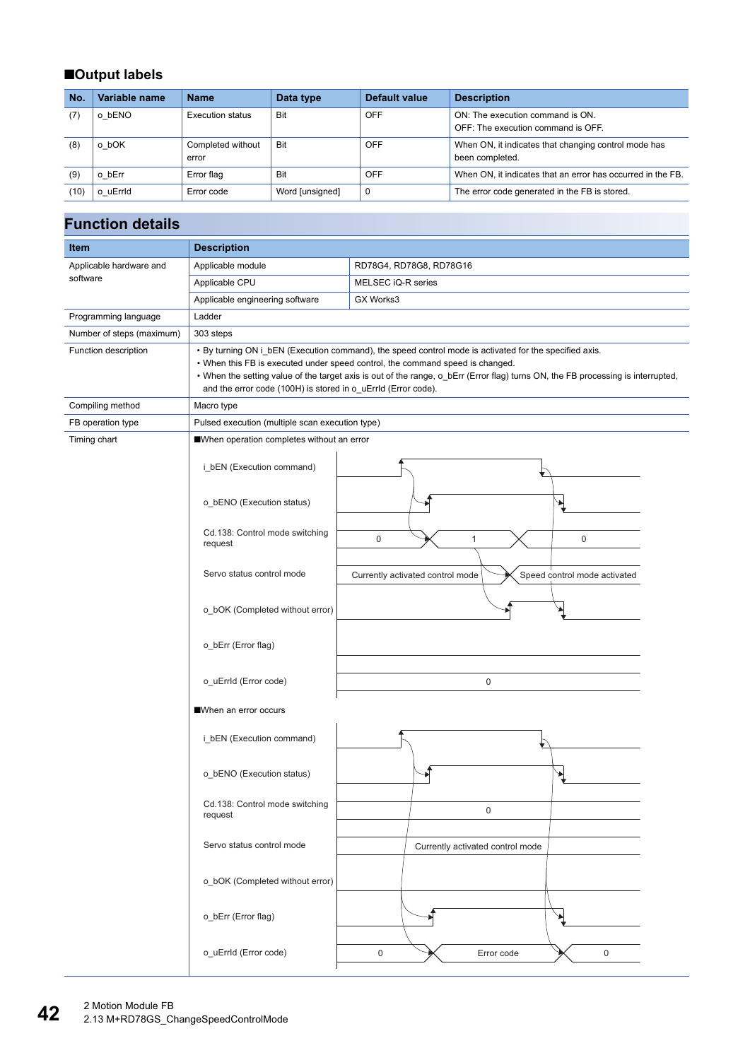## ■Output labels

| No. | Variable name | Name | Data type | Default value | Description |
|---|---|---|---|---|---|
| (7) | o_bENO | Execution status | Bit | OFF | ON: The execution command is ON.<br>OFF: The execution command is OFF. |
| (8) | o_bOK | Completed without error | Bit | OFF | When ON, it indicates that changing control mode has been completed. |
| (9) | o_bErr | Error flag | Bit | OFF | When ON, it indicates that an error has occurred in the FB. |
| (10) | o_uErrId | Error code | Word [unsigned] | 0 | The error code generated in the FB is stored. |

# Function details

| Item | Description | |
|---|---|---|
| Applicable hardware and software | Applicable module | RD78G4, RD78G8, RD78G16 |
| | Applicable CPU | MELSEC iQ-R series |
| | Applicable engineering software | GX Works3 |
| Programming language | Ladder | |
| Number of steps (maximum) | 303 steps | |
| Function description | • By turning ON i_bEN (Execution command), the speed control mode is activated for the specified axis.<br>• When this FB is executed under speed control, the command speed is changed.<br>• When the setting value of the target axis is out of the range, o_bErr (Error flag) turns ON, the FB processing is interrupted, and the error code (100H) is stored in o_uErrId (Error code). | |
| Compiling method | Macro type | |
| FB operation type | Pulsed execution (multiple scan execution type) | |
| Timing chart | ■When operation completes without an error<br>i_bEN (Execution command)<br>o_bENO (Execution status)<br>Cd.138: Control mode switching request: 0, 1, 0<br>Servo status control mode: Currently activated control mode, Speed control mode activated<br>o_bOK (Completed without error)<br>o_bErr (Error flag)<br>o_uErrId (Error code): 0<br>■When an error occurs<br>i_bEN (Execution command)<br>o_bENO (Execution status)<br>Cd.138: Control mode switching request: 0<br>Servo status control mode: Currently activated control mode<br>o_bOK (Completed without error)<br>o_bErr (Error flag)<br>o_uErrId (Error code): 0, Error code, 0 | |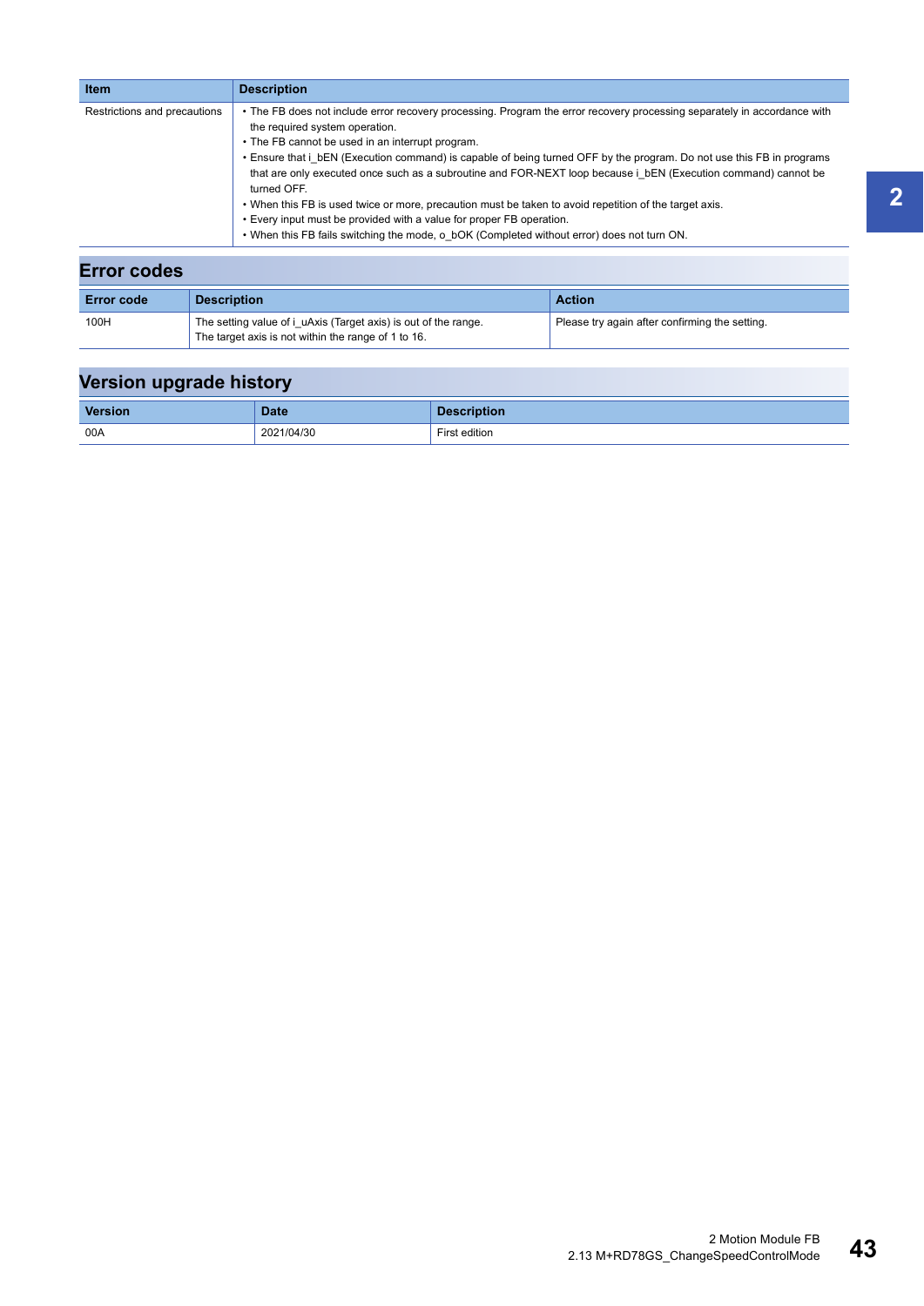| Item | Description |
|---|---|
| Restrictions and precautions | • The FB does not include error recovery processing. Program the error recovery processing separately in accordance with the required system operation.<br>• The FB cannot be used in an interrupt program.<br>• Ensure that i_bEN (Execution command) is capable of being turned OFF by the program. Do not use this FB in programs that are only executed once such as a subroutine and FOR-NEXT loop because i_bEN (Execution command) cannot be turned OFF.<br>• When this FB is used twice or more, precaution must be taken to avoid repetition of the target axis.<br>• Every input must be provided with a value for proper FB operation.<br>• When this FB fails switching the mode, o_bOK (Completed without error) does not turn ON. |

## Error codes

| Error code | Description | Action |
|---|---|---|
| 100H | The setting value of i_uAxis (Target axis) is out of the range.<br>The target axis is not within the range of 1 to 16. | Please try again after confirming the setting. |

## Version upgrade history

| Version | Date | Description |
|---|---|---|
| 00A | 2021/04/30 | First edition |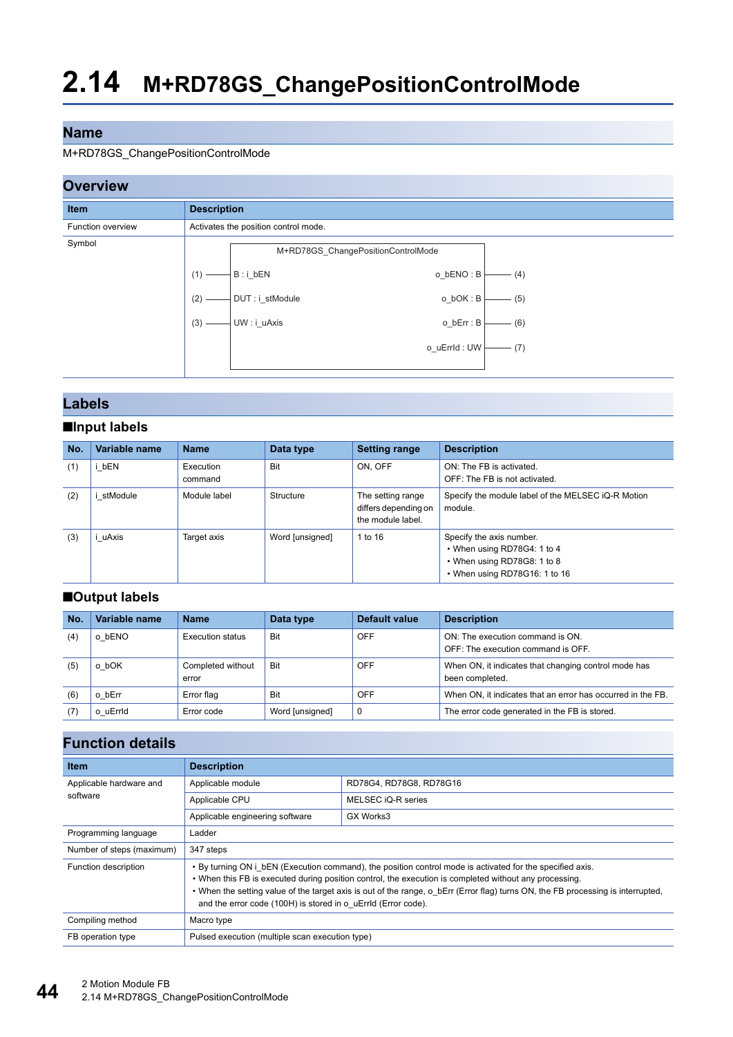# 2.14 M+RD78GS_ChangePositionControlMode

## Name

M+RD78GS_ChangePositionControlMode

## Overview

| Item | Description |
|---|---|
| Function overview | Activates the position control mode. |
| Symbol | M+RD78GS_ChangePositionControlMode<br>(1) — B : i_bEN　　o_bENO : B — (4)<br>(2) — DUT : i_stModule　　o_bOK : B — (5)<br>(3) — UW : i_uAxis　　o_bErr : B — (6)<br>o_uErrId : UW — (7) |

## Labels

### ■Input labels

| No. | Variable name | Name | Data type | Setting range | Description |
|---|---|---|---|---|---|
| (1) | i_bEN | Execution command | Bit | ON, OFF | ON: The FB is activated.<br>OFF: The FB is not activated. |
| (2) | i_stModule | Module label | Structure | The setting range differs depending on the module label. | Specify the module label of the MELSEC iQ-R Motion module. |
| (3) | i_uAxis | Target axis | Word [unsigned] | 1 to 16 | Specify the axis number.<br>• When using RD78G4: 1 to 4<br>• When using RD78G8: 1 to 8<br>• When using RD78G16: 1 to 16 |

### ■Output labels

| No. | Variable name | Name | Data type | Default value | Description |
|---|---|---|---|---|---|
| (4) | o_bENO | Execution status | Bit | OFF | ON: The execution command is ON.<br>OFF: The execution command is OFF. |
| (5) | o_bOK | Completed without error | Bit | OFF | When ON, it indicates that changing control mode has been completed. |
| (6) | o_bErr | Error flag | Bit | OFF | When ON, it indicates that an error has occurred in the FB. |
| (7) | o_uErrId | Error code | Word [unsigned] | 0 | The error code generated in the FB is stored. |

## Function details

| Item | Description | |
|---|---|---|
| Applicable hardware and software | Applicable module | RD78G4, RD78G8, RD78G16 |
| | Applicable CPU | MELSEC iQ-R series |
| | Applicable engineering software | GX Works3 |
| Programming language | Ladder | |
| Number of steps (maximum) | 347 steps | |
| Function description | • By turning ON i_bEN (Execution command), the position control mode is activated for the specified axis.<br>• When this FB is executed during position control, the execution is completed without any processing.<br>• When the setting value of the target axis is out of the range, o_bErr (Error flag) turns ON, the FB processing is interrupted, and the error code (100H) is stored in o_uErrId (Error code). | |
| Compiling method | Macro type | |
| FB operation type | Pulsed execution (multiple scan execution type) | |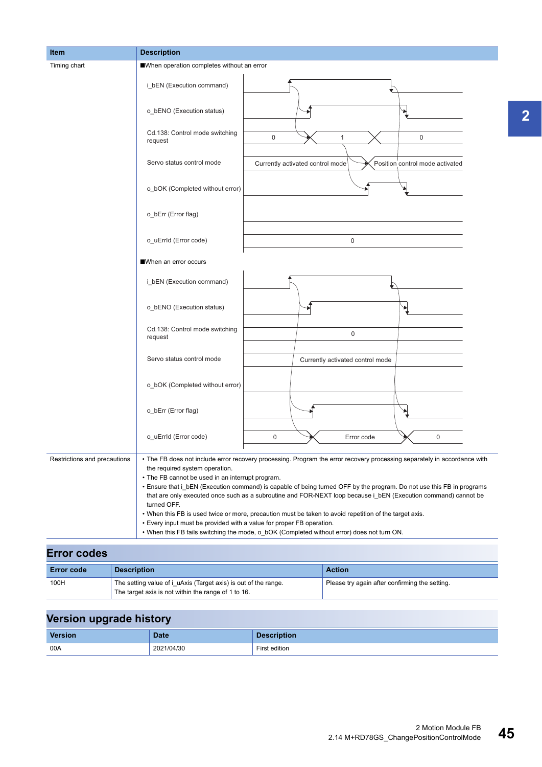| Item | Description |
|---|---|
| Timing chart | ■When operation completes without an error<br>i_bEN (Execution command)<br>o_bENO (Execution status)<br>Cd.138: Control mode switching request: 0 → 1 → 0<br>Servo status control mode: Currently activated control mode → Position control mode activated<br>o_bOK (Completed without error)<br>o_bErr (Error flag)<br>o_uErrId (Error code): 0<br>■When an error occurs<br>i_bEN (Execution command)<br>o_bENO (Execution status)<br>Cd.138: Control mode switching request: 0<br>Servo status control mode: Currently activated control mode<br>o_bOK (Completed without error)<br>o_bErr (Error flag)<br>o_uErrId (Error code): 0 → Error code → 0 |
| Restrictions and precautions | • The FB does not include error recovery processing. Program the error recovery processing separately in accordance with the required system operation.<br>• The FB cannot be used in an interrupt program.<br>• Ensure that i_bEN (Execution command) is capable of being turned OFF by the program. Do not use this FB in programs that are only executed once such as a subroutine and FOR-NEXT loop because i_bEN (Execution command) cannot be turned OFF.<br>• When this FB is used twice or more, precaution must be taken to avoid repetition of the target axis.<br>• Every input must be provided with a value for proper FB operation.<br>• When this FB fails switching the mode, o_bOK (Completed without error) does not turn ON. |

## Error codes

| Error code | Description | Action |
|---|---|---|
| 100H | The setting value of i_uAxis (Target axis) is out of the range.<br>The target axis is not within the range of 1 to 16. | Please try again after confirming the setting. |

## Version upgrade history

| Version | Date | Description |
|---|---|---|
| 00A | 2021/04/30 | First edition |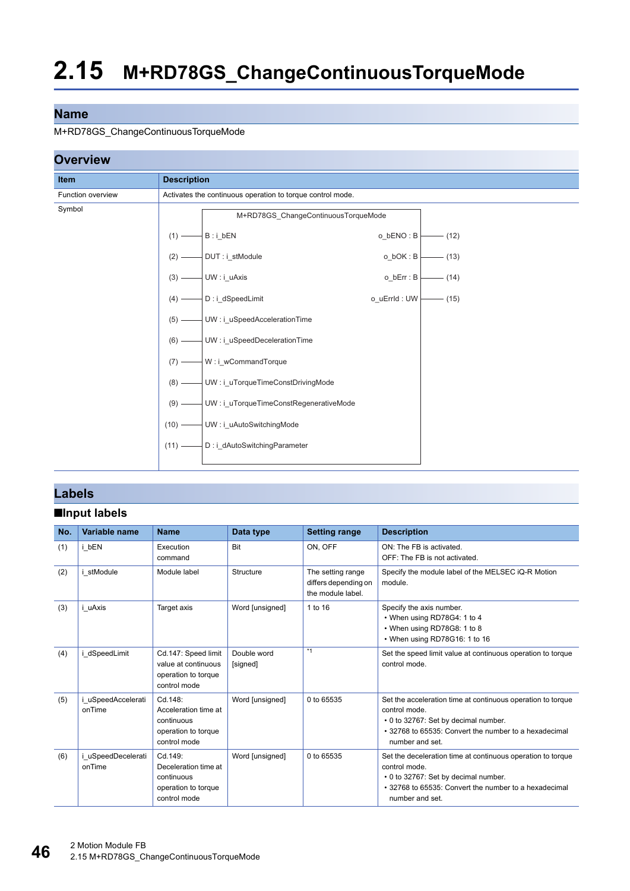# 2.15 M+RD78GS_ChangeContinuousTorqueMode

## Name

M+RD78GS_ChangeContinuousTorqueMode

## Overview

| Item | Description |
|---|---|
| Function overview | Activates the continuous operation to torque control mode. |
| Symbol | M+RD78GS_ChangeContinuousTorqueMode<br>(1) B : i_bEN — o_bENO : B (12)<br>(2) DUT : i_stModule — o_bOK : B (13)<br>(3) UW : i_uAxis — o_bErr : B (14)<br>(4) D : i_dSpeedLimit — o_uErrId : UW (15)<br>(5) UW : i_uSpeedAccelerationTime<br>(6) UW : i_uSpeedDecelerationTime<br>(7) W : i_wCommandTorque<br>(8) UW : i_uTorqueTimeConstDrivingMode<br>(9) UW : i_uTorqueTimeConstRegenerativeMode<br>(10) UW : i_uAutoSwitchingMode<br>(11) D : i_dAutoSwitchingParameter |

## Labels

### ■Input labels

| No. | Variable name | Name | Data type | Setting range | Description |
|---|---|---|---|---|---|
| (1) | i_bEN | Execution command | Bit | ON, OFF | ON: The FB is activated.<br>OFF: The FB is not activated. |
| (2) | i_stModule | Module label | Structure | The setting range differs depending on the module label. | Specify the module label of the MELSEC iQ-R Motion module. |
| (3) | i_uAxis | Target axis | Word [unsigned] | 1 to 16 | Specify the axis number.<br>• When using RD78G4: 1 to 4<br>• When using RD78G8: 1 to 8<br>• When using RD78G16: 1 to 16 |
| (4) | i_dSpeedLimit | Cd.147: Speed limit value at continuous operation to torque control mode | Double word [signed] | *1 | Set the speed limit value at continuous operation to torque control mode. |
| (5) | i_uSpeedAccelerationTime | Cd.148: Acceleration time at continuous operation to torque control mode | Word [unsigned] | 0 to 65535 | Set the acceleration time at continuous operation to torque control mode.<br>• 0 to 32767: Set by decimal number.<br>• 32768 to 65535: Convert the number to a hexadecimal number and set. |
| (6) | i_uSpeedDecelerationTime | Cd.149: Deceleration time at continuous operation to torque control mode | Word [unsigned] | 0 to 65535 | Set the deceleration time at continuous operation to torque control mode.<br>• 0 to 32767: Set by decimal number.<br>• 32768 to 65535: Convert the number to a hexadecimal number and set. |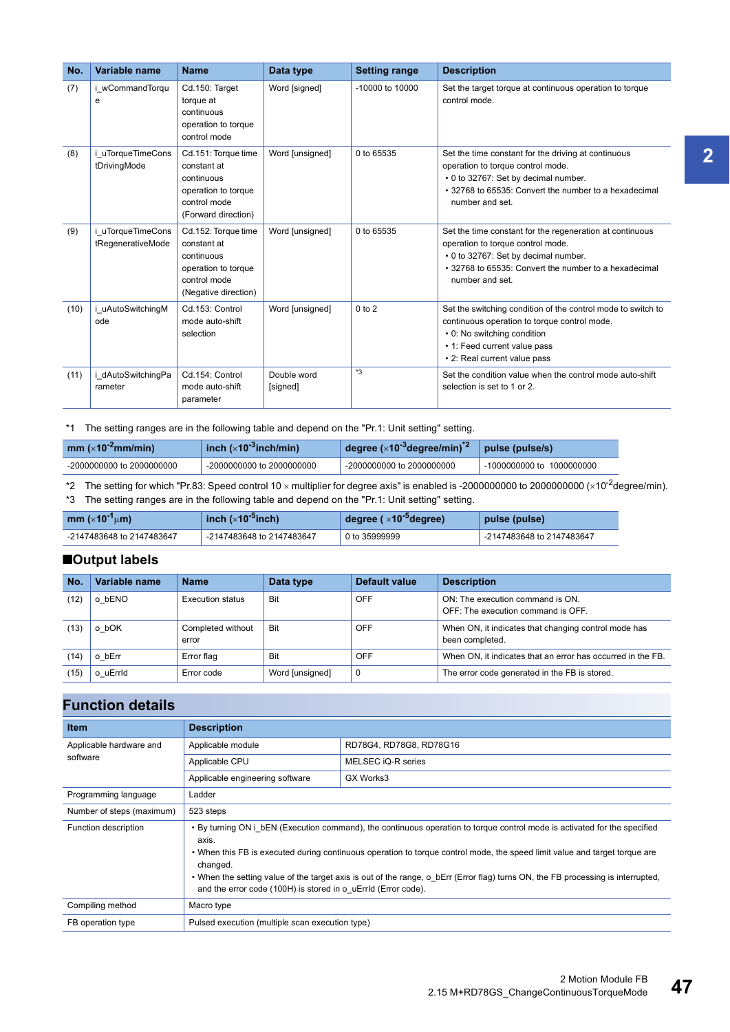| No. | Variable name | Name | Data type | Setting range | Description |
|---|---|---|---|---|---|
| (7) | i_wCommandTorque | Cd.150: Target torque at continuous operation to torque control mode | Word [signed] | -10000 to 10000 | Set the target torque at continuous operation to torque control mode. |
| (8) | i_uTorqueTimeConstDrivingMode | Cd.151: Torque time constant at continuous operation to torque control mode (Forward direction) | Word [unsigned] | 0 to 65535 | Set the time constant for the driving at continuous operation to torque control mode.<br>• 0 to 32767: Set by decimal number.<br>• 32768 to 65535: Convert the number to a hexadecimal number and set. |
| (9) | i_uTorqueTimeConstRegenerativeMode | Cd.152: Torque time constant at continuous operation to torque control mode (Negative direction) | Word [unsigned] | 0 to 65535 | Set the time constant for the regeneration at continuous operation to torque control mode.<br>• 0 to 32767: Set by decimal number.<br>• 32768 to 65535: Convert the number to a hexadecimal number and set. |
| (10) | i_uAutoSwitchingMode | Cd.153: Control mode auto-shift selection | Word [unsigned] | 0 to 2 | Set the switching condition of the control mode to switch to continuous operation to torque control mode.<br>• 0: No switching condition<br>• 1: Feed current value pass<br>• 2: Real current value pass |
| (11) | i_dAutoSwitchingParameter | Cd.154: Control mode auto-shift parameter | Double word [signed] | *3 | Set the condition value when the control mode auto-shift selection is set to 1 or 2. |

*1 The setting ranges are in the following table and depend on the "Pr.1: Unit setting" setting.

| mm ($\times 10^{-2}$mm/min) | inch ($\times 10^{-3}$inch/min) | degree ($\times 10^{-3}$degree/min)*2 | pulse (pulse/s) |
|---|---|---|---|
| -2000000000 to 2000000000 | -2000000000 to 2000000000 | -2000000000 to 2000000000 | -1000000000 to 1000000000 |

*2 The setting for which "Pr.83: Speed control 10 × multiplier for degree axis" is enabled is -2000000000 to 2000000000 ($\times 10^{-2}$degree/min).

*3 The setting ranges are in the following table and depend on the "Pr.1: Unit setting" setting.

| mm ($\times 10^{-1}$μm) | inch ($\times 10^{-5}$inch) | degree ($\times 10^{-5}$degree) | pulse (pulse) |
|---|---|---|---|
| -2147483648 to 2147483647 | -2147483648 to 2147483647 | 0 to 35999999 | -2147483648 to 2147483647 |

■Output labels

| No. | Variable name | Name | Data type | Default value | Description |
|---|---|---|---|---|---|
| (12) | o_bENO | Execution status | Bit | OFF | ON: The execution command is ON.<br>OFF: The execution command is OFF. |
| (13) | o_bOK | Completed without error | Bit | OFF | When ON, it indicates that changing control mode has been completed. |
| (14) | o_bErr | Error flag | Bit | OFF | When ON, it indicates that an error has occurred in the FB. |
| (15) | o_uErrId | Error code | Word [unsigned] | 0 | The error code generated in the FB is stored. |

## Function details

| Item | Description | |
|---|---|---|
| Applicable hardware and software | Applicable module | RD78G4, RD78G8, RD78G16 |
| | Applicable CPU | MELSEC iQ-R series |
| | Applicable engineering software | GX Works3 |
| Programming language | Ladder | |
| Number of steps (maximum) | 523 steps | |
| Function description | • By turning ON i_bEN (Execution command), the continuous operation to torque control mode is activated for the specified axis.<br>• When this FB is executed during continuous operation to torque control mode, the speed limit value and target torque are changed.<br>• When the setting value of the target axis is out of the range, o_bErr (Error flag) turns ON, the FB processing is interrupted, and the error code (100H) is stored in o_uErrId (Error code). | |
| Compiling method | Macro type | |
| FB operation type | Pulsed execution (multiple scan execution type) | |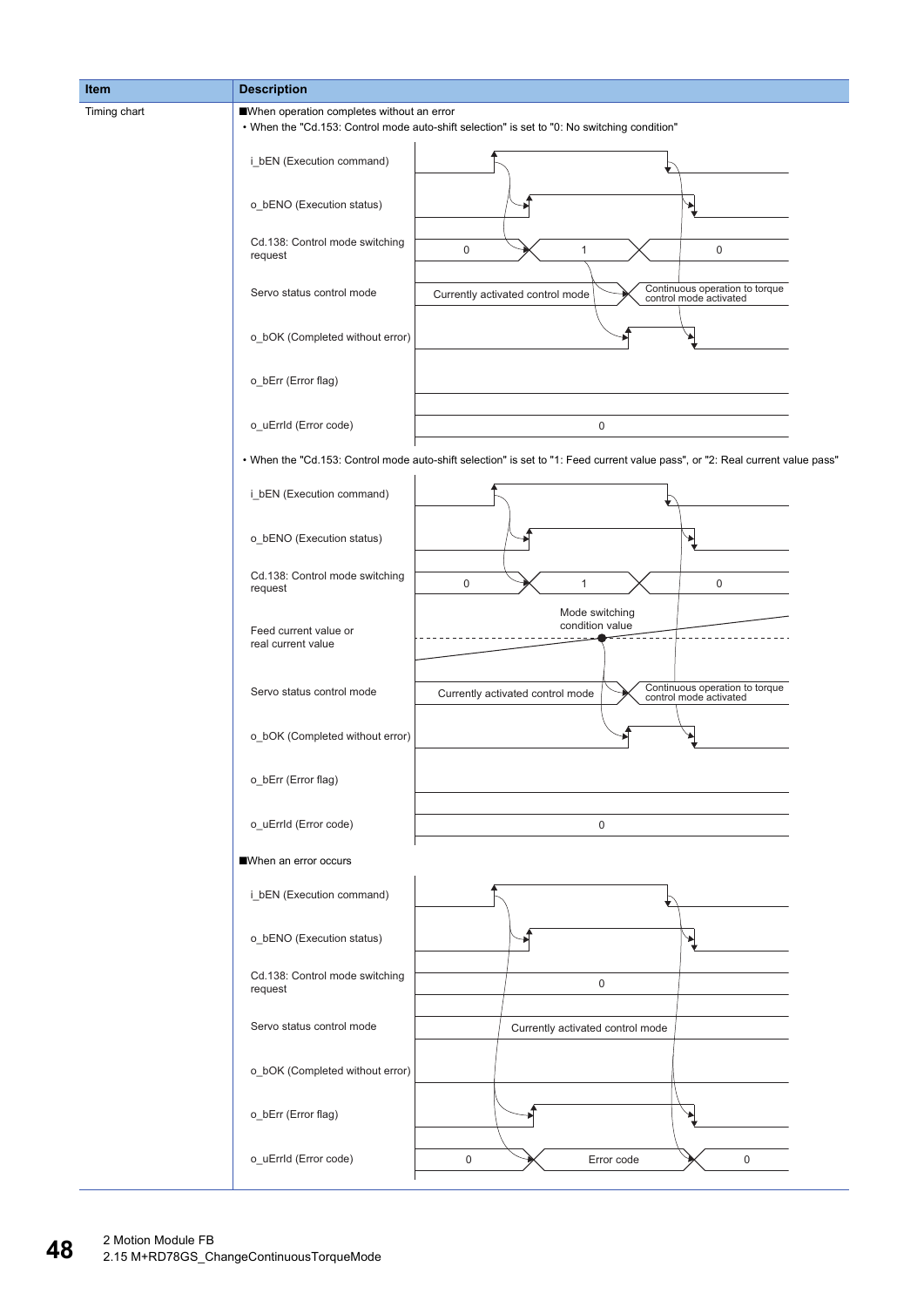| Item | Description |
|---|---|
| Timing chart | ■When operation completes without an error<br>• When the "Cd.153: Control mode auto-shift selection" is set to "0: No switching condition"<br><br>i_bEN (Execution command)<br>o_bENO (Execution status)<br>Cd.138: Control mode switching request: 0 → 1 → 0<br>Servo status control mode: Currently activated control mode → Continuous operation to torque control mode activated<br>o_bOK (Completed without error)<br>o_bErr (Error flag)<br>o_uErrId (Error code): 0<br><br>• When the "Cd.153: Control mode auto-shift selection" is set to "1: Feed current value pass", or "2: Real current value pass"<br><br>i_bEN (Execution command)<br>o_bENO (Execution status)<br>Cd.138: Control mode switching request: 0 → 1 → 0<br>Feed current value or real current value: Mode switching condition value<br>Servo status control mode: Currently activated control mode → Continuous operation to torque control mode activated<br>o_bOK (Completed without error)<br>o_bErr (Error flag)<br>o_uErrId (Error code): 0<br><br>■When an error occurs<br><br>i_bEN (Execution command)<br>o_bENO (Execution status)<br>Cd.138: Control mode switching request: 0<br>Servo status control mode: Currently activated control mode<br>o_bOK (Completed without error)<br>o_bErr (Error flag)<br>o_uErrId (Error code): 0 → Error code → 0 |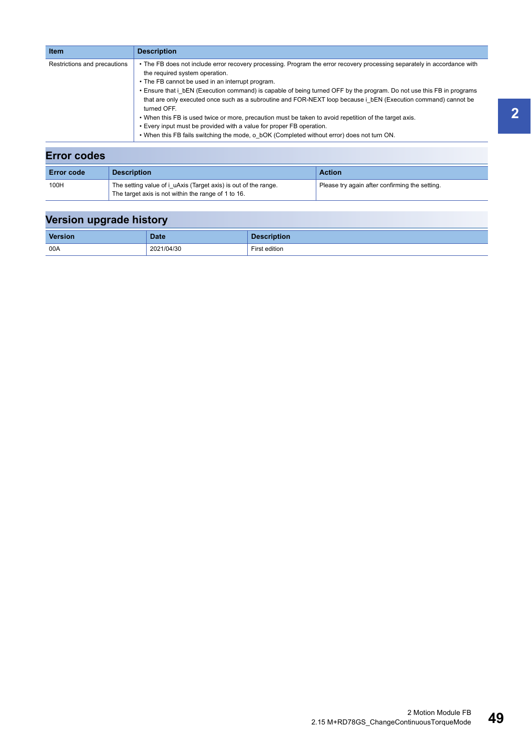| Item | Description |
|---|---|
| Restrictions and precautions | • The FB does not include error recovery processing. Program the error recovery processing separately in accordance with the required system operation.<br>• The FB cannot be used in an interrupt program.<br>• Ensure that i_bEN (Execution command) is capable of being turned OFF by the program. Do not use this FB in programs that are only executed once such as a subroutine and FOR-NEXT loop because i_bEN (Execution command) cannot be turned OFF.<br>• When this FB is used twice or more, precaution must be taken to avoid repetition of the target axis.<br>• Every input must be provided with a value for proper FB operation.<br>• When this FB fails switching the mode, o_bOK (Completed without error) does not turn ON. |

## Error codes

| Error code | Description | Action |
|---|---|---|
| 100H | The setting value of i_uAxis (Target axis) is out of the range.<br>The target axis is not within the range of 1 to 16. | Please try again after confirming the setting. |

## Version upgrade history

| Version | Date | Description |
|---|---|---|
| 00A | 2021/04/30 | First edition |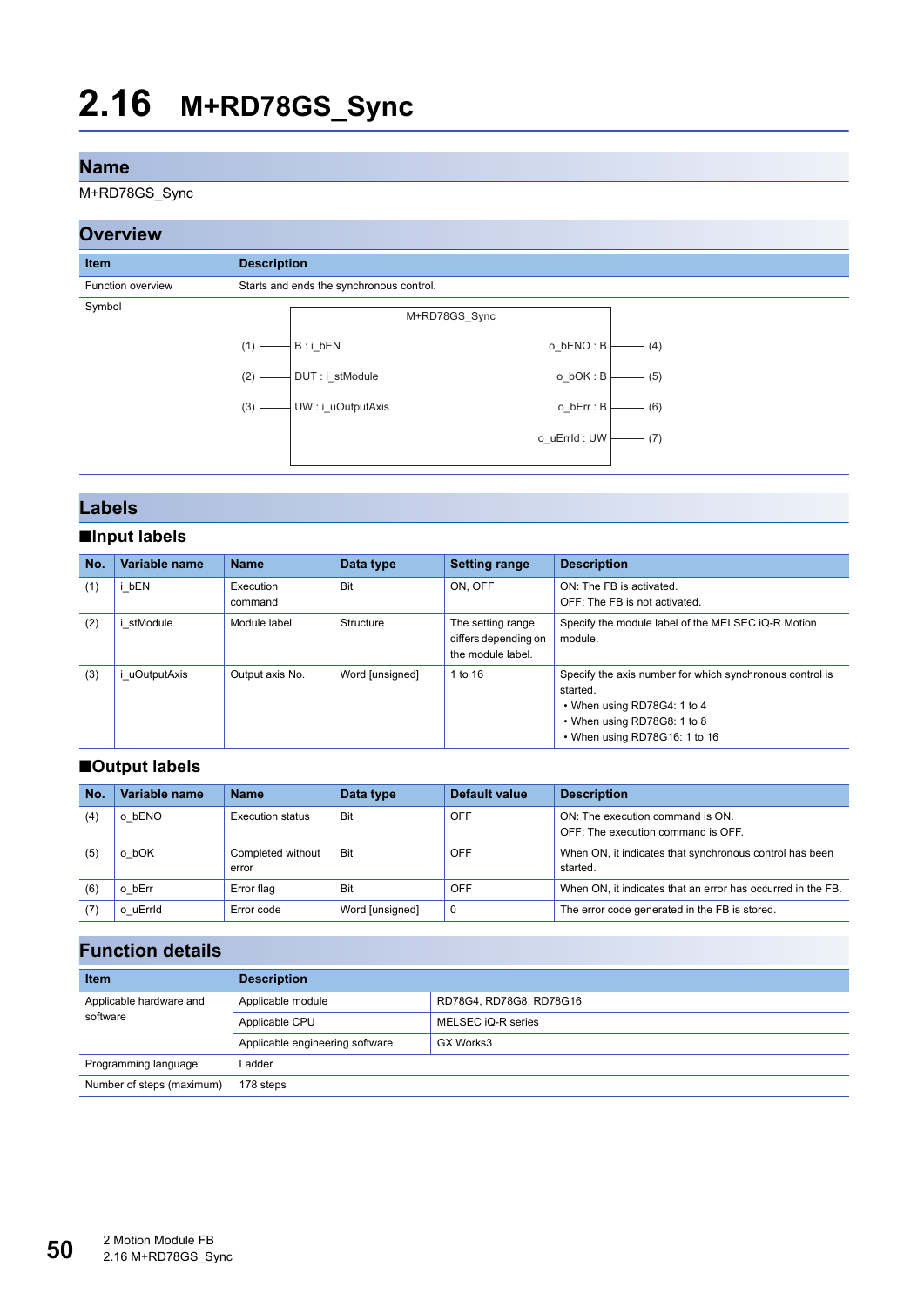# 2.16 M+RD78GS_Sync

## Name

M+RD78GS_Sync

## Overview

| Item | Description |
|---|---|
| Function overview | Starts and ends the synchronous control. |
| Symbol | M+RD78GS_Sync<br>(1) — B : i_bEN ... o_bENO : B — (4)<br>(2) — DUT : i_stModule ... o_bOK : B — (5)<br>(3) — UW : i_uOutputAxis ... o_bErr : B — (6)<br>o_uErrId : UW — (7) |

## Labels

### ■Input labels

| No. | Variable name | Name | Data type | Setting range | Description |
|---|---|---|---|---|---|
| (1) | i_bEN | Execution command | Bit | ON, OFF | ON: The FB is activated.<br>OFF: The FB is not activated. |
| (2) | i_stModule | Module label | Structure | The setting range differs depending on the module label. | Specify the module label of the MELSEC iQ-R Motion module. |
| (3) | i_uOutputAxis | Output axis No. | Word [unsigned] | 1 to 16 | Specify the axis number for which synchronous control is started.<br>• When using RD78G4: 1 to 4<br>• When using RD78G8: 1 to 8<br>• When using RD78G16: 1 to 16 |

### ■Output labels

| No. | Variable name | Name | Data type | Default value | Description |
|---|---|---|---|---|---|
| (4) | o_bENO | Execution status | Bit | OFF | ON: The execution command is ON.<br>OFF: The execution command is OFF. |
| (5) | o_bOK | Completed without error | Bit | OFF | When ON, it indicates that synchronous control has been started. |
| (6) | o_bErr | Error flag | Bit | OFF | When ON, it indicates that an error has occurred in the FB. |
| (7) | o_uErrId | Error code | Word [unsigned] | 0 | The error code generated in the FB is stored. |

## Function details

| Item | Description | |
|---|---|---|
| Applicable hardware and software | Applicable module | RD78G4, RD78G8, RD78G16 |
| | Applicable CPU | MELSEC iQ-R series |
| | Applicable engineering software | GX Works3 |
| Programming language | Ladder | |
| Number of steps (maximum) | 178 steps | |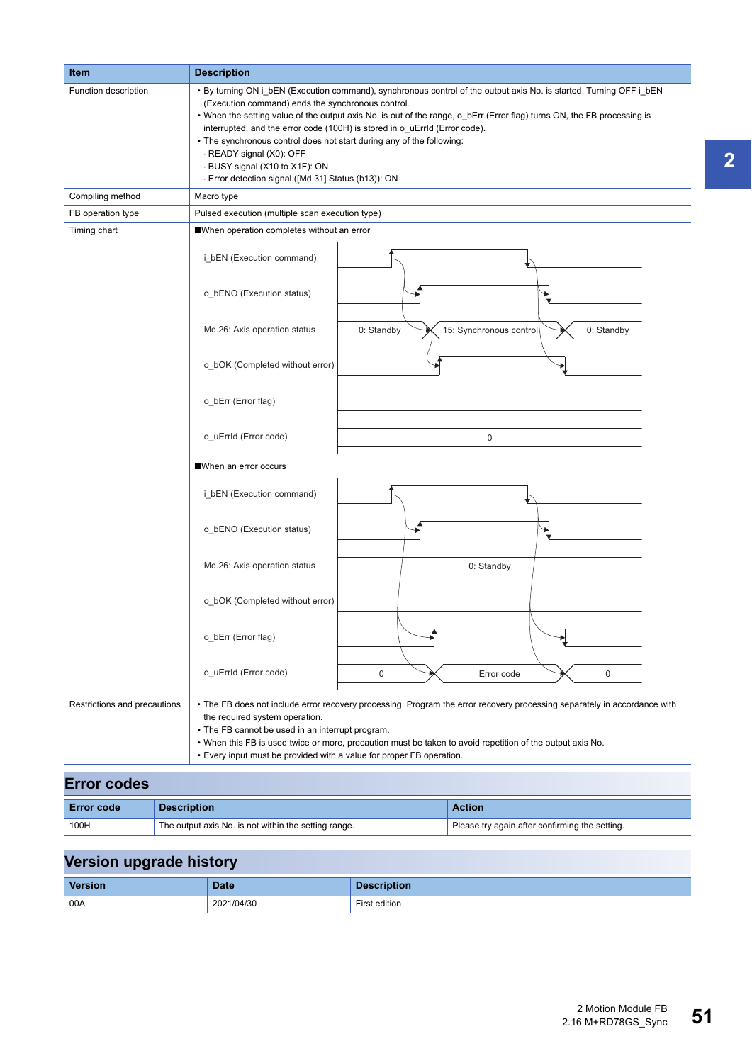| Item | Description |
|---|---|
| Function description | • By turning ON i_bEN (Execution command), synchronous control of the output axis No. is started. Turning OFF i_bEN (Execution command) ends the synchronous control.<br>• When the setting value of the output axis No. is out of the range, o_bErr (Error flag) turns ON, the FB processing is interrupted, and the error code (100H) is stored in o_uErrId (Error code).<br>• The synchronous control does not start during any of the following:<br>· READY signal (X0): OFF<br>· BUSY signal (X10 to X1F): ON<br>· Error detection signal ([Md.31] Status (b13)): ON |
| Compiling method | Macro type |
| FB operation type | Pulsed execution (multiple scan execution type) |
| Timing chart | ■When operation completes without an error<br>i_bEN (Execution command)<br>o_bENO (Execution status)<br>Md.26: Axis operation status: 0: Standby / 15: Synchronous control / 0: Standby<br>o_bOK (Completed without error)<br>o_bErr (Error flag)<br>o_uErrId (Error code): 0<br>■When an error occurs<br>i_bEN (Execution command)<br>o_bENO (Execution status)<br>Md.26: Axis operation status: 0: Standby<br>o_bOK (Completed without error)<br>o_bErr (Error flag)<br>o_uErrId (Error code): 0 / Error code / 0 |
| Restrictions and precautions | • The FB does not include error recovery processing. Program the error recovery processing separately in accordance with the required system operation.<br>• The FB cannot be used in an interrupt program.<br>• When this FB is used twice or more, precaution must be taken to avoid repetition of the output axis No.<br>• Every input must be provided with a value for proper FB operation. |

## Error codes

| Error code | Description | Action |
|---|---|---|
| 100H | The output axis No. is not within the setting range. | Please try again after confirming the setting. |

## Version upgrade history

| Version | Date | Description |
|---|---|---|
| 00A | 2021/04/30 | First edition |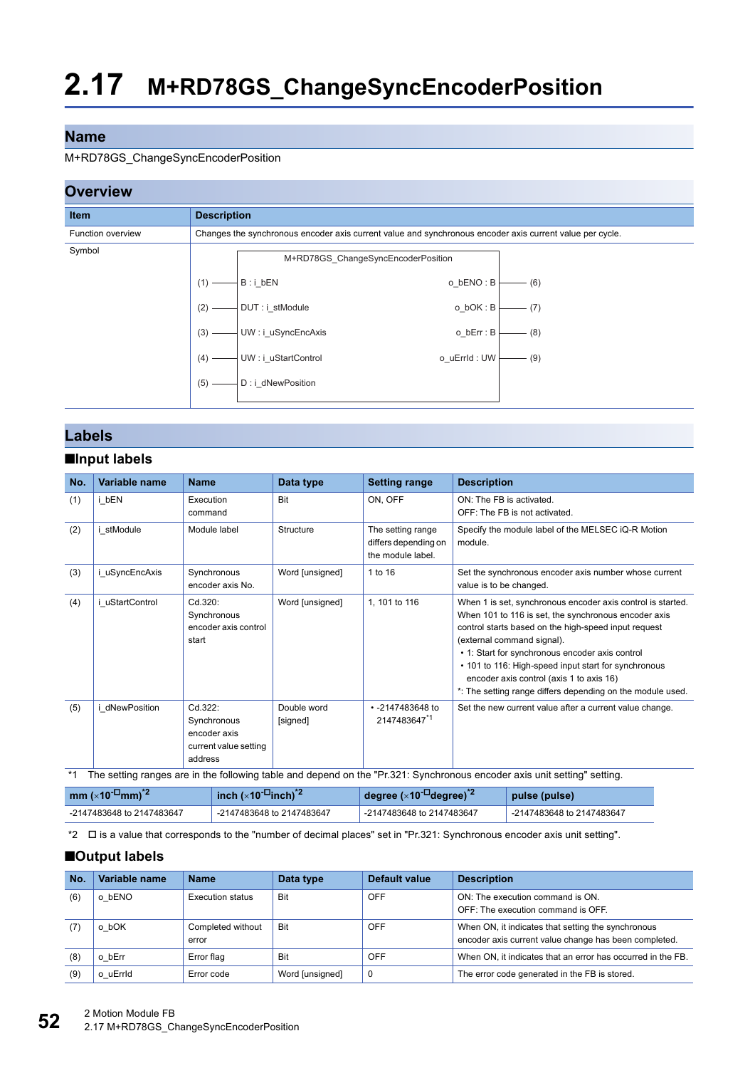# 2.17 M+RD78GS_ChangeSyncEncoderPosition

## Name

M+RD78GS_ChangeSyncEncoderPosition

## Overview

| Item | Description |
|---|---|
| Function overview | Changes the synchronous encoder axis current value and synchronous encoder axis current value per cycle. |
| Symbol | M+RD78GS_ChangeSyncEncoderPosition<br>(1) B : i_bEN — o_bENO : B (6)<br>(2) DUT : i_stModule — o_bOK : B (7)<br>(3) UW : i_uSyncEncAxis — o_bErr : B (8)<br>(4) UW : i_uStartControl — o_uErrId : UW (9)<br>(5) D : i_dNewPosition |

## Labels

### ■Input labels

| No. | Variable name | Name | Data type | Setting range | Description |
|---|---|---|---|---|---|
| (1) | i_bEN | Execution command | Bit | ON, OFF | ON: The FB is activated.<br>OFF: The FB is not activated. |
| (2) | i_stModule | Module label | Structure | The setting range differs depending on the module label. | Specify the module label of the MELSEC iQ-R Motion module. |
| (3) | i_uSyncEncAxis | Synchronous encoder axis No. | Word [unsigned] | 1 to 16 | Set the synchronous encoder axis number whose current value is to be changed. |
| (4) | i_uStartControl | Cd.320: Synchronous encoder axis control start | Word [unsigned] | 1, 101 to 116 | When 1 is set, synchronous encoder axis control is started. When 101 to 116 is set, the synchronous encoder axis control starts based on the high-speed input request (external command signal).<br>• 1: Start for synchronous encoder axis control<br>• 101 to 116: High-speed input start for synchronous encoder axis control (axis 1 to axis 16)<br>*: The setting range differs depending on the module used. |
| (5) | i_dNewPosition | Cd.322: Synchronous encoder axis current value setting address | Double word [signed] | • -2147483648 to 2147483647[*1] | Set the new current value after a current value change. |

*1 The setting ranges are in the following table and depend on the "Pr.321: Synchronous encoder axis unit setting" setting.

| mm ($\times 10^{-□}$mm)[*2] | inch ($\times 10^{-□}$inch)[*2] | degree ($\times 10^{-□}$degree)[*2] | pulse (pulse) |
|---|---|---|---|
| -2147483648 to 2147483647 | -2147483648 to 2147483647 | -2147483648 to 2147483647 | -2147483648 to 2147483647 |

*2 □ is a value that corresponds to the "number of decimal places" set in "Pr.321: Synchronous encoder axis unit setting".

### ■Output labels

| No. | Variable name | Name | Data type | Default value | Description |
|---|---|---|---|---|---|
| (6) | o_bENO | Execution status | Bit | OFF | ON: The execution command is ON.<br>OFF: The execution command is OFF. |
| (7) | o_bOK | Completed without error | Bit | OFF | When ON, it indicates that setting the synchronous encoder axis current value change has been completed. |
| (8) | o_bErr | Error flag | Bit | OFF | When ON, it indicates that an error has occurred in the FB. |
| (9) | o_uErrId | Error code | Word [unsigned] | 0 | The error code generated in the FB is stored. |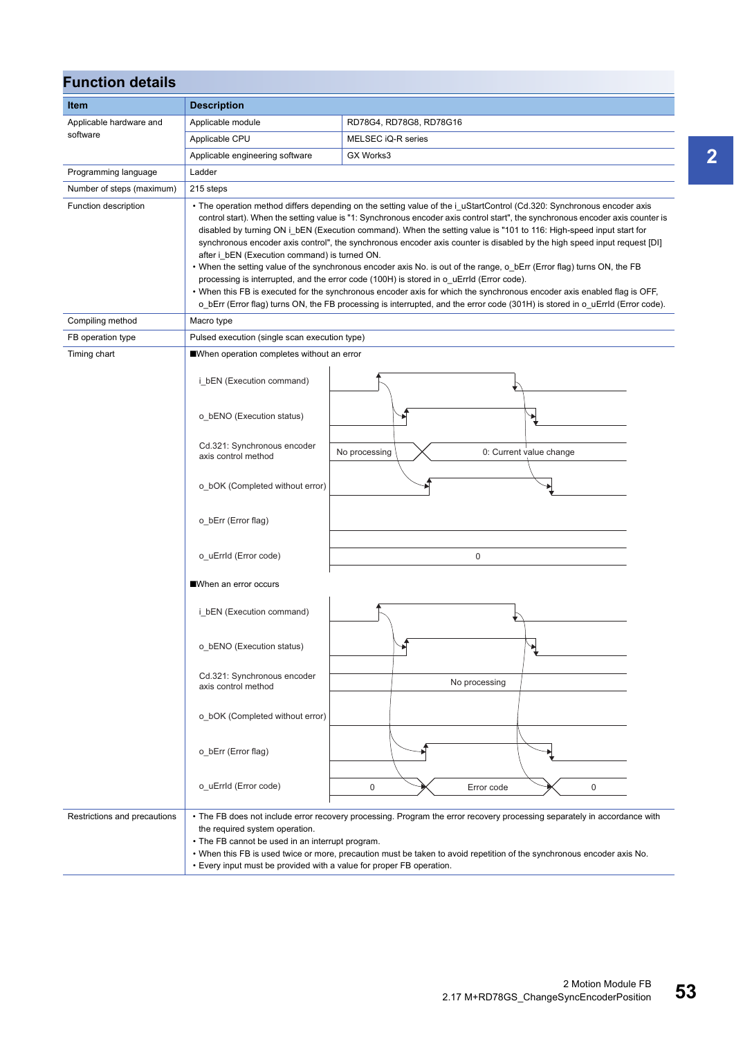## Function details

| Item | Description | |
|---|---|---|
| Applicable hardware and software | Applicable module | RD78G4, RD78G8, RD78G16 |
| | Applicable CPU | MELSEC iQ-R series |
| | Applicable engineering software | GX Works3 |
| Programming language | Ladder | |
| Number of steps (maximum) | 215 steps | |
| Function description | • The operation method differs depending on the setting value of the i_uStartControl (Cd.320: Synchronous encoder axis control start). When the setting value is "1: Synchronous encoder axis control start", the synchronous encoder axis counter is disabled by turning ON i_bEN (Execution command). When the setting value is "101 to 116: High-speed input start for synchronous encoder axis control", the synchronous encoder axis counter is disabled by the high speed input request [DI] after i_bEN (Execution command) is turned ON.<br>• When the setting value of the synchronous encoder axis No. is out of the range, o_bErr (Error flag) turns ON, the FB processing is interrupted, and the error code (100H) is stored in o_uErrId (Error code).<br>• When this FB is executed for the synchronous encoder axis for which the synchronous encoder axis enabled flag is OFF, o_bErr (Error flag) turns ON, the FB processing is interrupted, and the error code (301H) is stored in o_uErrId (Error code). | |
| Compiling method | Macro type | |
| FB operation type | Pulsed execution (single scan execution type) | |
| Timing chart | ■When operation completes without an error<br>i_bEN (Execution command)<br>o_bENO (Execution status)<br>Cd.321: Synchronous encoder axis control method: No processing → 0: Current value change<br>o_bOK (Completed without error)<br>o_bErr (Error flag)<br>o_uErrId (Error code): 0<br><br>■When an error occurs<br>i_bEN (Execution command)<br>o_bENO (Execution status)<br>Cd.321: Synchronous encoder axis control method: No processing<br>o_bOK (Completed without error)<br>o_bErr (Error flag)<br>o_uErrId (Error code): 0 → Error code → 0 | |
| Restrictions and precautions | • The FB does not include error recovery processing. Program the error recovery processing separately in accordance with the required system operation.<br>• The FB cannot be used in an interrupt program.<br>• When this FB is used twice or more, precaution must be taken to avoid repetition of the synchronous encoder axis No.<br>• Every input must be provided with a value for proper FB operation. | |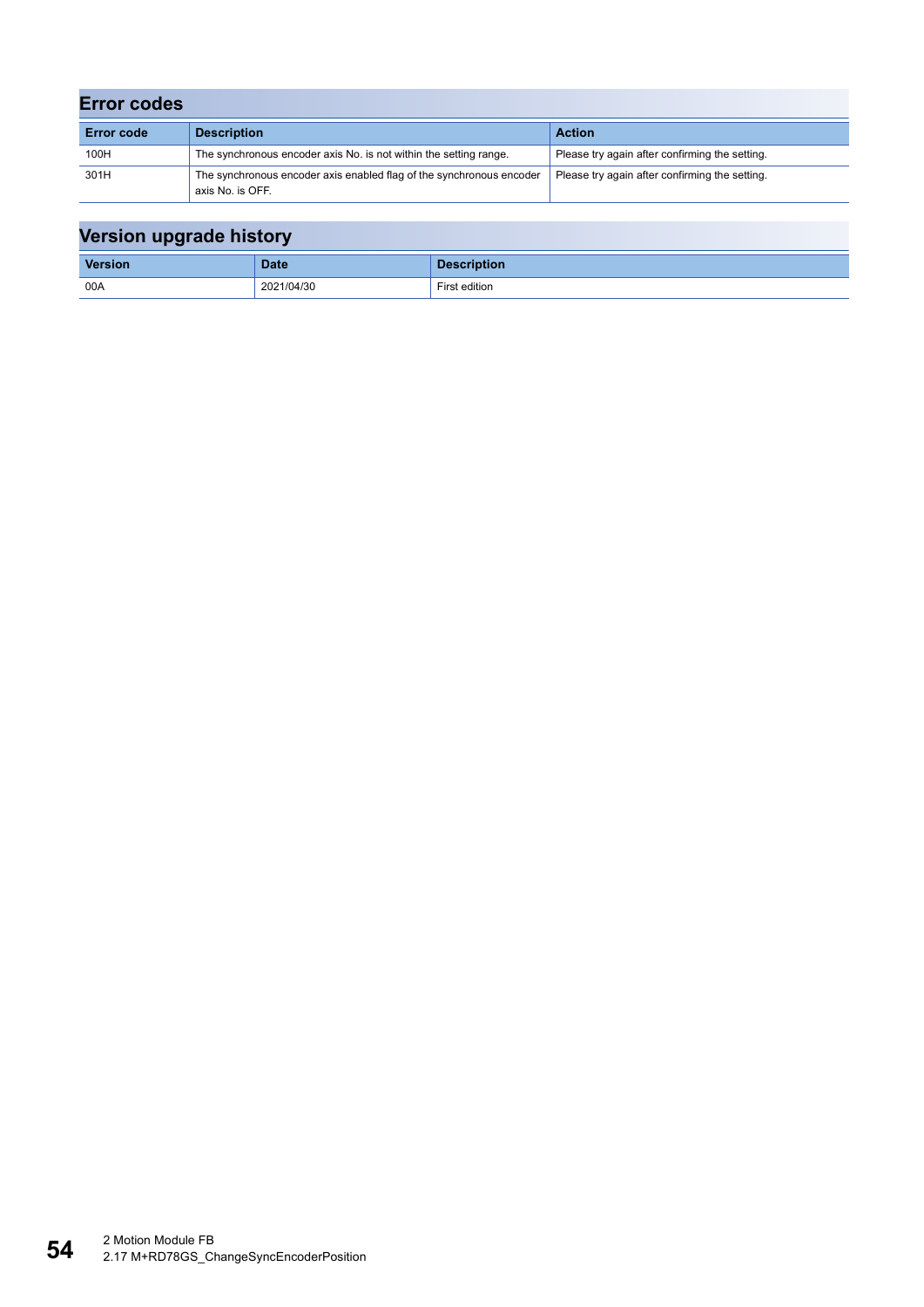## Error codes

| Error code | Description | Action |
|---|---|---|
| 100H | The synchronous encoder axis No. is not within the setting range. | Please try again after confirming the setting. |
| 301H | The synchronous encoder axis enabled flag of the synchronous encoder axis No. is OFF. | Please try again after confirming the setting. |

## Version upgrade history

| Version | Date | Description |
|---|---|---|
| 00A | 2021/04/30 | First edition |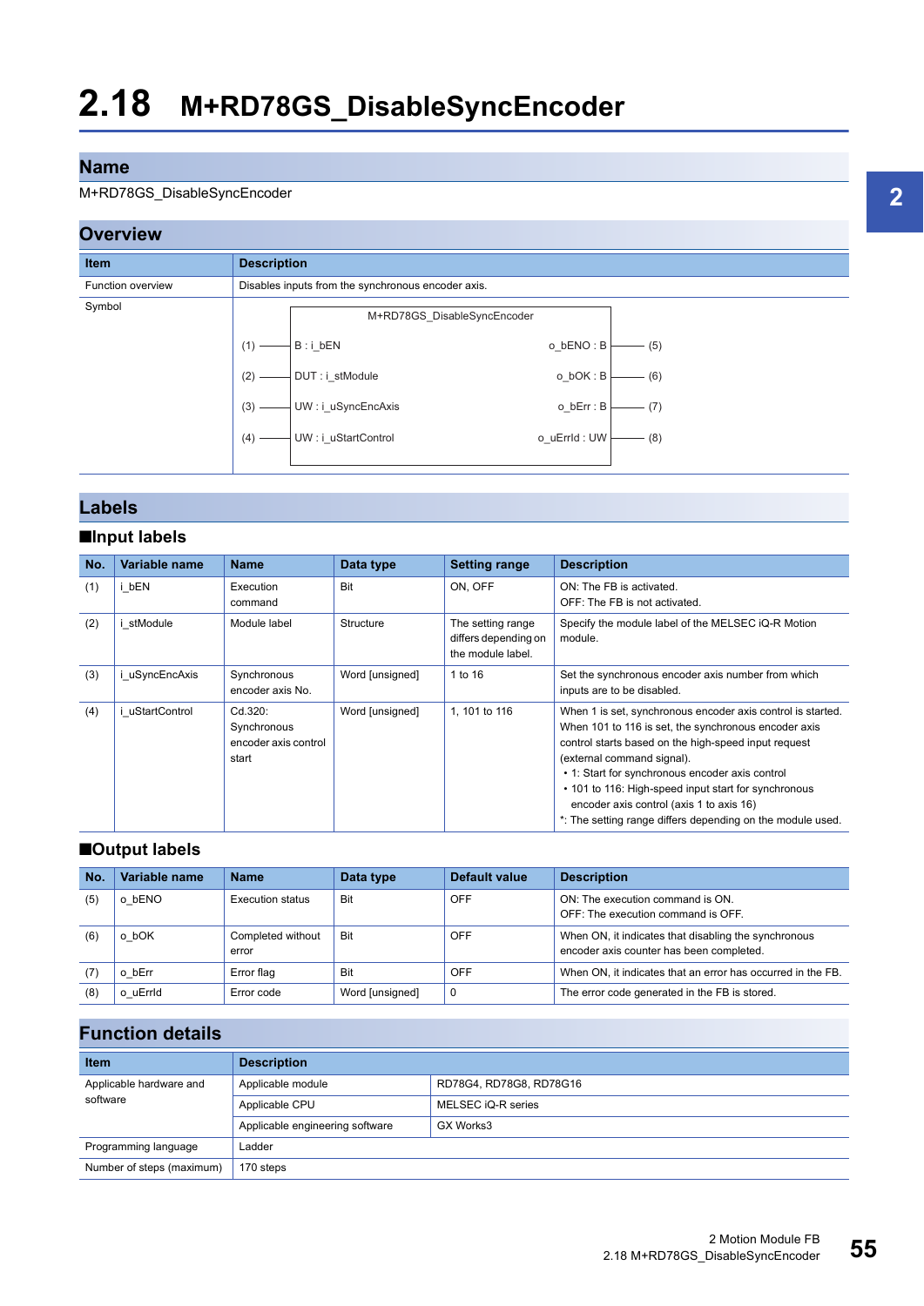# 2.18 M+RD78GS_DisableSyncEncoder

## Name

M+RD78GS_DisableSyncEncoder

## Overview

| Item | Description |
|---|---|
| Function overview | Disables inputs from the synchronous encoder axis. |
| Symbol | M+RD78GS_DisableSyncEncoder<br>(1) — B : i_bEN … o_bENO : B — (5)<br>(2) — DUT : i_stModule … o_bOK : B — (6)<br>(3) — UW : i_uSyncEncAxis … o_bErr : B — (7)<br>(4) — UW : i_uStartControl … o_uErrId : UW — (8) |

## Labels

### ■Input labels

| No. | Variable name | Name | Data type | Setting range | Description |
|---|---|---|---|---|---|
| (1) | i_bEN | Execution command | Bit | ON, OFF | ON: The FB is activated.<br>OFF: The FB is not activated. |
| (2) | i_stModule | Module label | Structure | The setting range differs depending on the module label. | Specify the module label of the MELSEC iQ-R Motion module. |
| (3) | i_uSyncEncAxis | Synchronous encoder axis No. | Word [unsigned] | 1 to 16 | Set the synchronous encoder axis number from which inputs are to be disabled. |
| (4) | i_uStartControl | Cd.320: Synchronous encoder axis control start | Word [unsigned] | 1, 101 to 116 | When 1 is set, synchronous encoder axis control is started. When 101 to 116 is set, the synchronous encoder axis control starts based on the high-speed input request (external command signal).<br>• 1: Start for synchronous encoder axis control<br>• 101 to 116: High-speed input start for synchronous encoder axis control (axis 1 to axis 16)<br>*: The setting range differs depending on the module used. |

### ■Output labels

| No. | Variable name | Name | Data type | Default value | Description |
|---|---|---|---|---|---|
| (5) | o_bENO | Execution status | Bit | OFF | ON: The execution command is ON.<br>OFF: The execution command is OFF. |
| (6) | o_bOK | Completed without error | Bit | OFF | When ON, it indicates that disabling the synchronous encoder axis counter has been completed. |
| (7) | o_bErr | Error flag | Bit | OFF | When ON, it indicates that an error has occurred in the FB. |
| (8) | o_uErrId | Error code | Word [unsigned] | 0 | The error code generated in the FB is stored. |

## Function details

| Item | Description | |
|---|---|---|
| Applicable hardware and software | Applicable module | RD78G4, RD78G8, RD78G16 |
| | Applicable CPU | MELSEC iQ-R series |
| | Applicable engineering software | GX Works3 |
| Programming language | Ladder | |
| Number of steps (maximum) | 170 steps | |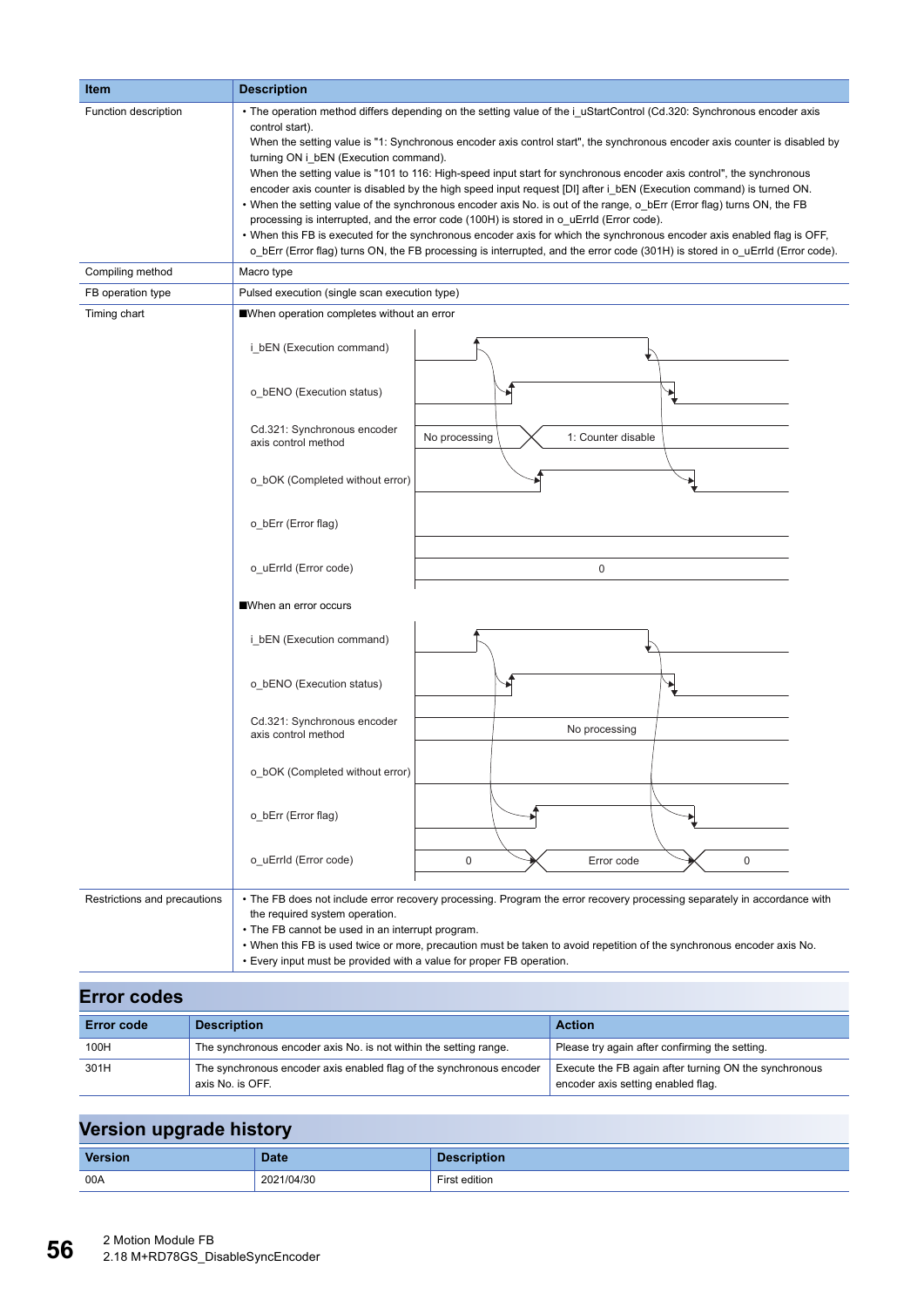| Item | Description |
|---|---|
| Function description | • The operation method differs depending on the setting value of the i_uStartControl (Cd.320: Synchronous encoder axis control start). When the setting value is "1: Synchronous encoder axis control start", the synchronous encoder axis counter is disabled by turning ON i_bEN (Execution command). When the setting value is "101 to 116: High-speed input start for synchronous encoder axis control", the synchronous encoder axis counter is disabled by the high speed input request [DI] after i_bEN (Execution command) is turned ON.<br>• When the setting value of the synchronous encoder axis No. is out of the range, o_bErr (Error flag) turns ON, the FB processing is interrupted, and the error code (100H) is stored in o_uErrId (Error code).<br>• When this FB is executed for the synchronous encoder axis for which the synchronous encoder axis enabled flag is OFF, o_bErr (Error flag) turns ON, the FB processing is interrupted, and the error code (301H) is stored in o_uErrId (Error code). |
| Compiling method | Macro type |
| FB operation type | Pulsed execution (single scan execution type) |
| Timing chart | ■When operation completes without an error<br>i_bEN (Execution command)<br>o_bENO (Execution status)<br>Cd.321: Synchronous encoder axis control method: No processing → 1: Counter disable<br>o_bOK (Completed without error)<br>o_bErr (Error flag)<br>o_uErrId (Error code): 0<br><br>■When an error occurs<br>i_bEN (Execution command)<br>o_bENO (Execution status)<br>Cd.321: Synchronous encoder axis control method: No processing<br>o_bOK (Completed without error)<br>o_bErr (Error flag)<br>o_uErrId (Error code): 0 → Error code → 0 |
| Restrictions and precautions | • The FB does not include error recovery processing. Program the error recovery processing separately in accordance with the required system operation.<br>• The FB cannot be used in an interrupt program.<br>• When this FB is used twice or more, precaution must be taken to avoid repetition of the synchronous encoder axis No.<br>• Every input must be provided with a value for proper FB operation. |

## Error codes

| Error code | Description | Action |
|---|---|---|
| 100H | The synchronous encoder axis No. is not within the setting range. | Please try again after confirming the setting. |
| 301H | The synchronous encoder axis enabled flag of the synchronous encoder axis No. is OFF. | Execute the FB again after turning ON the synchronous encoder axis setting enabled flag. |

## Version upgrade history

| Version | Date | Description |
|---|---|---|
| 00A | 2021/04/30 | First edition |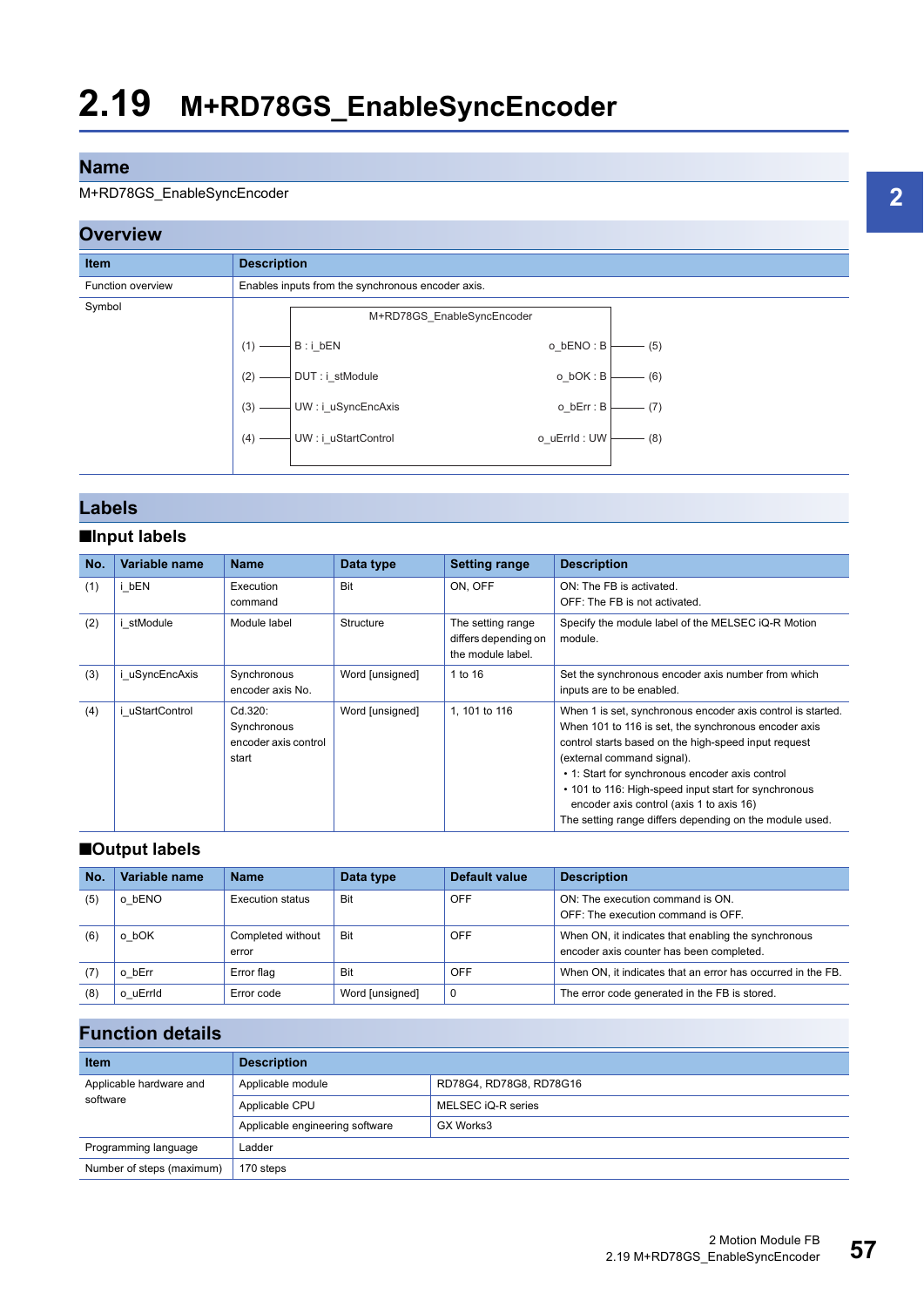# 2.19 M+RD78GS_EnableSyncEncoder

## Name

M+RD78GS_EnableSyncEncoder

## Overview

| Item | Description |
|---|---|
| Function overview | Enables inputs from the synchronous encoder axis. |
| Symbol | M+RD78GS_EnableSyncEncoder<br>(1) — B : i_bEN … o_bENO : B — (5)<br>(2) — DUT : i_stModule … o_bOK : B — (6)<br>(3) — UW : i_uSyncEncAxis … o_bErr : B — (7)<br>(4) — UW : i_uStartControl … o_uErrId : UW — (8) |

## Labels

### ■Input labels

| No. | Variable name | Name | Data type | Setting range | Description |
|---|---|---|---|---|---|
| (1) | i_bEN | Execution command | Bit | ON, OFF | ON: The FB is activated.<br>OFF: The FB is not activated. |
| (2) | i_stModule | Module label | Structure | The setting range differs depending on the module label. | Specify the module label of the MELSEC iQ-R Motion module. |
| (3) | i_uSyncEncAxis | Synchronous encoder axis No. | Word [unsigned] | 1 to 16 | Set the synchronous encoder axis number from which inputs are to be enabled. |
| (4) | i_uStartControl | Cd.320: Synchronous encoder axis control start | Word [unsigned] | 1, 101 to 116 | When 1 is set, synchronous encoder axis control is started. When 101 to 116 is set, the synchronous encoder axis control starts based on the high-speed input request (external command signal).<br>• 1: Start for synchronous encoder axis control<br>• 101 to 116: High-speed input start for synchronous encoder axis control (axis 1 to axis 16)<br>The setting range differs depending on the module used. |

### ■Output labels

| No. | Variable name | Name | Data type | Default value | Description |
|---|---|---|---|---|---|
| (5) | o_bENO | Execution status | Bit | OFF | ON: The execution command is ON.<br>OFF: The execution command is OFF. |
| (6) | o_bOK | Completed without error | Bit | OFF | When ON, it indicates that enabling the synchronous encoder axis counter has been completed. |
| (7) | o_bErr | Error flag | Bit | OFF | When ON, it indicates that an error has occurred in the FB. |
| (8) | o_uErrId | Error code | Word [unsigned] | 0 | The error code generated in the FB is stored. |

## Function details

| Item | Description | |
|---|---|---|
| Applicable hardware and software | Applicable module | RD78G4, RD78G8, RD78G16 |
| | Applicable CPU | MELSEC iQ-R series |
| | Applicable engineering software | GX Works3 |
| Programming language | Ladder | |
| Number of steps (maximum) | 170 steps | |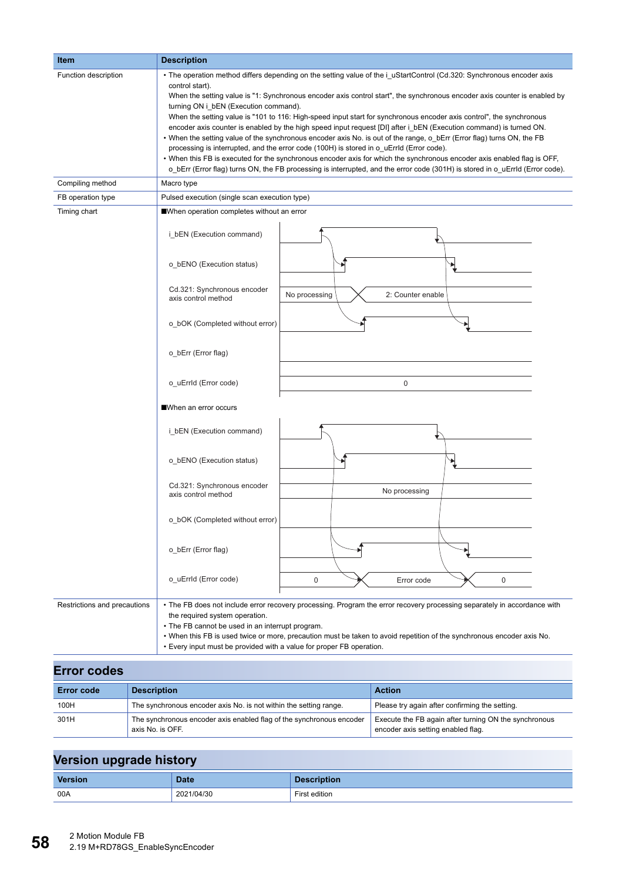| Item | Description |
|---|---|
| Function description | • The operation method differs depending on the setting value of the i_uStartControl (Cd.320: Synchronous encoder axis control start).<br>When the setting value is "1: Synchronous encoder axis control start", the synchronous encoder axis counter is enabled by turning ON i_bEN (Execution command).<br>When the setting value is "101 to 116: High-speed input start for synchronous encoder axis control", the synchronous encoder axis counter is enabled by the high speed input request [DI] after i_bEN (Execution command) is turned ON.<br>• When the setting value of the synchronous encoder axis No. is out of the range, o_bErr (Error flag) turns ON, the FB processing is interrupted, and the error code (100H) is stored in o_uErrId (Error code).<br>• When this FB is executed for the synchronous encoder axis for which the synchronous encoder axis enabled flag is OFF, o_bErr (Error flag) turns ON, the FB processing is interrupted, and the error code (301H) is stored in o_uErrId (Error code). |
| Compiling method | Macro type |
| FB operation type | Pulsed execution (single scan execution type) |
| Timing chart | ■When operation completes without an error<br>i_bEN (Execution command)<br>o_bENO (Execution status)<br>Cd.321: Synchronous encoder axis control method: No processing → 2: Counter enable<br>o_bOK (Completed without error)<br>o_bErr (Error flag)<br>o_uErrId (Error code): 0<br><br>■When an error occurs<br>i_bEN (Execution command)<br>o_bENO (Execution status)<br>Cd.321: Synchronous encoder axis control method: No processing<br>o_bOK (Completed without error)<br>o_bErr (Error flag)<br>o_uErrId (Error code): 0 → Error code → 0 |
| Restrictions and precautions | • The FB does not include error recovery processing. Program the error recovery processing separately in accordance with the required system operation.<br>• The FB cannot be used in an interrupt program.<br>• When this FB is used twice or more, precaution must be taken to avoid repetition of the synchronous encoder axis No.<br>• Every input must be provided with a value for proper FB operation. |

## Error codes

| Error code | Description | Action |
|---|---|---|
| 100H | The synchronous encoder axis No. is not within the setting range. | Please try again after confirming the setting. |
| 301H | The synchronous encoder axis enabled flag of the synchronous encoder axis No. is OFF. | Execute the FB again after turning ON the synchronous encoder axis setting enabled flag. |

## Version upgrade history

| Version | Date | Description |
|---|---|---|
| 00A | 2021/04/30 | First edition |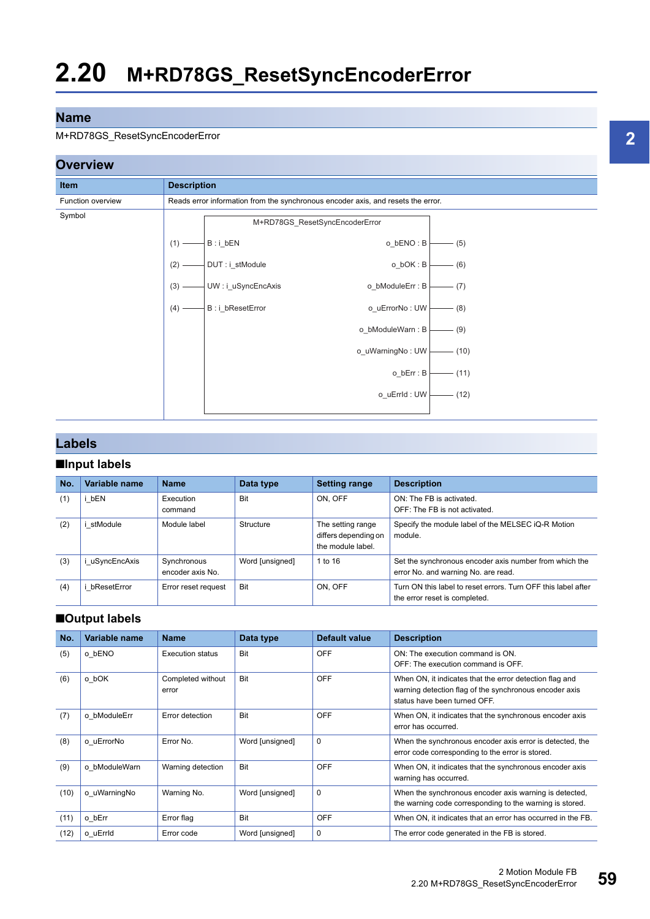# 2.20 M+RD78GS_ResetSyncEncoderError

## Name

M+RD78GS_ResetSyncEncoderError

## Overview

| Item | Description |
|---|---|
| Function overview | Reads error information from the synchronous encoder axis, and resets the error. |
| Symbol | M+RD78GS_ResetSyncEncoderError<br>(1) — B : i_bEN — o_bENO : B — (5)<br>(2) — DUT : i_stModule — o_bOK : B — (6)<br>(3) — UW : i_uSyncEncAxis — o_bModuleErr : B — (7)<br>(4) — B : i_bResetError — o_uErrorNo : UW — (8)<br>o_bModuleWarn : B — (9)<br>o_uWarningNo : UW — (10)<br>o_bErr : B — (11)<br>o_uErrId : UW — (12) |

## Labels

### ■Input labels

| No. | Variable name | Name | Data type | Setting range | Description |
|---|---|---|---|---|---|
| (1) | i_bEN | Execution command | Bit | ON, OFF | ON: The FB is activated.<br>OFF: The FB is not activated. |
| (2) | i_stModule | Module label | Structure | The setting range differs depending on the module label. | Specify the module label of the MELSEC iQ-R Motion module. |
| (3) | i_uSyncEncAxis | Synchronous encoder axis No. | Word [unsigned] | 1 to 16 | Set the synchronous encoder axis number from which the error No. and warning No. are read. |
| (4) | i_bResetError | Error reset request | Bit | ON, OFF | Turn ON this label to reset errors. Turn OFF this label after the error reset is completed. |

### ■Output labels

| No. | Variable name | Name | Data type | Default value | Description |
|---|---|---|---|---|---|
| (5) | o_bENO | Execution status | Bit | OFF | ON: The execution command is ON.<br>OFF: The execution command is OFF. |
| (6) | o_bOK | Completed without error | Bit | OFF | When ON, it indicates that the error detection flag and warning detection flag of the synchronous encoder axis status have been turned OFF. |
| (7) | o_bModuleErr | Error detection | Bit | OFF | When ON, it indicates that the synchronous encoder axis error has occurred. |
| (8) | o_uErrorNo | Error No. | Word [unsigned] | 0 | When the synchronous encoder axis error is detected, the error code corresponding to the error is stored. |
| (9) | o_bModuleWarn | Warning detection | Bit | OFF | When ON, it indicates that the synchronous encoder axis warning has occurred. |
| (10) | o_uWarningNo | Warning No. | Word [unsigned] | 0 | When the synchronous encoder axis warning is detected, the warning code corresponding to the warning is stored. |
| (11) | o_bErr | Error flag | Bit | OFF | When ON, it indicates that an error has occurred in the FB. |
| (12) | o_uErrId | Error code | Word [unsigned] | 0 | The error code generated in the FB is stored. |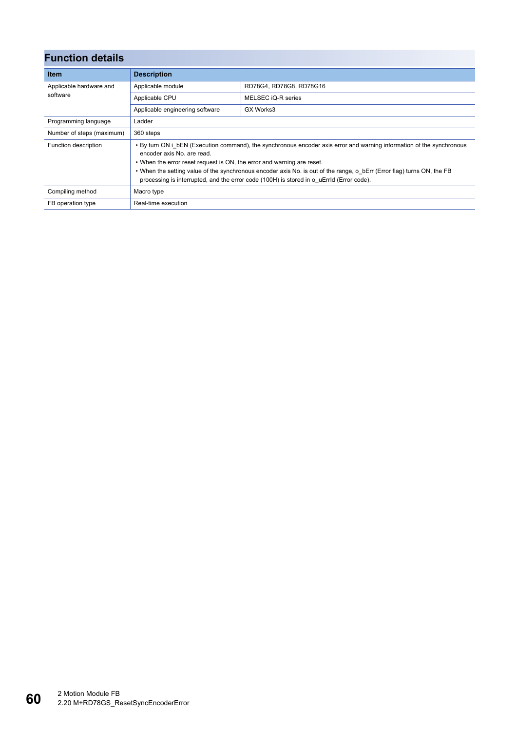## Function details

| Item | Description | |
|---|---|---|
| Applicable hardware and software | Applicable module | RD78G4, RD78G8, RD78G16 |
| | Applicable CPU | MELSEC iQ-R series |
| | Applicable engineering software | GX Works3 |
| Programming language | Ladder | |
| Number of steps (maximum) | 360 steps | |
| Function description | • By turn ON i_bEN (Execution command), the synchronous encoder axis error and warning information of the synchronous encoder axis No. are read.<br>• When the error reset request is ON, the error and warning are reset.<br>• When the setting value of the synchronous encoder axis No. is out of the range, o_bErr (Error flag) turns ON, the FB processing is interrupted, and the error code (100H) is stored in o_uErrId (Error code). | |
| Compiling method | Macro type | |
| FB operation type | Real-time execution | |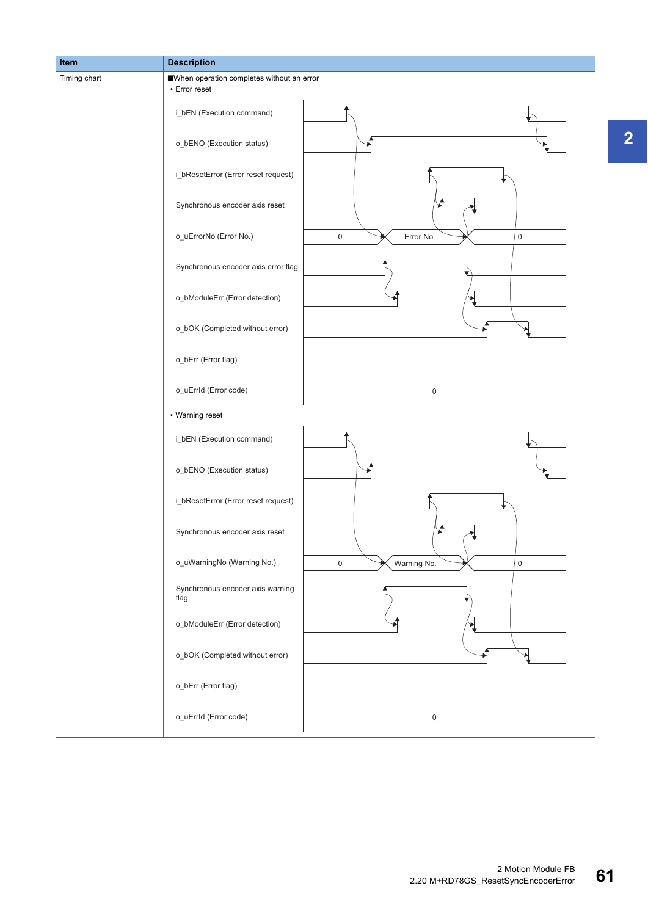| Item | Description |
|---|---|
| Timing chart | ■When operation completes without an error<br>• Error reset<br>i_bEN (Execution command)<br>o_bENO (Execution status)<br>i_bResetError (Error reset request)<br>Synchronous encoder axis reset<br>o_uErrorNo (Error No.) 0 / Error No. / 0<br>Synchronous encoder axis error flag<br>o_bModuleErr (Error detection)<br>o_bOK (Completed without error)<br>o_bErr (Error flag)<br>o_uErrId (Error code) 0<br>• Warning reset<br>i_bEN (Execution command)<br>o_bENO (Execution status)<br>i_bResetError (Error reset request)<br>Synchronous encoder axis reset<br>o_uWarningNo (Warning No.) 0 / Warning No. / 0<br>Synchronous encoder axis warning flag<br>o_bModuleErr (Error detection)<br>o_bOK (Completed without error)<br>o_bErr (Error flag)<br>o_uErrId (Error code) 0 |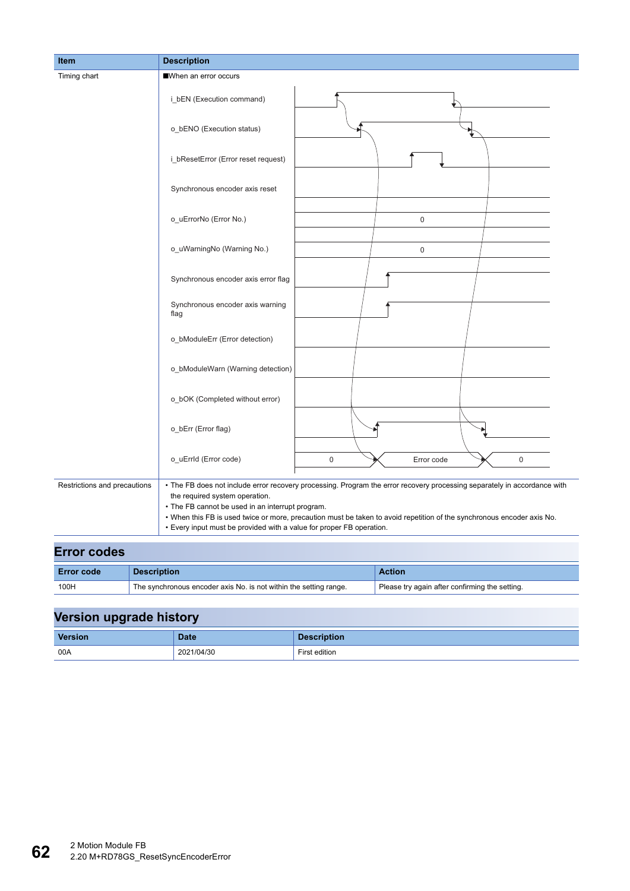| Item | Description |
|---|---|
| Timing chart | ■When an error occurs<br><br>i_bEN (Execution command)<br>o_bENO (Execution status)<br>i_bResetError (Error reset request)<br>Synchronous encoder axis reset<br>o_uErrorNo (Error No.) 0<br>o_uWarningNo (Warning No.) 0<br>Synchronous encoder axis error flag<br>Synchronous encoder axis warning flag<br>o_bModuleErr (Error detection)<br>o_bModuleWarn (Warning detection)<br>o_bOK (Completed without error)<br>o_bErr (Error flag)<br>o_uErrId (Error code) 0 / Error code / 0 |
| Restrictions and precautions | • The FB does not include error recovery processing. Program the error recovery processing separately in accordance with the required system operation.<br>• The FB cannot be used in an interrupt program.<br>• When this FB is used twice or more, precaution must be taken to avoid repetition of the synchronous encoder axis No.<br>• Every input must be provided with a value for proper FB operation. |

## Error codes

| Error code | Description | Action |
|---|---|---|
| 100H | The synchronous encoder axis No. is not within the setting range. | Please try again after confirming the setting. |

## Version upgrade history

| Version | Date | Description |
|---|---|---|
| 00A | 2021/04/30 | First edition |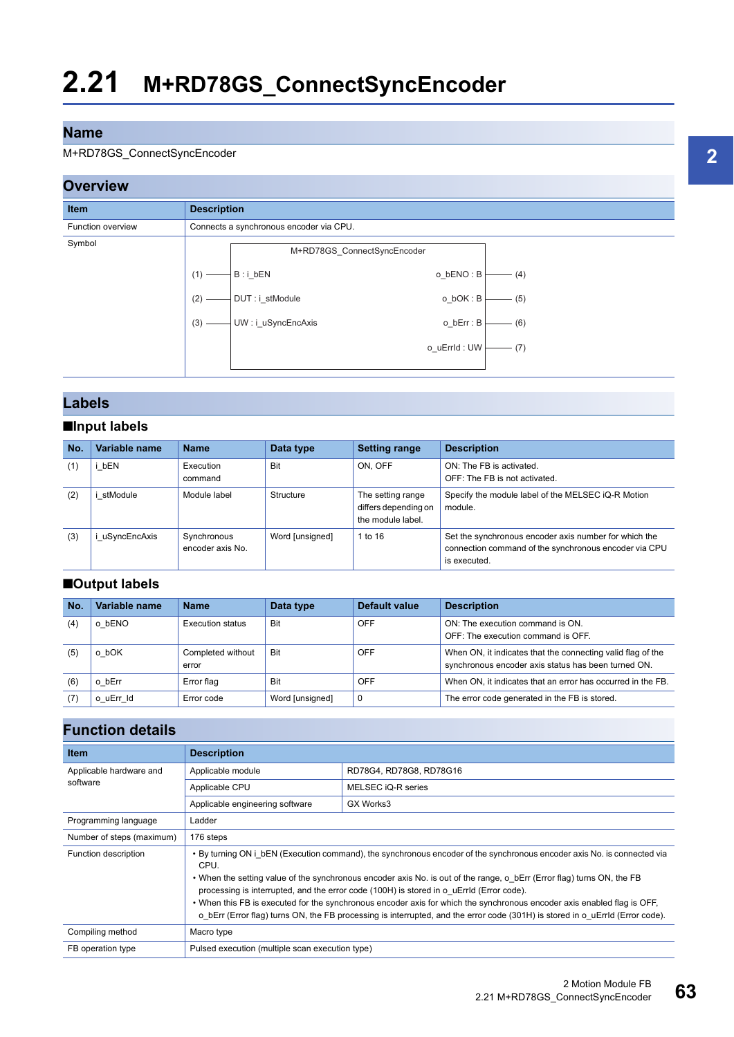# 2.21 M+RD78GS_ConnectSyncEncoder

## Name

M+RD78GS_ConnectSyncEncoder

## Overview

| Item | Description |
|---|---|
| Function overview | Connects a synchronous encoder via CPU. |
| Symbol | M+RD78GS_ConnectSyncEncoder<br>(1) — B : i_bEN　　o_bENO : B — (4)<br>(2) — DUT : i_stModule　　o_bOK : B — (5)<br>(3) — UW : i_uSyncEncAxis　　o_bErr : B — (6)<br>o_uErrId : UW — (7) |

## Labels

### ■Input labels

| No. | Variable name | Name | Data type | Setting range | Description |
|---|---|---|---|---|---|
| (1) | i_bEN | Execution command | Bit | ON, OFF | ON: The FB is activated.<br>OFF: The FB is not activated. |
| (2) | i_stModule | Module label | Structure | The setting range differs depending on the module label. | Specify the module label of the MELSEC iQ-R Motion module. |
| (3) | i_uSyncEncAxis | Synchronous encoder axis No. | Word [unsigned] | 1 to 16 | Set the synchronous encoder axis number for which the connection command of the synchronous encoder via CPU is executed. |

### ■Output labels

| No. | Variable name | Name | Data type | Default value | Description |
|---|---|---|---|---|---|
| (4) | o_bENO | Execution status | Bit | OFF | ON: The execution command is ON.<br>OFF: The execution command is OFF. |
| (5) | o_bOK | Completed without error | Bit | OFF | When ON, it indicates that the connecting valid flag of the synchronous encoder axis status has been turned ON. |
| (6) | o_bErr | Error flag | Bit | OFF | When ON, it indicates that an error has occurred in the FB. |
| (7) | o_uErr_Id | Error code | Word [unsigned] | 0 | The error code generated in the FB is stored. |

## Function details

| Item | Description | |
|---|---|---|
| Applicable hardware and software | Applicable module | RD78G4, RD78G8, RD78G16 |
| | Applicable CPU | MELSEC iQ-R series |
| | Applicable engineering software | GX Works3 |
| Programming language | Ladder | |
| Number of steps (maximum) | 176 steps | |
| Function description | • By turning ON i_bEN (Execution command), the synchronous encoder of the synchronous encoder axis No. is connected via CPU.<br>• When the setting value of the synchronous encoder axis No. is out of the range, o_bErr (Error flag) turns ON, the FB processing is interrupted, and the error code (100H) is stored in o_uErrId (Error code).<br>• When this FB is executed for the synchronous encoder axis for which the synchronous encoder axis enabled flag is OFF, o_bErr (Error flag) turns ON, the FB processing is interrupted, and the error code (301H) is stored in o_uErrId (Error code). | |
| Compiling method | Macro type | |
| FB operation type | Pulsed execution (multiple scan execution type) | |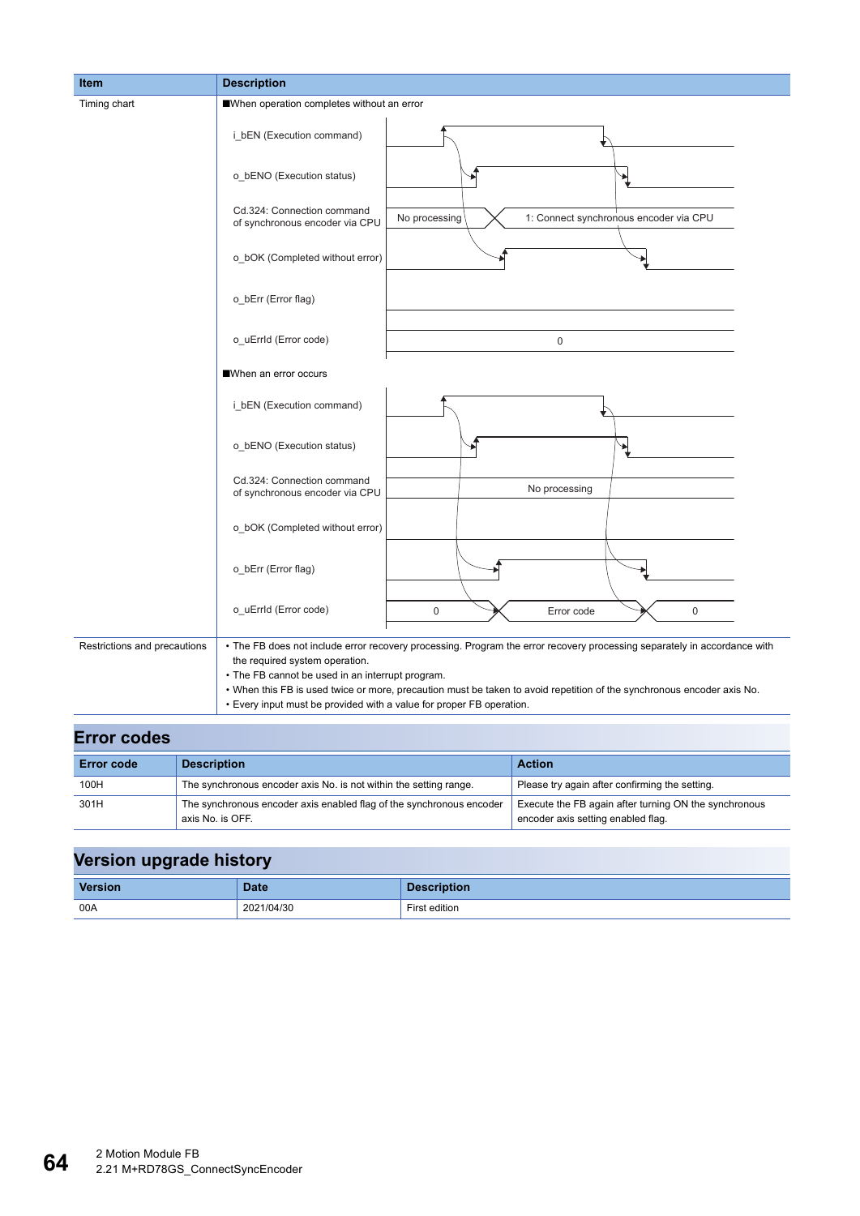| Item | Description |
|---|---|
| Timing chart | ■When operation completes without an error<br><br>i_bEN (Execution command)<br>o_bENO (Execution status)<br>Cd.324: Connection command of synchronous encoder via CPU — No processing / 1: Connect synchronous encoder via CPU<br>o_bOK (Completed without error)<br>o_bErr (Error flag)<br>o_uErrId (Error code) — 0<br><br>■When an error occurs<br><br>i_bEN (Execution command)<br>o_bENO (Execution status)<br>Cd.324: Connection command of synchronous encoder via CPU — No processing<br>o_bOK (Completed without error)<br>o_bErr (Error flag)<br>o_uErrId (Error code) — 0 / Error code / 0 |
| Restrictions and precautions | • The FB does not include error recovery processing. Program the error recovery processing separately in accordance with the required system operation.<br>• The FB cannot be used in an interrupt program.<br>• When this FB is used twice or more, precaution must be taken to avoid repetition of the synchronous encoder axis No.<br>• Every input must be provided with a value for proper FB operation. |

## Error codes

| Error code | Description | Action |
|---|---|---|
| 100H | The synchronous encoder axis No. is not within the setting range. | Please try again after confirming the setting. |
| 301H | The synchronous encoder axis enabled flag of the synchronous encoder axis No. is OFF. | Execute the FB again after turning ON the synchronous encoder axis setting enabled flag. |

## Version upgrade history

| Version | Date | Description |
|---|---|---|
| 00A | 2021/04/30 | First edition |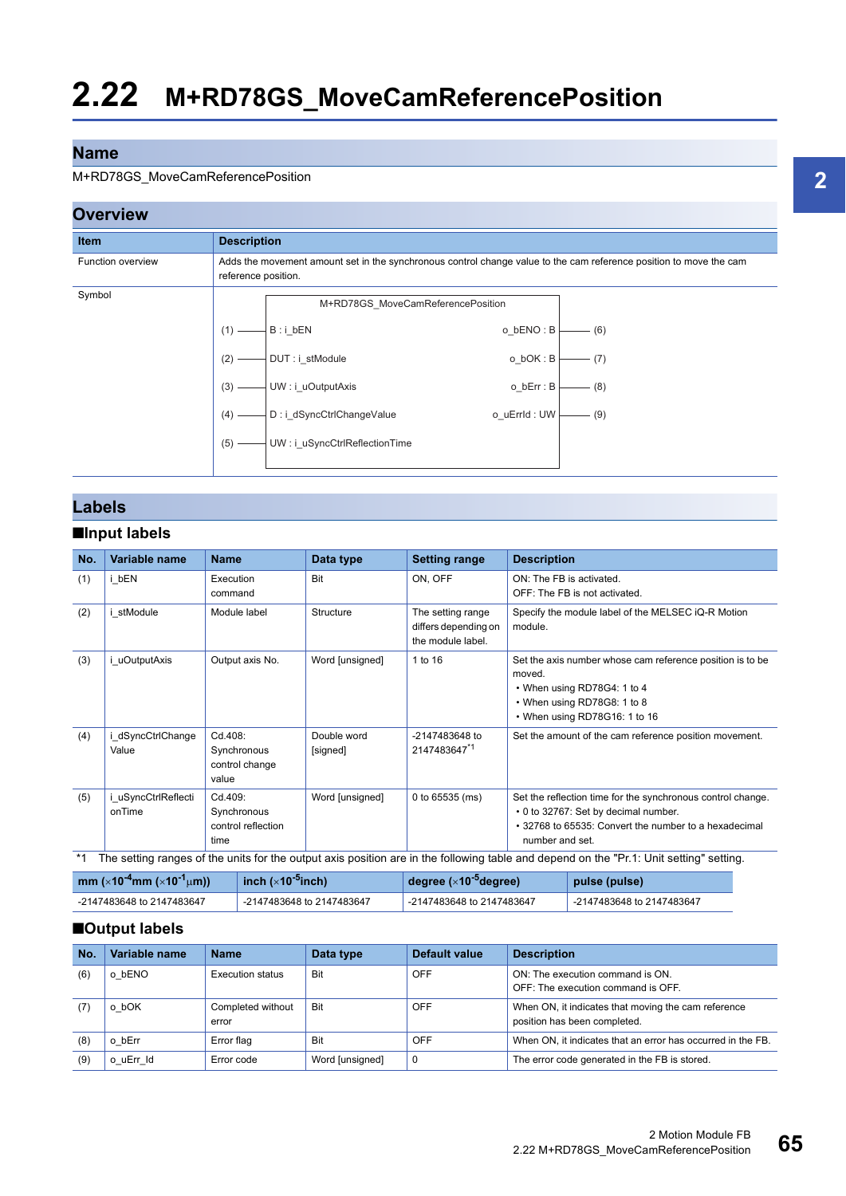# 2.22 M+RD78GS_MoveCamReferencePosition

## Name

M+RD78GS_MoveCamReferencePosition

## Overview

| Item | Description |
|---|---|
| Function overview | Adds the movement amount set in the synchronous control change value to the cam reference position to move the cam reference position. |
| Symbol | M+RD78GS_MoveCamReferencePosition<br>(1) — B : i_bEN — o_bENO : B — (6)<br>(2) — DUT : i_stModule — o_bOK : B — (7)<br>(3) — UW : i_uOutputAxis — o_bErr : B — (8)<br>(4) — D : i_dSyncCtrlChangeValue — o_uErrId : UW — (9)<br>(5) — UW : i_uSyncCtrlReflectionTime |

## Labels

### ■Input labels

| No. | Variable name | Name | Data type | Setting range | Description |
|---|---|---|---|---|---|
| (1) | i_bEN | Execution command | Bit | ON, OFF | ON: The FB is activated.<br>OFF: The FB is not activated. |
| (2) | i_stModule | Module label | Structure | The setting range differs depending on the module label. | Specify the module label of the MELSEC iQ-R Motion module. |
| (3) | i_uOutputAxis | Output axis No. | Word [unsigned] | 1 to 16 | Set the axis number whose cam reference position is to be moved.<br>• When using RD78G4: 1 to 4<br>• When using RD78G8: 1 to 8<br>• When using RD78G16: 1 to 16 |
| (4) | i_dSyncCtrlChangeValue | Cd.408: Synchronous control change value | Double word [signed] | -2147483648 to 2147483647*1 | Set the amount of the cam reference position movement. |
| (5) | i_uSyncCtrlReflectionTime | Cd.409: Synchronous control reflection time | Word [unsigned] | 0 to 65535 (ms) | Set the reflection time for the synchronous control change.<br>• 0 to 32767: Set by decimal number.<br>• 32768 to 65535: Convert the number to a hexadecimal number and set. |

*1 The setting ranges of the units for the output axis position are in the following table and depend on the "Pr.1: Unit setting" setting.

| mm ($\times 10^{-4}$mm ($\times 10^{-1}\mu$m)) | inch ($\times 10^{-5}$inch) | degree ($\times 10^{-5}$degree) | pulse (pulse) |
|---|---|---|---|
| -2147483648 to 2147483647 | -2147483648 to 2147483647 | -2147483648 to 2147483647 | -2147483648 to 2147483647 |

### ■Output labels

| No. | Variable name | Name | Data type | Default value | Description |
|---|---|---|---|---|---|
| (6) | o_bENO | Execution status | Bit | OFF | ON: The execution command is ON.<br>OFF: The execution command is OFF. |
| (7) | o_bOK | Completed without error | Bit | OFF | When ON, it indicates that moving the cam reference position has been completed. |
| (8) | o_bErr | Error flag | Bit | OFF | When ON, it indicates that an error has occurred in the FB. |
| (9) | o_uErr_Id | Error code | Word [unsigned] | 0 | The error code generated in the FB is stored. |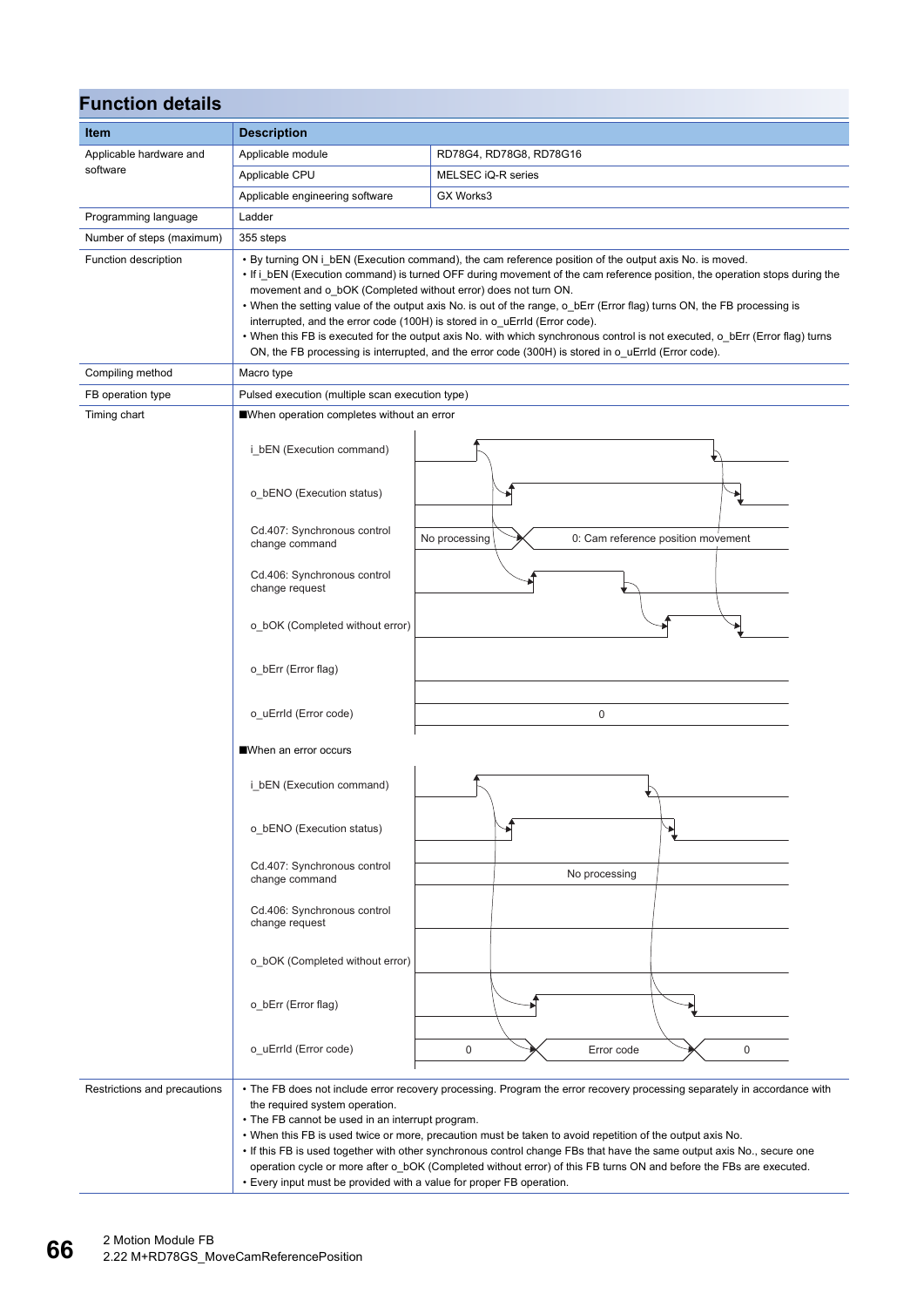## Function details

| Item | Description | |
|---|---|---|
| Applicable hardware and software | Applicable module | RD78G4, RD78G8, RD78G16 |
| | Applicable CPU | MELSEC iQ-R series |
| | Applicable engineering software | GX Works3 |
| Programming language | Ladder | |
| Number of steps (maximum) | 355 steps | |
| Function description | • By turning ON i_bEN (Execution command), the cam reference position of the output axis No. is moved.<br>• If i_bEN (Execution command) is turned OFF during movement of the cam reference position, the operation stops during the movement and o_bOK (Completed without error) does not turn ON.<br>• When the setting value of the output axis No. is out of the range, o_bErr (Error flag) turns ON, the FB processing is interrupted, and the error code (100H) is stored in o_uErrId (Error code).<br>• When this FB is executed for the output axis No. with which synchronous control is not executed, o_bErr (Error flag) turns ON, the FB processing is interrupted, and the error code (300H) is stored in o_uErrId (Error code). | |
| Compiling method | Macro type | |
| FB operation type | Pulsed execution (multiple scan execution type) | |
| Timing chart | ■When operation completes without an error<br>i_bEN (Execution command)<br>o_bENO (Execution status)<br>Cd.407: Synchronous control change command: No processing → 0: Cam reference position movement<br>Cd.406: Synchronous control change request<br>o_bOK (Completed without error)<br>o_bErr (Error flag)<br>o_uErrId (Error code): 0<br><br>■When an error occurs<br>i_bEN (Execution command)<br>o_bENO (Execution status)<br>Cd.407: Synchronous control change command: No processing<br>Cd.406: Synchronous control change request<br>o_bOK (Completed without error)<br>o_bErr (Error flag)<br>o_uErrId (Error code): 0 → Error code → 0 | |
| Restrictions and precautions | • The FB does not include error recovery processing. Program the error recovery processing separately in accordance with the required system operation.<br>• The FB cannot be used in an interrupt program.<br>• When this FB is used twice or more, precaution must be taken to avoid repetition of the output axis No.<br>• If this FB is used together with other synchronous control change FBs that have the same output axis No., secure one operation cycle or more after o_bOK (Completed without error) of this FB turns ON and before the FBs are executed.<br>• Every input must be provided with a value for proper FB operation. | |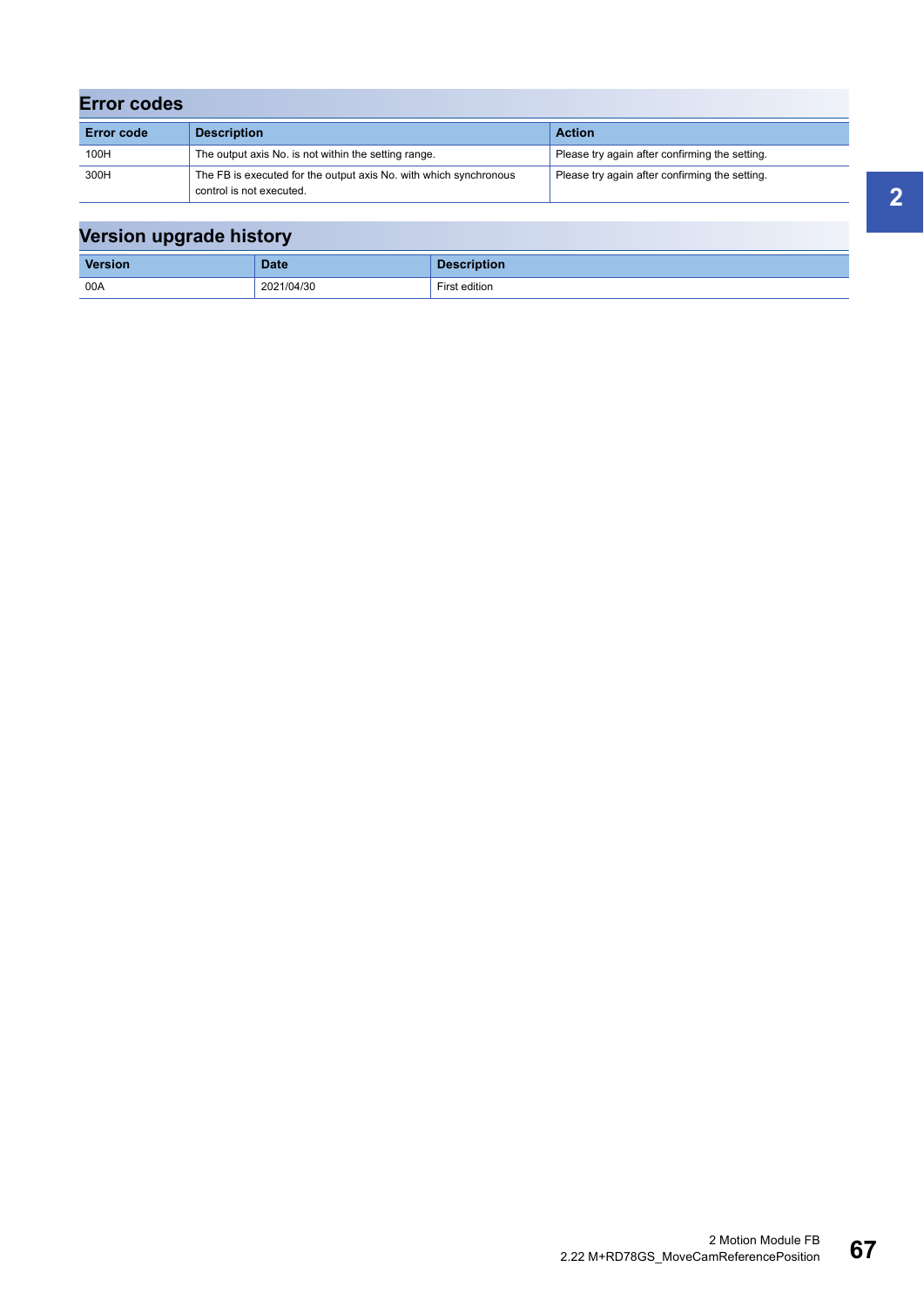## Error codes

| Error code | Description | Action |
|---|---|---|
| 100H | The output axis No. is not within the setting range. | Please try again after confirming the setting. |
| 300H | The FB is executed for the output axis No. with which synchronous control is not executed. | Please try again after confirming the setting. |

## Version upgrade history

| Version | Date | Description |
|---|---|---|
| 00A | 2021/04/30 | First edition |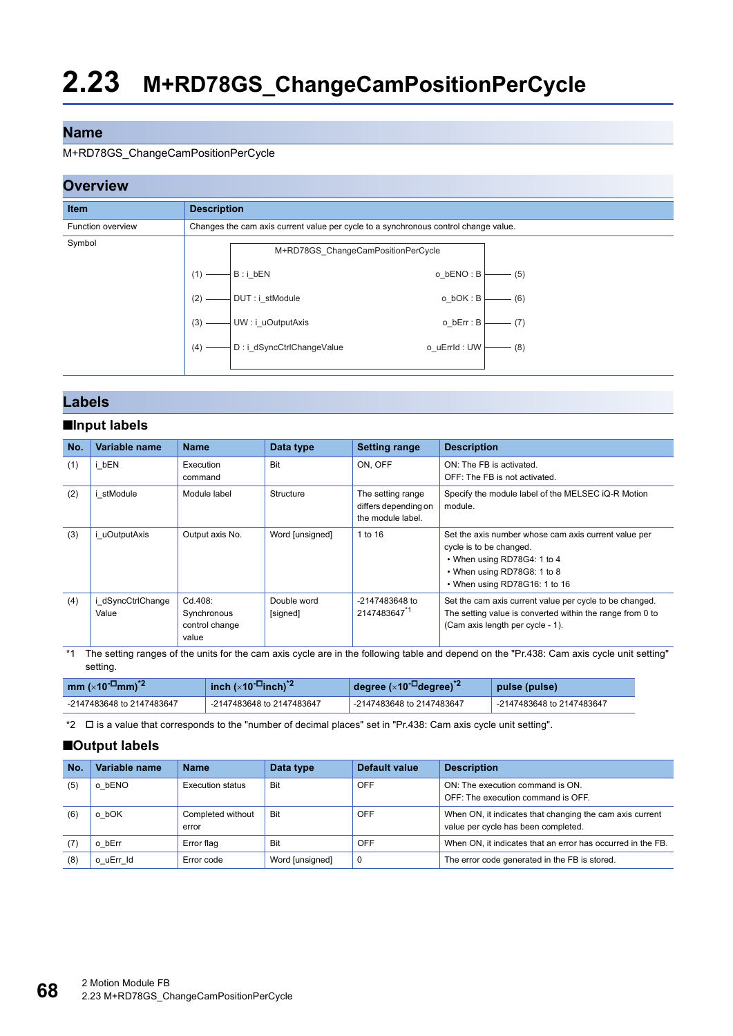# 2.23 M+RD78GS_ChangeCamPositionPerCycle

## Name

M+RD78GS_ChangeCamPositionPerCycle

## Overview

| Item | Description |
|---|---|
| Function overview | Changes the cam axis current value per cycle to a synchronous control change value. |
| Symbol | M+RD78GS_ChangeCamPositionPerCycle<br>(1) — B : i_bEN / o_bENO : B — (5)<br>(2) — DUT : i_stModule / o_bOK : B — (6)<br>(3) — UW : i_uOutputAxis / o_bErr : B — (7)<br>(4) — D : i_dSyncCtrlChangeValue / o_uErrId : UW — (8) |

## Labels

### ■Input labels

| No. | Variable name | Name | Data type | Setting range | Description |
|---|---|---|---|---|---|
| (1) | i_bEN | Execution command | Bit | ON, OFF | ON: The FB is activated.<br>OFF: The FB is not activated. |
| (2) | i_stModule | Module label | Structure | The setting range differs depending on the module label. | Specify the module label of the MELSEC iQ-R Motion module. |
| (3) | i_uOutputAxis | Output axis No. | Word [unsigned] | 1 to 16 | Set the axis number whose cam axis current value per cycle is to be changed.<br>• When using RD78G4: 1 to 4<br>• When using RD78G8: 1 to 8<br>• When using RD78G16: 1 to 16 |
| (4) | i_dSyncCtrlChangeValue | Cd.408: Synchronous control change value | Double word [signed] | -2147483648 to 2147483647*1 | Set the cam axis current value per cycle to be changed.<br>The setting value is converted within the range from 0 to (Cam axis length per cycle - 1). |

*1 The setting ranges of the units for the cam axis cycle are in the following table and depend on the "Pr.438: Cam axis cycle unit setting" setting.

| mm (×10^-□mm)*2 | inch (×10^-□inch)*2 | degree (×10^-□degree)*2 | pulse (pulse) |
|---|---|---|---|
| -2147483648 to 2147483647 | -2147483648 to 2147483647 | -2147483648 to 2147483647 | -2147483648 to 2147483647 |

*2 □ is a value that corresponds to the "number of decimal places" set in "Pr.438: Cam axis cycle unit setting".

### ■Output labels

| No. | Variable name | Name | Data type | Default value | Description |
|---|---|---|---|---|---|
| (5) | o_bENO | Execution status | Bit | OFF | ON: The execution command is ON.<br>OFF: The execution command is OFF. |
| (6) | o_bOK | Completed without error | Bit | OFF | When ON, it indicates that changing the cam axis current value per cycle has been completed. |
| (7) | o_bErr | Error flag | Bit | OFF | When ON, it indicates that an error has occurred in the FB. |
| (8) | o_uErr_Id | Error code | Word [unsigned] | 0 | The error code generated in the FB is stored. |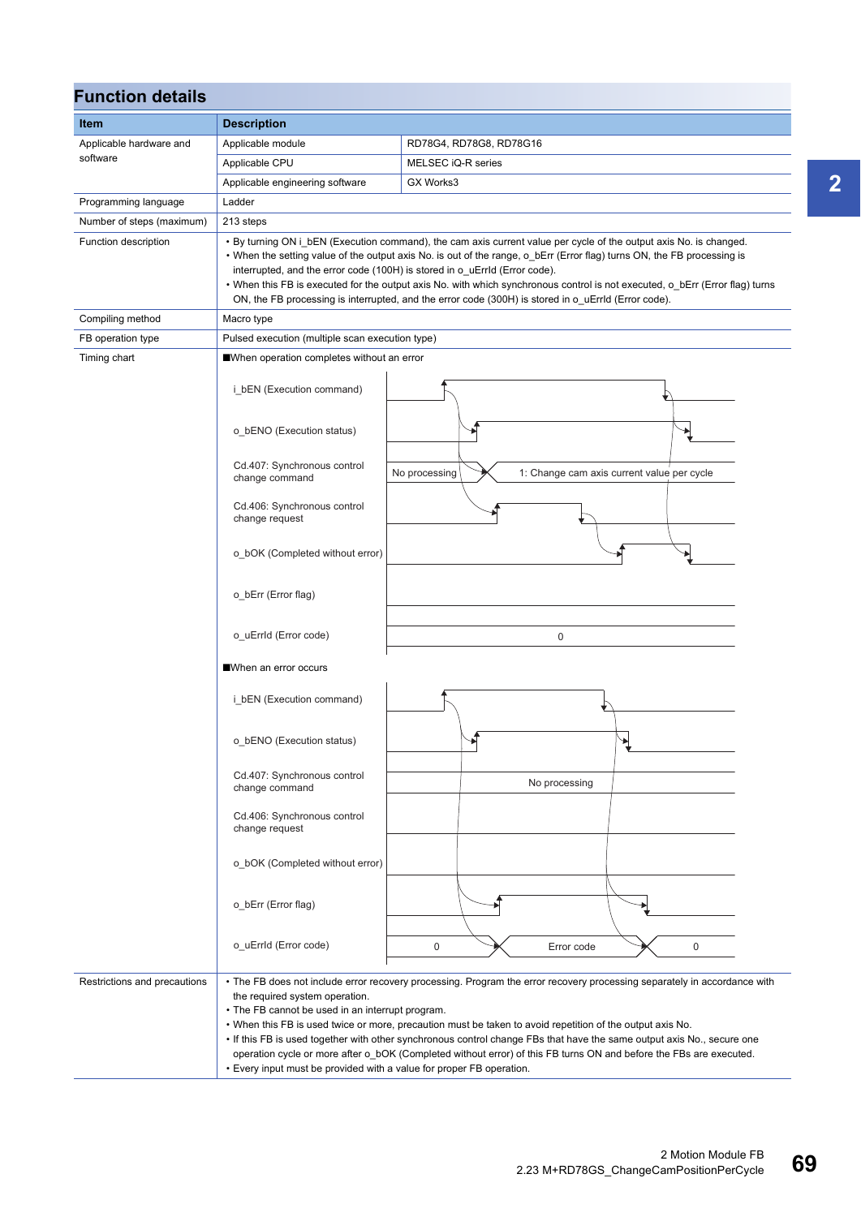## Function details

| Item | Description | |
|---|---|---|
| Applicable hardware and software | Applicable module | RD78G4, RD78G8, RD78G16 |
| | Applicable CPU | MELSEC iQ-R series |
| | Applicable engineering software | GX Works3 |
| Programming language | Ladder | |
| Number of steps (maximum) | 213 steps | |
| Function description | • By turning ON i_bEN (Execution command), the cam axis current value per cycle of the output axis No. is changed.<br>• When the setting value of the output axis No. is out of the range, o_bErr (Error flag) turns ON, the FB processing is interrupted, and the error code (100H) is stored in o_uErrId (Error code).<br>• When this FB is executed for the output axis No. with which synchronous control is not executed, o_bErr (Error flag) turns ON, the FB processing is interrupted, and the error code (300H) is stored in o_uErrId (Error code). | |
| Compiling method | Macro type | |
| FB operation type | Pulsed execution (multiple scan execution type) | |
| Timing chart | ■When operation completes without an error<br>i_bEN (Execution command)<br>o_bENO (Execution status)<br>Cd.407: Synchronous control change command: No processing → 1: Change cam axis current value per cycle<br>Cd.406: Synchronous control change request<br>o_bOK (Completed without error)<br>o_bErr (Error flag)<br>o_uErrId (Error code): 0<br>■When an error occurs<br>i_bEN (Execution command)<br>o_bENO (Execution status)<br>Cd.407: Synchronous control change command: No processing<br>Cd.406: Synchronous control change request<br>o_bOK (Completed without error)<br>o_bErr (Error flag)<br>o_uErrId (Error code): 0 → Error code → 0 | |
| Restrictions and precautions | • The FB does not include error recovery processing. Program the error recovery processing separately in accordance with the required system operation.<br>• The FB cannot be used in an interrupt program.<br>• When this FB is used twice or more, precaution must be taken to avoid repetition of the output axis No.<br>• If this FB is used together with other synchronous control change FBs that have the same output axis No., secure one operation cycle or more after o_bOK (Completed without error) of this FB turns ON and before the FBs are executed.<br>• Every input must be provided with a value for proper FB operation. | |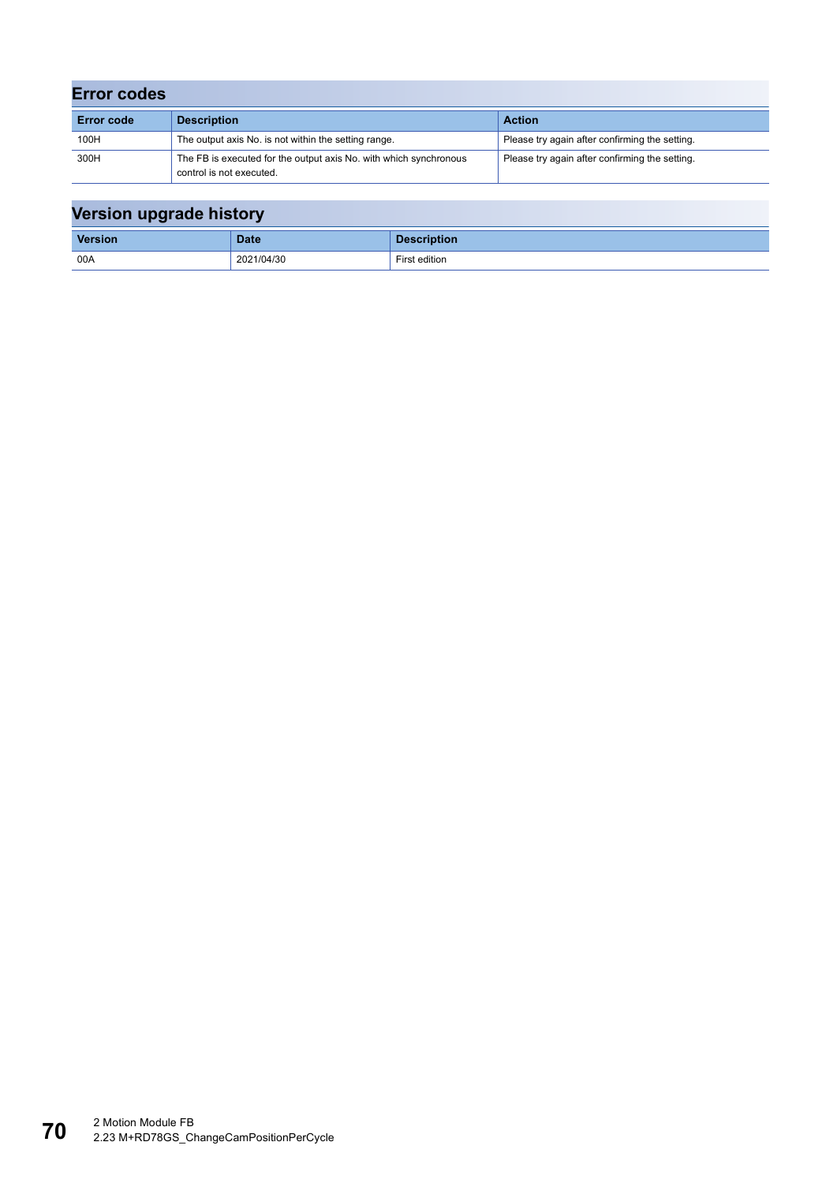## Error codes

| Error code | Description | Action |
|---|---|---|
| 100H | The output axis No. is not within the setting range. | Please try again after confirming the setting. |
| 300H | The FB is executed for the output axis No. with which synchronous control is not executed. | Please try again after confirming the setting. |

## Version upgrade history

| Version | Date | Description |
|---|---|---|
| 00A | 2021/04/30 | First edition |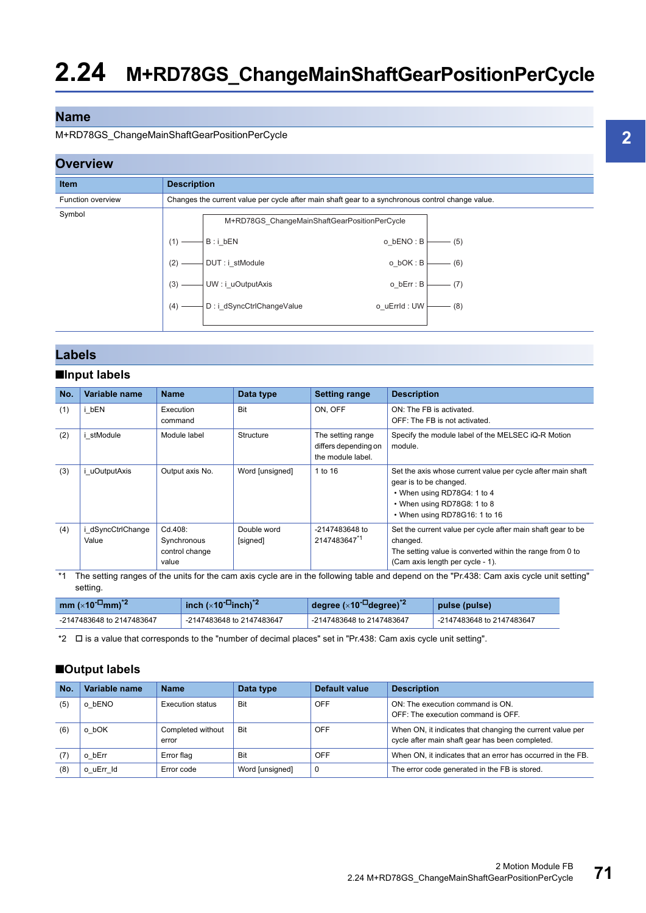# 2.24 M+RD78GS_ChangeMainShaftGearPositionPerCycle

## Name

M+RD78GS_ChangeMainShaftGearPositionPerCycle

## Overview

| Item | Description |
|---|---|
| Function overview | Changes the current value per cycle after main shaft gear to a synchronous control change value. |
| Symbol | M+RD78GS_ChangeMainShaftGearPositionPerCycle<br>(1) — B : i_bEN / o_bENO : B — (5)<br>(2) — DUT : i_stModule / o_bOK : B — (6)<br>(3) — UW : i_uOutputAxis / o_bErr : B — (7)<br>(4) — D : i_dSyncCtrlChangeValue / o_uErrId : UW — (8) |

## Labels

### ■Input labels

| No. | Variable name | Name | Data type | Setting range | Description |
|---|---|---|---|---|---|
| (1) | i_bEN | Execution command | Bit | ON, OFF | ON: The FB is activated.<br>OFF: The FB is not activated. |
| (2) | i_stModule | Module label | Structure | The setting range differs depending on the module label. | Specify the module label of the MELSEC iQ-R Motion module. |
| (3) | i_uOutputAxis | Output axis No. | Word [unsigned] | 1 to 16 | Set the axis whose current value per cycle after main shaft gear is to be changed.<br>• When using RD78G4: 1 to 4<br>• When using RD78G8: 1 to 8<br>• When using RD78G16: 1 to 16 |
| (4) | i_dSyncCtrlChangeValue | Cd.408: Synchronous control change value | Double word [signed] | -2147483648 to 2147483647[*1] | Set the current value per cycle after main shaft gear to be changed.<br>The setting value is converted within the range from 0 to (Cam axis length per cycle - 1). |

*1 The setting ranges of the units for the cam axis cycle are in the following table and depend on the "Pr.438: Cam axis cycle unit setting" setting.

| mm (×10<sup>-□</sup>mm)[*2] | inch (×10<sup>-□</sup>inch)[*2] | degree (×10<sup>-□</sup>degree)[*2] | pulse (pulse) |
|---|---|---|---|
| -2147483648 to 2147483647 | -2147483648 to 2147483647 | -2147483648 to 2147483647 | -2147483648 to 2147483647 |

*2 □ is a value that corresponds to the "number of decimal places" set in "Pr.438: Cam axis cycle unit setting".

### ■Output labels

| No. | Variable name | Name | Data type | Default value | Description |
|---|---|---|---|---|---|
| (5) | o_bENO | Execution status | Bit | OFF | ON: The execution command is ON.<br>OFF: The execution command is OFF. |
| (6) | o_bOK | Completed without error | Bit | OFF | When ON, it indicates that changing the current value per cycle after main shaft gear has been completed. |
| (7) | o_bErr | Error flag | Bit | OFF | When ON, it indicates that an error has occurred in the FB. |
| (8) | o_uErr_Id | Error code | Word [unsigned] | 0 | The error code generated in the FB is stored. |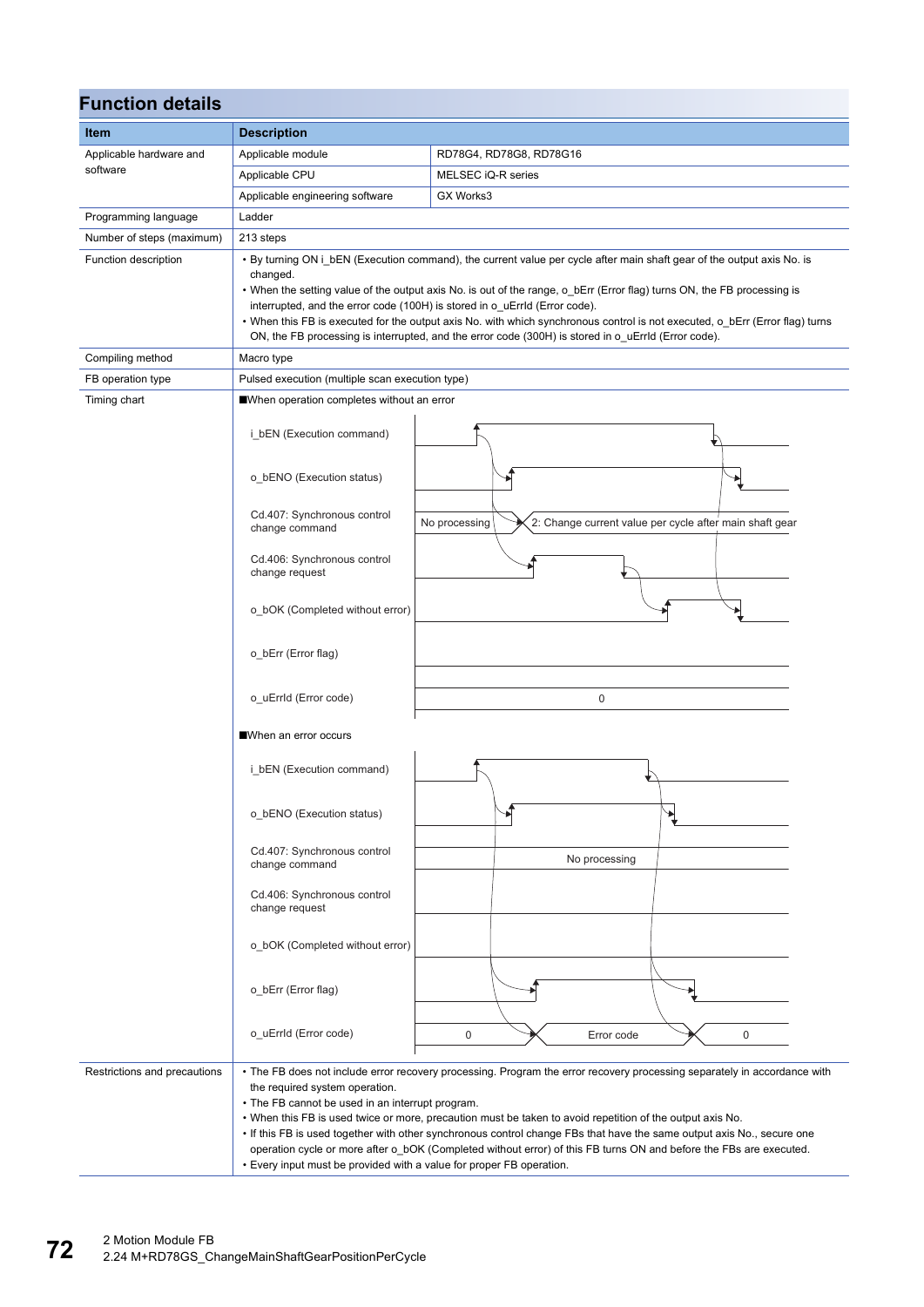## Function details

| Item | Description | |
|---|---|---|
| Applicable hardware and software | Applicable module | RD78G4, RD78G8, RD78G16 |
| | Applicable CPU | MELSEC iQ-R series |
| | Applicable engineering software | GX Works3 |
| Programming language | Ladder | |
| Number of steps (maximum) | 213 steps | |
| Function description | • By turning ON i_bEN (Execution command), the current value per cycle after main shaft gear of the output axis No. is changed.<br>• When the setting value of the output axis No. is out of the range, o_bErr (Error flag) turns ON, the FB processing is interrupted, and the error code (100H) is stored in o_uErrId (Error code).<br>• When this FB is executed for the output axis No. with which synchronous control is not executed, o_bErr (Error flag) turns ON, the FB processing is interrupted, and the error code (300H) is stored in o_uErrId (Error code). | |
| Compiling method | Macro type | |
| FB operation type | Pulsed execution (multiple scan execution type) | |
| Timing chart | ■When operation completes without an error<br>i_bEN (Execution command)<br>o_bENO (Execution status)<br>Cd.407: Synchronous control change command: No processing / 2: Change current value per cycle after main shaft gear<br>Cd.406: Synchronous control change request<br>o_bOK (Completed without error)<br>o_bErr (Error flag)<br>o_uErrId (Error code): 0<br>■When an error occurs<br>i_bEN (Execution command)<br>o_bENO (Execution status)<br>Cd.407: Synchronous control change command: No processing<br>Cd.406: Synchronous control change request<br>o_bOK (Completed without error)<br>o_bErr (Error flag)<br>o_uErrId (Error code): 0 / Error code / 0 | |
| Restrictions and precautions | • The FB does not include error recovery processing. Program the error recovery processing separately in accordance with the required system operation.<br>• The FB cannot be used in an interrupt program.<br>• When this FB is used twice or more, precaution must be taken to avoid repetition of the output axis No.<br>• If this FB is used together with other synchronous control change FBs that have the same output axis No., secure one operation cycle or more after o_bOK (Completed without error) of this FB turns ON and before the FBs are executed.<br>• Every input must be provided with a value for proper FB operation. | |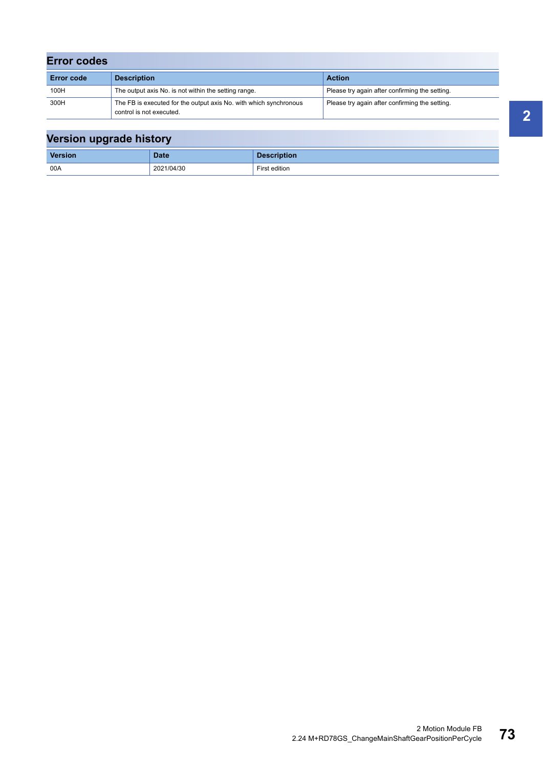## Error codes

| Error code | Description | Action |
|---|---|---|
| 100H | The output axis No. is not within the setting range. | Please try again after confirming the setting. |
| 300H | The FB is executed for the output axis No. with which synchronous control is not executed. | Please try again after confirming the setting. |

## Version upgrade history

| Version | Date | Description |
|---|---|---|
| 00A | 2021/04/30 | First edition |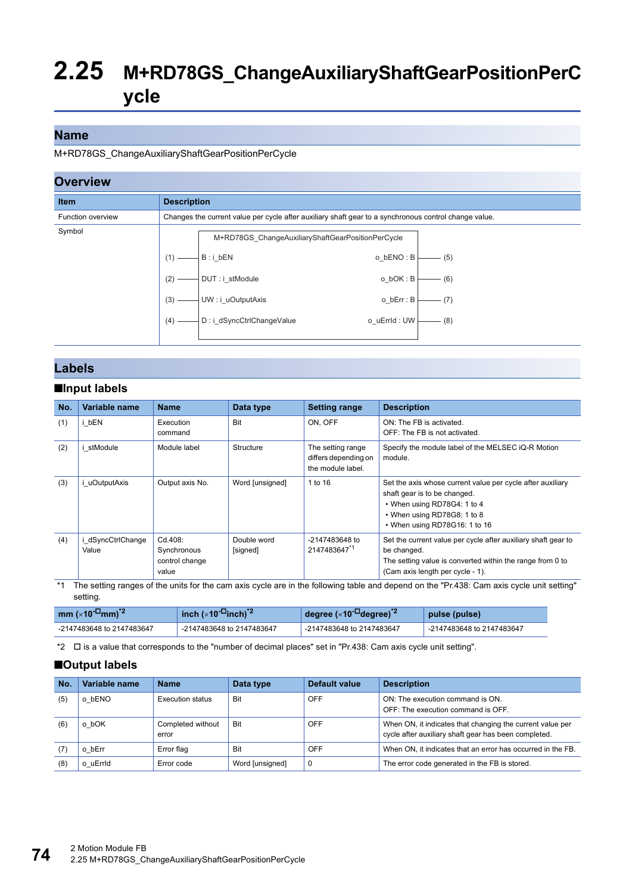# 2.25 M+RD78GS_ChangeAuxiliaryShaftGearPositionPerCycle

## Name

M+RD78GS_ChangeAuxiliaryShaftGearPositionPerCycle

## Overview

| Item | Description |
|---|---|
| Function overview | Changes the current value per cycle after auxiliary shaft gear to a synchronous control change value. |
| Symbol | M+RD78GS_ChangeAuxiliaryShaftGearPositionPerCycle<br>(1) — B : i_bEN　　o_bENO : B — (5)<br>(2) — DUT : i_stModule　　o_bOK : B — (6)<br>(3) — UW : i_uOutputAxis　　o_bErr : B — (7)<br>(4) — D : i_dSyncCtrlChangeValue　　o_uErrId : UW — (8) |

## Labels

### ■Input labels

| No. | Variable name | Name | Data type | Setting range | Description |
|---|---|---|---|---|---|
| (1) | i_bEN | Execution command | Bit | ON, OFF | ON: The FB is activated.<br>OFF: The FB is not activated. |
| (2) | i_stModule | Module label | Structure | The setting range differs depending on the module label. | Specify the module label of the MELSEC iQ-R Motion module. |
| (3) | i_uOutputAxis | Output axis No. | Word [unsigned] | 1 to 16 | Set the axis whose current value per cycle after auxiliary shaft gear is to be changed.<br>• When using RD78G4: 1 to 4<br>• When using RD78G8: 1 to 8<br>• When using RD78G16: 1 to 16 |
| (4) | i_dSyncCtrlChangeValue | Cd.408: Synchronous control change value | Double word [signed] | -2147483648 to 2147483647*1 | Set the current value per cycle after auxiliary shaft gear to be changed.<br>The setting value is converted within the range from 0 to (Cam axis length per cycle - 1). |

*1 The setting ranges of the units for the cam axis cycle are in the following table and depend on the "Pr.438: Cam axis cycle unit setting" setting.

| mm (×10-□mm)*2 | inch (×10-□inch)*2 | degree (×10-□degree)*2 | pulse (pulse) |
|---|---|---|---|
| -2147483648 to 2147483647 | -2147483648 to 2147483647 | -2147483648 to 2147483647 | -2147483648 to 2147483647 |

*2 □ is a value that corresponds to the "number of decimal places" set in "Pr.438: Cam axis cycle unit setting".

### ■Output labels

| No. | Variable name | Name | Data type | Default value | Description |
|---|---|---|---|---|---|
| (5) | o_bENO | Execution status | Bit | OFF | ON: The execution command is ON.<br>OFF: The execution command is OFF. |
| (6) | o_bOK | Completed without error | Bit | OFF | When ON, it indicates that changing the current value per cycle after auxiliary shaft gear has been completed. |
| (7) | o_bErr | Error flag | Bit | OFF | When ON, it indicates that an error has occurred in the FB. |
| (8) | o_uErrId | Error code | Word [unsigned] | 0 | The error code generated in the FB is stored. |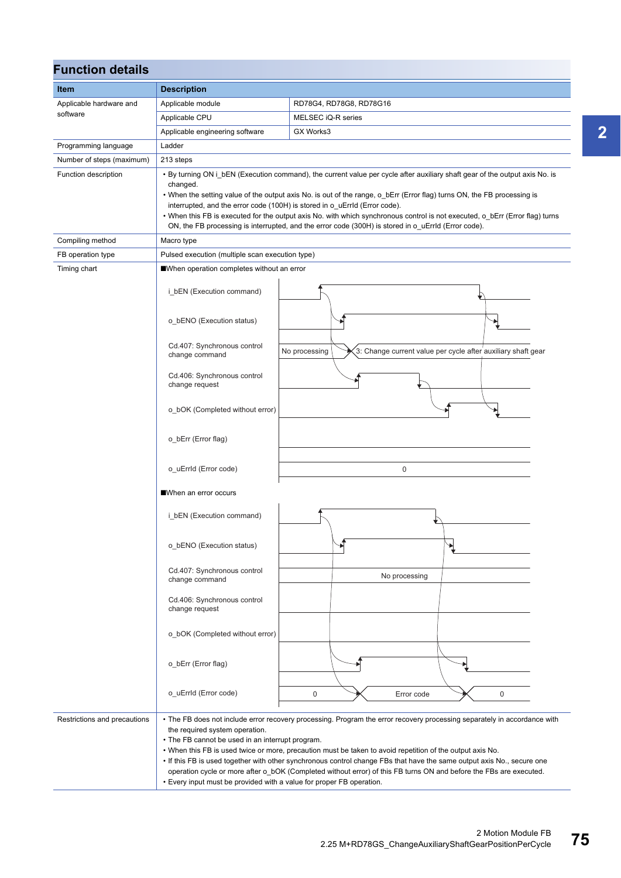## Function details

| Item | Description | |
|---|---|---|
| Applicable hardware and software | Applicable module | RD78G4, RD78G8, RD78G16 |
| | Applicable CPU | MELSEC iQ-R series |
| | Applicable engineering software | GX Works3 |
| Programming language | Ladder | |
| Number of steps (maximum) | 213 steps | |
| Function description | • By turning ON i_bEN (Execution command), the current value per cycle after auxiliary shaft gear of the output axis No. is changed.<br>• When the setting value of the output axis No. is out of the range, o_bErr (Error flag) turns ON, the FB processing is interrupted, and the error code (100H) is stored in o_uErrId (Error code).<br>• When this FB is executed for the output axis No. with which synchronous control is not executed, o_bErr (Error flag) turns ON, the FB processing is interrupted, and the error code (300H) is stored in o_uErrId (Error code). | |
| Compiling method | Macro type | |
| FB operation type | Pulsed execution (multiple scan execution type) | |
| Timing chart | ■When operation completes without an error<br>i_bEN (Execution command)<br>o_bENO (Execution status)<br>Cd.407: Synchronous control change command — No processing / 3: Change current value per cycle after auxiliary shaft gear<br>Cd.406: Synchronous control change request<br>o_bOK (Completed without error)<br>o_bErr (Error flag)<br>o_uErrId (Error code) — 0<br><br>■When an error occurs<br>i_bEN (Execution command)<br>o_bENO (Execution status)<br>Cd.407: Synchronous control change command — No processing<br>Cd.406: Synchronous control change request<br>o_bOK (Completed without error)<br>o_bErr (Error flag)<br>o_uErrId (Error code) — 0 / Error code / 0 | |
| Restrictions and precautions | • The FB does not include error recovery processing. Program the error recovery processing separately in accordance with the required system operation.<br>• The FB cannot be used in an interrupt program.<br>• When this FB is used twice or more, precaution must be taken to avoid repetition of the output axis No.<br>• If this FB is used together with other synchronous control change FBs that have the same output axis No., secure one operation cycle or more after o_bOK (Completed without error) of this FB turns ON and before the FBs are executed.<br>• Every input must be provided with a value for proper FB operation. | |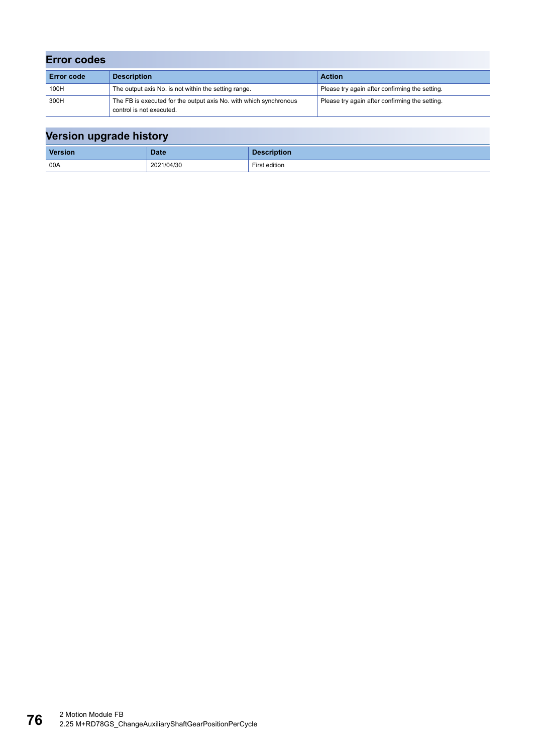## Error codes

| Error code | Description | Action |
|---|---|---|
| 100H | The output axis No. is not within the setting range. | Please try again after confirming the setting. |
| 300H | The FB is executed for the output axis No. with which synchronous control is not executed. | Please try again after confirming the setting. |

## Version upgrade history

| Version | Date | Description |
|---|---|---|
| 00A | 2021/04/30 | First edition |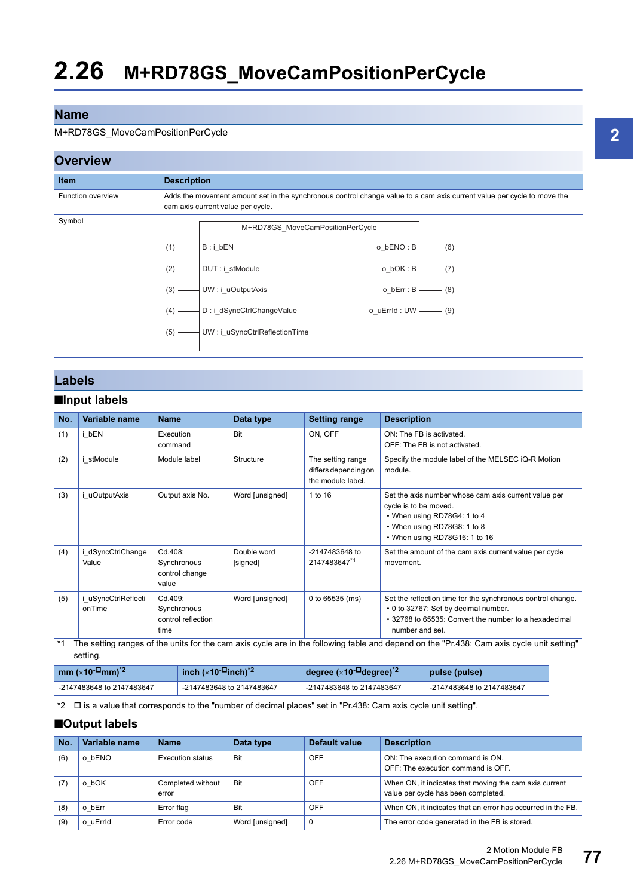# 2.26 M+RD78GS_MoveCamPositionPerCycle

## Name

M+RD78GS_MoveCamPositionPerCycle

## Overview

| Item | Description |
|---|---|
| Function overview | Adds the movement amount set in the synchronous control change value to a cam axis current value per cycle to move the cam axis current value per cycle. |
| Symbol | M+RD78GS_MoveCamPositionPerCycle<br>(1) B : i_bEN → o_bENO : B (6)<br>(2) DUT : i_stModule → o_bOK : B (7)<br>(3) UW : i_uOutputAxis → o_bErr : B (8)<br>(4) D : i_dSyncCtrlChangeValue → o_uErrId : UW (9)<br>(5) UW : i_uSyncCtrlReflectionTime |

## Labels

### ■Input labels

| No. | Variable name | Name | Data type | Setting range | Description |
|---|---|---|---|---|---|
| (1) | i_bEN | Execution command | Bit | ON, OFF | ON: The FB is activated.<br>OFF: The FB is not activated. |
| (2) | i_stModule | Module label | Structure | The setting range differs depending on the module label. | Specify the module label of the MELSEC iQ-R Motion module. |
| (3) | i_uOutputAxis | Output axis No. | Word [unsigned] | 1 to 16 | Set the axis number whose cam axis current value per cycle is to be moved.<br>• When using RD78G4: 1 to 4<br>• When using RD78G8: 1 to 8<br>• When using RD78G16: 1 to 16 |
| (4) | i_dSyncCtrlChangeValue | Cd.408: Synchronous control change value | Double word [signed] | -2147483648 to 2147483647*1 | Set the amount of the cam axis current value per cycle movement. |
| (5) | i_uSyncCtrlReflectionTime | Cd.409: Synchronous control reflection time | Word [unsigned] | 0 to 65535 (ms) | Set the reflection time for the synchronous control change.<br>• 0 to 32767: Set by decimal number.<br>• 32768 to 65535: Convert the number to a hexadecimal number and set. |

*1 The setting ranges of the units for the cam axis cycle are in the following table and depend on the "Pr.438: Cam axis cycle unit setting" setting.

| mm (×10^-□mm)*2 | inch (×10^-□inch)*2 | degree (×10^-□degree)*2 | pulse (pulse) |
|---|---|---|---|
| -2147483648 to 2147483647 | -2147483648 to 2147483647 | -2147483648 to 2147483647 | -2147483648 to 2147483647 |

*2 □ is a value that corresponds to the "number of decimal places" set in "Pr.438: Cam axis cycle unit setting".

### ■Output labels

| No. | Variable name | Name | Data type | Default value | Description |
|---|---|---|---|---|---|
| (6) | o_bENO | Execution status | Bit | OFF | ON: The execution command is ON.<br>OFF: The execution command is OFF. |
| (7) | o_bOK | Completed without error | Bit | OFF | When ON, it indicates that moving the cam axis current value per cycle has been completed. |
| (8) | o_bErr | Error flag | Bit | OFF | When ON, it indicates that an error has occurred in the FB. |
| (9) | o_uErrId | Error code | Word [unsigned] | 0 | The error code generated in the FB is stored. |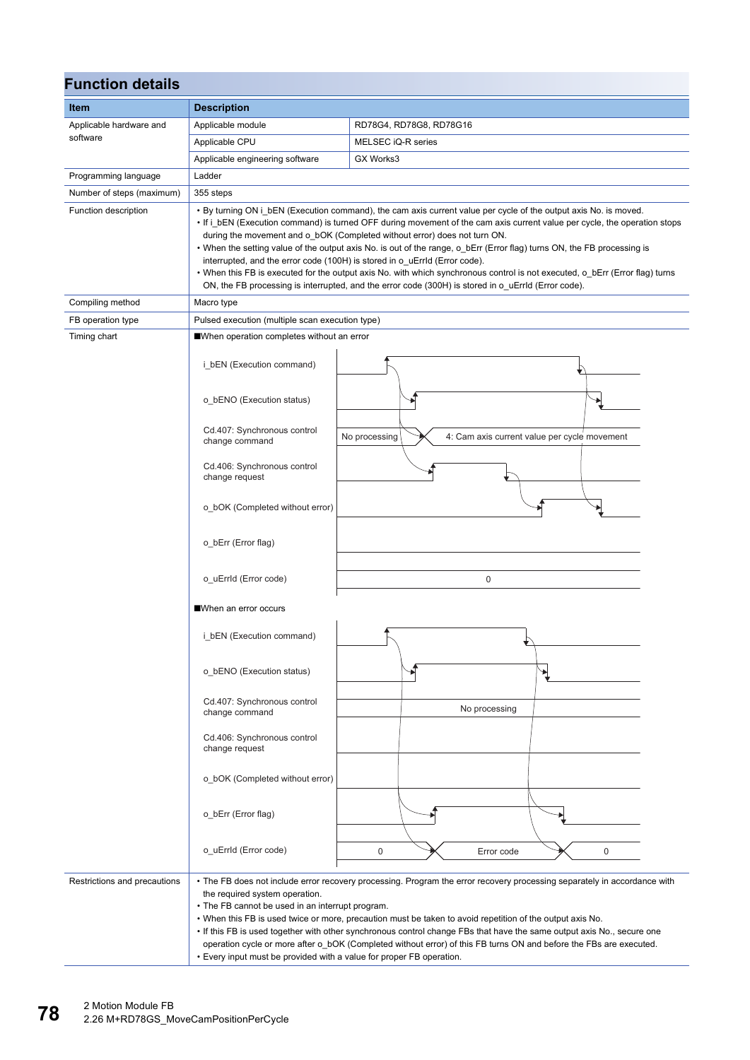## Function details

| Item | Description | |
|---|---|---|
| Applicable hardware and software | Applicable module | RD78G4, RD78G8, RD78G16 |
| | Applicable CPU | MELSEC iQ-R series |
| | Applicable engineering software | GX Works3 |
| Programming language | Ladder | |
| Number of steps (maximum) | 355 steps | |
| Function description | • By turning ON i_bEN (Execution command), the cam axis current value per cycle of the output axis No. is moved.<br>• If i_bEN (Execution command) is turned OFF during movement of the cam axis current value per cycle, the operation stops during the movement and o_bOK (Completed without error) does not turn ON.<br>• When the setting value of the output axis No. is out of the range, o_bErr (Error flag) turns ON, the FB processing is interrupted, and the error code (100H) is stored in o_uErrId (Error code).<br>• When this FB is executed for the output axis No. with which synchronous control is not executed, o_bErr (Error flag) turns ON, the FB processing is interrupted, and the error code (300H) is stored in o_uErrId (Error code). | |
| Compiling method | Macro type | |
| FB operation type | Pulsed execution (multiple scan execution type) | |
| Timing chart | ■When operation completes without an error<br>i_bEN (Execution command)<br>o_bENO (Execution status)<br>Cd.407: Synchronous control change command: No processing → 4: Cam axis current value per cycle movement<br>Cd.406: Synchronous control change request<br>o_bOK (Completed without error)<br>o_bErr (Error flag)<br>o_uErrId (Error code): 0<br><br>■When an error occurs<br>i_bEN (Execution command)<br>o_bENO (Execution status)<br>Cd.407: Synchronous control change command: No processing<br>Cd.406: Synchronous control change request<br>o_bOK (Completed without error)<br>o_bErr (Error flag)<br>o_uErrId (Error code): 0 → Error code → 0 | |
| Restrictions and precautions | • The FB does not include error recovery processing. Program the error recovery processing separately in accordance with the required system operation.<br>• The FB cannot be used in an interrupt program.<br>• When this FB is used twice or more, precaution must be taken to avoid repetition of the output axis No.<br>• If this FB is used together with other synchronous control change FBs that have the same output axis No., secure one operation cycle or more after o_bOK (Completed without error) of this FB turns ON and before the FBs are executed.<br>• Every input must be provided with a value for proper FB operation. | |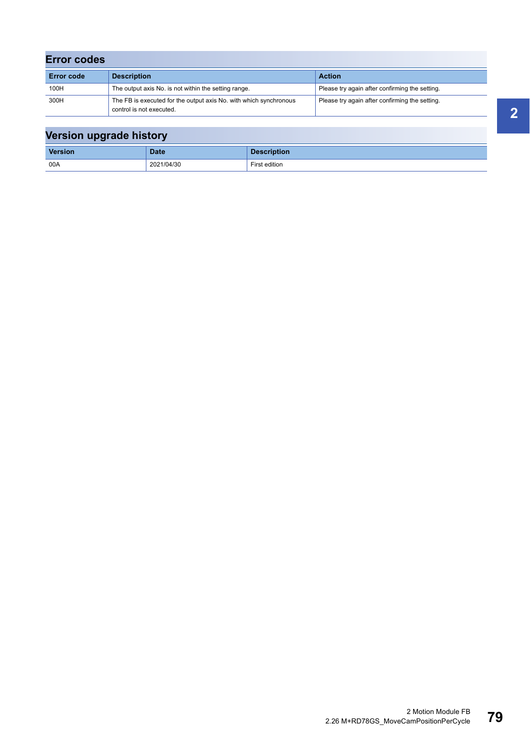## Error codes

| Error code | Description | Action |
|---|---|---|
| 100H | The output axis No. is not within the setting range. | Please try again after confirming the setting. |
| 300H | The FB is executed for the output axis No. with which synchronous control is not executed. | Please try again after confirming the setting. |

## Version upgrade history

| Version | Date | Description |
|---|---|---|
| 00A | 2021/04/30 | First edition |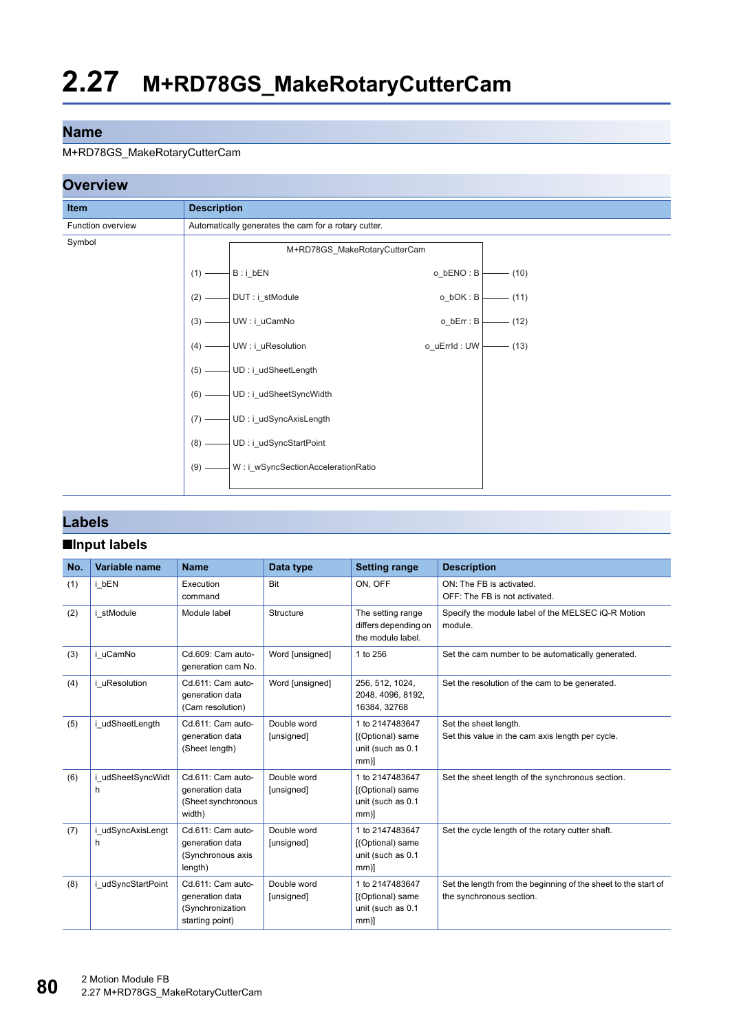# 2.27 M+RD78GS_MakeRotaryCutterCam

## Name

M+RD78GS_MakeRotaryCutterCam

## Overview

| Item | Description |
|---|---|
| Function overview | Automatically generates the cam for a rotary cutter. |
| Symbol | M+RD78GS_MakeRotaryCutterCam<br>(1) B : i_bEN — o_bENO : B (10)<br>(2) DUT : i_stModule — o_bOK : B (11)<br>(3) UW : i_uCamNo — o_bErr : B (12)<br>(4) UW : i_uResolution — o_uErrId : UW (13)<br>(5) UD : i_udSheetLength<br>(6) UD : i_udSheetSyncWidth<br>(7) UD : i_udSyncAxisLength<br>(8) UD : i_udSyncStartPoint<br>(9) W : i_wSyncSectionAccelerationRatio |

## Labels

### ■Input labels

| No. | Variable name | Name | Data type | Setting range | Description |
|---|---|---|---|---|---|
| (1) | i_bEN | Execution command | Bit | ON, OFF | ON: The FB is activated.<br>OFF: The FB is not activated. |
| (2) | i_stModule | Module label | Structure | The setting range differs depending on the module label. | Specify the module label of the MELSEC iQ-R Motion module. |
| (3) | i_uCamNo | Cd.609: Cam auto-generation cam No. | Word [unsigned] | 1 to 256 | Set the cam number to be automatically generated. |
| (4) | i_uResolution | Cd.611: Cam auto-generation data (Cam resolution) | Word [unsigned] | 256, 512, 1024, 2048, 4096, 8192, 16384, 32768 | Set the resolution of the cam to be generated. |
| (5) | i_udSheetLength | Cd.611: Cam auto-generation data (Sheet length) | Double word [unsigned] | 1 to 2147483647 [(Optional) same unit (such as 0.1 mm)] | Set the sheet length.<br>Set this value in the cam axis length per cycle. |
| (6) | i_udSheetSyncWidth | Cd.611: Cam auto-generation data (Sheet synchronous width) | Double word [unsigned] | 1 to 2147483647 [(Optional) same unit (such as 0.1 mm)] | Set the sheet length of the synchronous section. |
| (7) | i_udSyncAxisLength | Cd.611: Cam auto-generation data (Synchronous axis length) | Double word [unsigned] | 1 to 2147483647 [(Optional) same unit (such as 0.1 mm)] | Set the cycle length of the rotary cutter shaft. |
| (8) | i_udSyncStartPoint | Cd.611: Cam auto-generation data (Synchronization starting point) | Double word [unsigned] | 1 to 2147483647 [(Optional) same unit (such as 0.1 mm)] | Set the length from the beginning of the sheet to the start of the synchronous section. |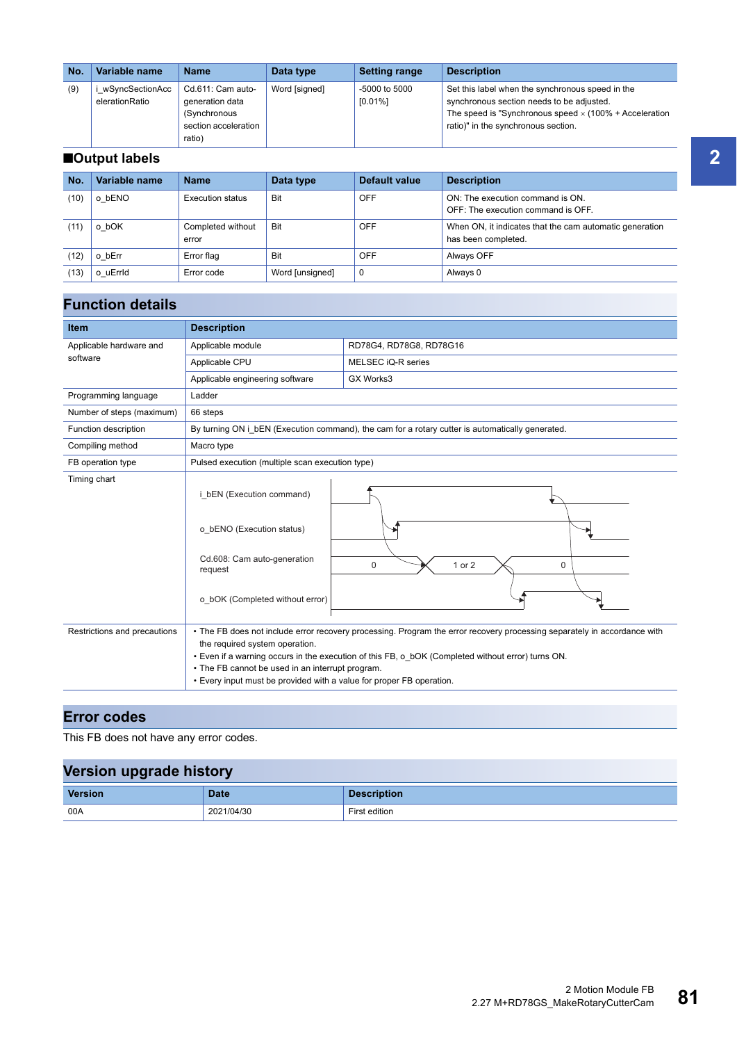| No. | Variable name | Name | Data type | Setting range | Description |
|---|---|---|---|---|---|
| (9) | i_wSyncSectionAccelerationRatio | Cd.611: Cam auto-generation data (Synchronous section acceleration ratio) | Word [signed] | -5000 to 5000 [0.01%] | Set this label when the synchronous speed in the synchronous section needs to be adjusted. The speed is "Synchronous speed × (100% + Acceleration ratio)" in the synchronous section. |

### ■Output labels

| No. | Variable name | Name | Data type | Default value | Description |
|---|---|---|---|---|---|
| (10) | o_bENO | Execution status | Bit | OFF | ON: The execution command is ON. OFF: The execution command is OFF. |
| (11) | o_bOK | Completed without error | Bit | OFF | When ON, it indicates that the cam automatic generation has been completed. |
| (12) | o_bErr | Error flag | Bit | OFF | Always OFF |
| (13) | o_uErrId | Error code | Word [unsigned] | 0 | Always 0 |

## Function details

| Item | Description | |
|---|---|---|
| Applicable hardware and software | Applicable module | RD78G4, RD78G8, RD78G16 |
| | Applicable CPU | MELSEC iQ-R series |
| | Applicable engineering software | GX Works3 |
| Programming language | Ladder | |
| Number of steps (maximum) | 66 steps | |
| Function description | By turning ON i_bEN (Execution command), the cam for a rotary cutter is automatically generated. | |
| Compiling method | Macro type | |
| FB operation type | Pulsed execution (multiple scan execution type) | |
| Timing chart | i_bEN (Execution command)<br>o_bENO (Execution status)<br>Cd.608: Cam auto-generation request (0 → 1 or 2 → 0)<br>o_bOK (Completed without error) | |
| Restrictions and precautions | • The FB does not include error recovery processing. Program the error recovery processing separately in accordance with the required system operation.<br>• Even if a warning occurs in the execution of this FB, o_bOK (Completed without error) turns ON.<br>• The FB cannot be used in an interrupt program.<br>• Every input must be provided with a value for proper FB operation. | |

## Error codes

This FB does not have any error codes.

## Version upgrade history

| Version | Date | Description |
|---|---|---|
| 00A | 2021/04/30 | First edition |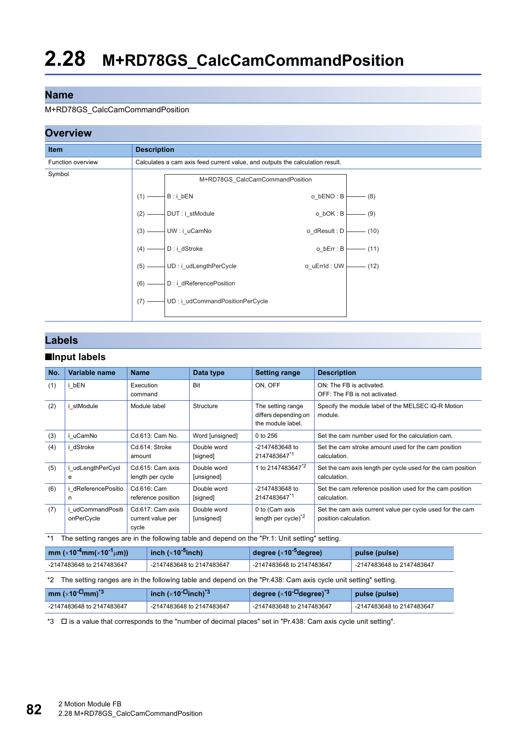# 2.28 M+RD78GS_CalcCamCommandPosition

## Name

M+RD78GS_CalcCamCommandPosition

## Overview

| Item | Description |
|---|---|
| Function overview | Calculates a cam axis feed current value, and outputs the calculation result. |
| Symbol | M+RD78GS_CalcCamCommandPosition<br>(1) — B : i_bEN &nbsp;&nbsp;&nbsp; o_bENO : B — (8)<br>(2) — DUT : i_stModule &nbsp;&nbsp;&nbsp; o_bOK : B — (9)<br>(3) — UW : i_uCamNo &nbsp;&nbsp;&nbsp; o_dResult : D — (10)<br>(4) — D : i_dStroke &nbsp;&nbsp;&nbsp; o_bErr : B — (11)<br>(5) — UD : i_udLengthPerCycle &nbsp;&nbsp;&nbsp; o_uErrId : UW — (12)<br>(6) — D : i_dReferencePosition<br>(7) — UD : i_udCommandPositionPerCycle |

## Labels

### ■Input labels

| No. | Variable name | Name | Data type | Setting range | Description |
|---|---|---|---|---|---|
| (1) | i_bEN | Execution command | Bit | ON, OFF | ON: The FB is activated.<br>OFF: The FB is not activated. |
| (2) | i_stModule | Module label | Structure | The setting range differs depending on the module label. | Specify the module label of the MELSEC iQ-R Motion module. |
| (3) | i_uCamNo | Cd.613: Cam No. | Word [unsigned] | 0 to 256 | Set the cam number used for the calculation cam. |
| (4) | i_dStroke | Cd.614: Stroke amount | Double word [signed] | -2147483648 to 2147483647*1 | Set the cam stroke amount used for the cam position calculation. |
| (5) | i_udLengthPerCycle | Cd.615: Cam axis length per cycle | Double word [unsigned] | 1 to 2147483647*2 | Set the cam axis length per cycle used for the cam position calculation. |
| (6) | i_dReferencePosition | Cd.616: Cam reference position | Double word [signed] | -2147483648 to 2147483647*1 | Set the cam reference position used for the cam position calculation. |
| (7) | i_udCommandPositionPerCycle | Cd.617: Cam axis current value per cycle | Double word [unsigned] | 0 to (Cam axis length per cycle)*2 | Set the cam axis current value per cycle used for the cam position calculation. |

*1 The setting ranges are in the following table and depend on the "Pr.1: Unit setting" setting.

| mm ($\times 10^{-4}$mm($\times 10^{-1}$μm)) | inch ($\times 10^{-5}$inch) | degree ($\times 10^{-5}$degree) | pulse (pulse) |
|---|---|---|---|
| -2147483648 to 2147483647 | -2147483648 to 2147483647 | -2147483648 to 2147483647 | -2147483648 to 2147483647 |

*2 The setting ranges are in the following table and depend on the "Pr.438: Cam axis cycle unit setting" setting.

| mm ($\times 10^{-□}$mm)*3 | inch ($\times 10^{-□}$inch)*3 | degree ($\times 10^{-□}$degree)*3 | pulse (pulse) |
|---|---|---|---|
| -2147483648 to 2147483647 | -2147483648 to 2147483647 | -2147483648 to 2147483647 | -2147483648 to 2147483647 |

*3 □ is a value that corresponds to the "number of decimal places" set in "Pr.438: Cam axis cycle unit setting".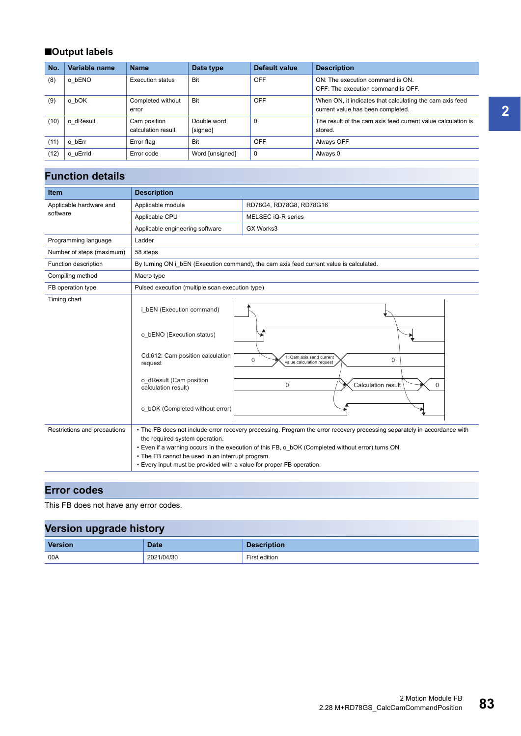### ■Output labels

| No. | Variable name | Name | Data type | Default value | Description |
|---|---|---|---|---|---|
| (8) | o_bENO | Execution status | Bit | OFF | ON: The execution command is ON.<br>OFF: The execution command is OFF. |
| (9) | o_bOK | Completed without error | Bit | OFF | When ON, it indicates that calculating the cam axis feed current value has been completed. |
| (10) | o_dResult | Cam position calculation result | Double word [signed] | 0 | The result of the cam axis feed current value calculation is stored. |
| (11) | o_bErr | Error flag | Bit | OFF | Always OFF |
| (12) | o_uErrId | Error code | Word [unsigned] | 0 | Always 0 |

## Function details

| Item | Description | |
|---|---|---|
| Applicable hardware and software | Applicable module | RD78G4, RD78G8, RD78G16 |
| | Applicable CPU | MELSEC iQ-R series |
| | Applicable engineering software | GX Works3 |
| Programming language | Ladder | |
| Number of steps (maximum) | 58 steps | |
| Function description | By turning ON i_bEN (Execution command), the cam axis feed current value is calculated. | |
| Compiling method | Macro type | |
| FB operation type | Pulsed execution (multiple scan execution type) | |
| Timing chart | i_bEN (Execution command)<br>o_bENO (Execution status)<br>Cd.612: Cam position calculation request: 0 → 1: Cam axis send current value calculation request → 0<br>o_dResult (Cam position calculation result): 0 → Calculation result → 0<br>o_bOK (Completed without error) | |
| Restrictions and precautions | • The FB does not include error recovery processing. Program the error recovery processing separately in accordance with the required system operation.<br>• Even if a warning occurs in the execution of this FB, o_bOK (Completed without error) turns ON.<br>• The FB cannot be used in an interrupt program.<br>• Every input must be provided with a value for proper FB operation. | |

## Error codes

This FB does not have any error codes.

## Version upgrade history

| Version | Date | Description |
|---|---|---|
| 00A | 2021/04/30 | First edition |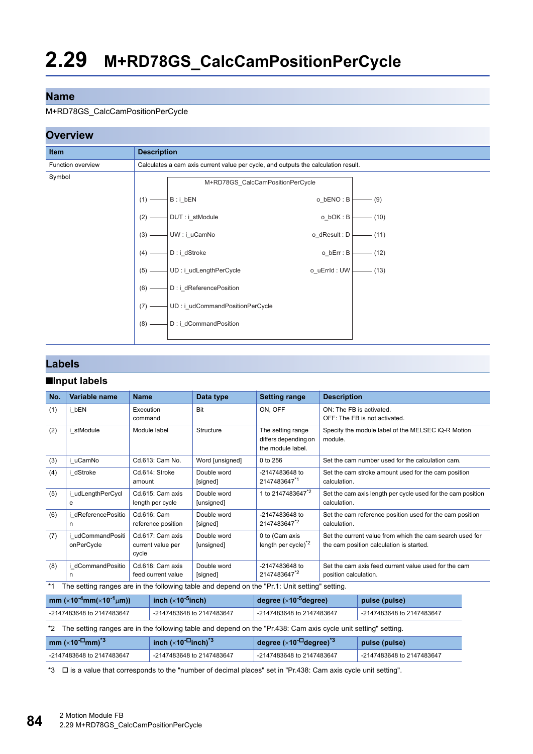# 2.29 M+RD78GS_CalcCamPositionPerCycle

## Name

M+RD78GS_CalcCamPositionPerCycle

## Overview

| Item | Description |
|---|---|
| Function overview | Calculates a cam axis current value per cycle, and outputs the calculation result. |
| Symbol | M+RD78GS_CalcCamPositionPerCycle<br>(1) — B : i_bEN　　o_bENO : B — (9)<br>(2) — DUT : i_stModule　　o_bOK : B — (10)<br>(3) — UW : i_uCamNo　　o_dResult : D — (11)<br>(4) — D : i_dStroke　　o_bErr : B — (12)<br>(5) — UD : i_udLengthPerCycle　　o_uErrId : UW — (13)<br>(6) — D : i_dReferencePosition<br>(7) — UD : i_udCommandPositionPerCycle<br>(8) — D : i_dCommandPosition |

## Labels

### ■Input labels

| No. | Variable name | Name | Data type | Setting range | Description |
|---|---|---|---|---|---|
| (1) | i_bEN | Execution command | Bit | ON, OFF | ON: The FB is activated.<br>OFF: The FB is not activated. |
| (2) | i_stModule | Module label | Structure | The setting range differs depending on the module label. | Specify the module label of the MELSEC iQ-R Motion module. |
| (3) | i_uCamNo | Cd.613: Cam No. | Word [unsigned] | 0 to 256 | Set the cam number used for the calculation cam. |
| (4) | i_dStroke | Cd.614: Stroke amount | Double word [signed] | -2147483648 to 2147483647*1 | Set the cam stroke amount used for the cam position calculation. |
| (5) | i_udLengthPerCycle | Cd.615: Cam axis length per cycle | Double word [unsigned] | 1 to 2147483647*2 | Set the cam axis length per cycle used for the cam position calculation. |
| (6) | i_dReferencePosition | Cd.616: Cam reference position | Double word [signed] | -2147483648 to 2147483647*2 | Set the cam reference position used for the cam position calculation. |
| (7) | i_udCommandPositionPerCycle | Cd.617: Cam axis current value per cycle | Double word [unsigned] | 0 to (Cam axis length per cycle)*2 | Set the current value from which the cam search used for the cam position calculation is started. |
| (8) | i_dCommandPosition | Cd.618: Cam axis feed current value | Double word [signed] | -2147483648 to 2147483647*2 | Set the cam axis feed current value used for the cam position calculation. |

*1 The setting ranges are in the following table and depend on the "Pr.1: Unit setting" setting.

| mm ($\times10^{-4}$mm($\times10^{-1}$µm)) | inch ($\times10^{-5}$inch) | degree ($\times10^{-5}$degree) | pulse (pulse) |
|---|---|---|---|
| -2147483648 to 2147483647 | -2147483648 to 2147483647 | -2147483648 to 2147483647 | -2147483648 to 2147483647 |

*2 The setting ranges are in the following table and depend on the "Pr.438: Cam axis cycle unit setting" setting.

| mm ($\times10^{-□}$mm)*3 | inch ($\times10^{-□}$inch)*3 | degree ($\times10^{-□}$degree)*3 | pulse (pulse) |
|---|---|---|---|
| -2147483648 to 2147483647 | -2147483648 to 2147483647 | -2147483648 to 2147483647 | -2147483648 to 2147483647 |

*3 □ is a value that corresponds to the "number of decimal places" set in "Pr.438: Cam axis cycle unit setting".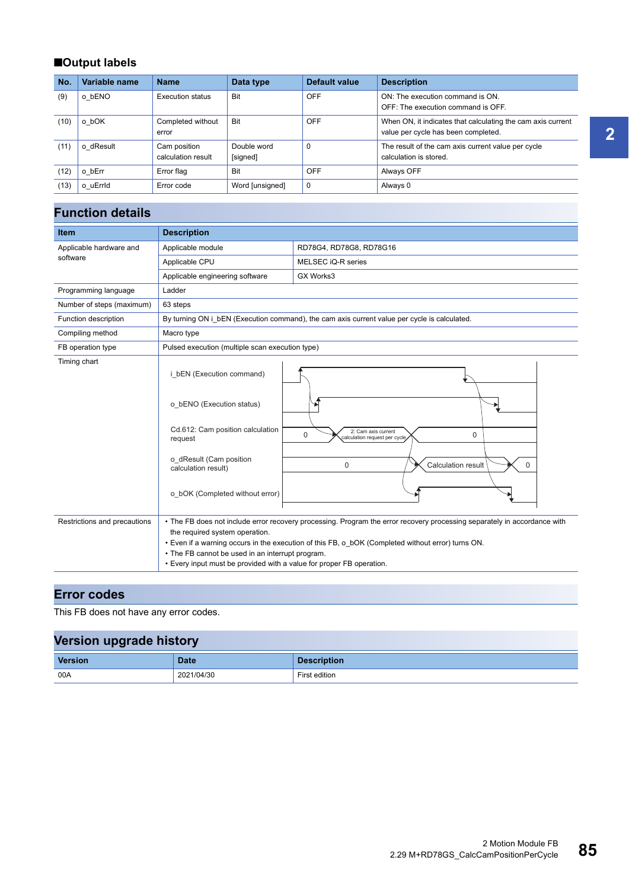## ■Output labels

| No. | Variable name | Name | Data type | Default value | Description |
|---|---|---|---|---|---|
| (9) | o_bENO | Execution status | Bit | OFF | ON: The execution command is ON.<br>OFF: The execution command is OFF. |
| (10) | o_bOK | Completed without error | Bit | OFF | When ON, it indicates that calculating the cam axis current value per cycle has been completed. |
| (11) | o_dResult | Cam position calculation result | Double word [signed] | 0 | The result of the cam axis current value per cycle calculation is stored. |
| (12) | o_bErr | Error flag | Bit | OFF | Always OFF |
| (13) | o_uErrId | Error code | Word [unsigned] | 0 | Always 0 |

# Function details

| Item | Description | |
|---|---|---|
| Applicable hardware and software | Applicable module | RD78G4, RD78G8, RD78G16 |
| | Applicable CPU | MELSEC iQ-R series |
| | Applicable engineering software | GX Works3 |
| Programming language | Ladder | |
| Number of steps (maximum) | 63 steps | |
| Function description | By turning ON i_bEN (Execution command), the cam axis current value per cycle is calculated. | |
| Compiling method | Macro type | |
| FB operation type | Pulsed execution (multiple scan execution type) | |
| Timing chart | i_bEN (Execution command)<br>o_bENO (Execution status)<br>Cd.612: Cam position calculation request: 0 → 2: Cam axis current calculation request per cycle → 0<br>o_dResult (Cam position calculation result): 0 → Calculation result → 0<br>o_bOK (Completed without error) | |
| Restrictions and precautions | • The FB does not include error recovery processing. Program the error recovery processing separately in accordance with the required system operation.<br>• Even if a warning occurs in the execution of this FB, o_bOK (Completed without error) turns ON.<br>• The FB cannot be used in an interrupt program.<br>• Every input must be provided with a value for proper FB operation. | |

# Error codes

This FB does not have any error codes.

# Version upgrade history

| Version | Date | Description |
|---|---|---|
| 00A | 2021/04/30 | First edition |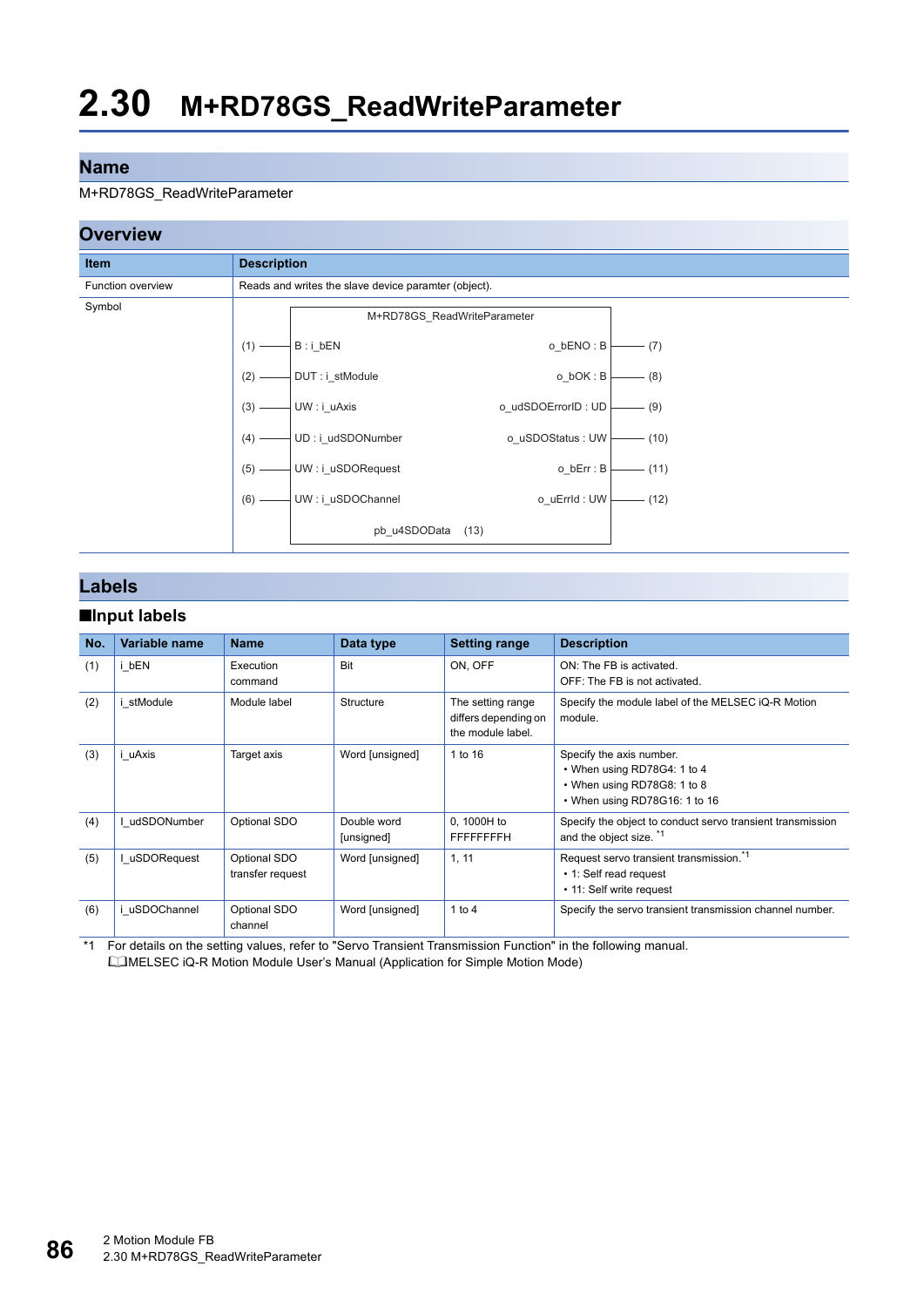# 2.30 M+RD78GS_ReadWriteParameter

## Name

M+RD78GS_ReadWriteParameter

## Overview

| Item | Description |
|---|---|
| Function overview | Reads and writes the slave device paramter (object). |
| Symbol | M+RD78GS_ReadWriteParameter<br>(1) B : i_bEN — o_bENO : B (7)<br>(2) DUT : i_stModule — o_bOK : B (8)<br>(3) UW : i_uAxis — o_udSDOErrorID : UD (9)<br>(4) UD : i_udSDONumber — o_uSDOStatus : UW (10)<br>(5) UW : i_uSDORequest — o_bErr : B (11)<br>(6) UW : i_uSDOChannel — o_uErrId : UW (12)<br>pb_u4SDOData (13) |

## Labels

### ■Input labels

| No. | Variable name | Name | Data type | Setting range | Description |
|---|---|---|---|---|---|
| (1) | i_bEN | Execution command | Bit | ON, OFF | ON: The FB is activated.<br>OFF: The FB is not activated. |
| (2) | i_stModule | Module label | Structure | The setting range differs depending on the module label. | Specify the module label of the MELSEC iQ-R Motion module. |
| (3) | i_uAxis | Target axis | Word [unsigned] | 1 to 16 | Specify the axis number.<br>• When using RD78G4: 1 to 4<br>• When using RD78G8: 1 to 8<br>• When using RD78G16: 1 to 16 |
| (4) | I_udSDONumber | Optional SDO | Double word [unsigned] | 0, 1000H to FFFFFFFFH | Specify the object to conduct servo transient transmission and the object size. *1 |
| (5) | I_uSDORequest | Optional SDO transfer request | Word [unsigned] | 1, 11 | Request servo transient transmission.*1<br>• 1: Self read request<br>• 11: Self write request |
| (6) | i_uSDOChannel | Optional SDO channel | Word [unsigned] | 1 to 4 | Specify the servo transient transmission channel number. |

*1 For details on the setting values, refer to "Servo Transient Transmission Function" in the following manual.
MELSEC iQ-R Motion Module User's Manual (Application for Simple Motion Mode)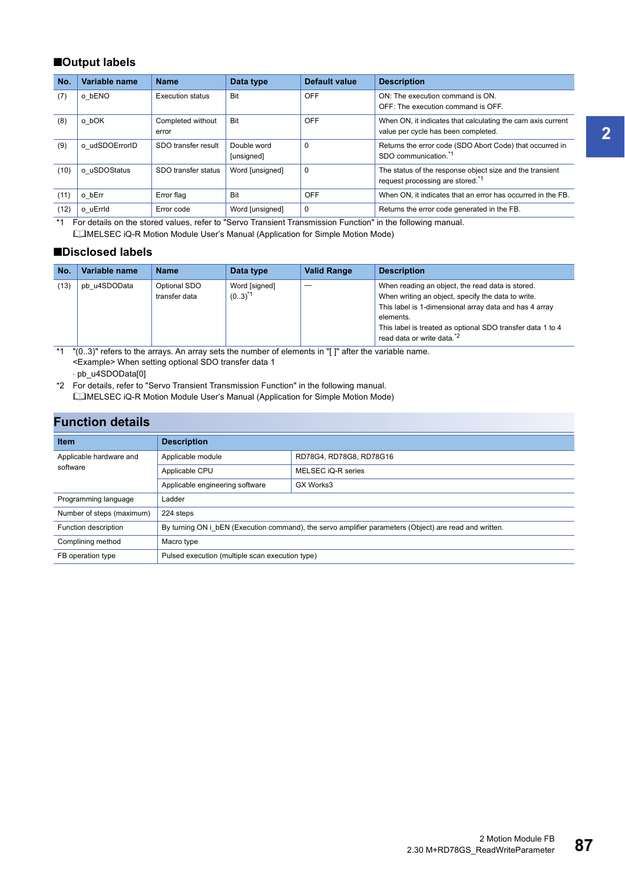### ■Output labels

| No. | Variable name | Name | Data type | Default value | Description |
|---|---|---|---|---|---|
| (7) | o_bENO | Execution status | Bit | OFF | ON: The execution command is ON.<br>OFF: The execution command is OFF. |
| (8) | o_bOK | Completed without error | Bit | OFF | When ON, it indicates that calculating the cam axis current value per cycle has been completed. |
| (9) | o_udSDOErrorID | SDO transfer result | Double word [unsigned] | 0 | Returns the error code (SDO Abort Code) that occurred in SDO communication.[*1] |
| (10) | o_uSDOStatus | SDO transfer status | Word [unsigned] | 0 | The status of the response object size and the transient request processing are stored.[*1] |
| (11) | o_bErr | Error flag | Bit | OFF | When ON, it indicates that an error has occurred in the FB. |
| (12) | o_uErrId | Error code | Word [unsigned] | 0 | Returns the error code generated in the FB. |

*1 For details on the stored values, refer to "Servo Transient Transmission Function" in the following manual.
MELSEC iQ-R Motion Module User's Manual (Application for Simple Motion Mode)

### ■Disclosed labels

| No. | Variable name | Name | Data type | Valid Range | Description |
|---|---|---|---|---|---|
| (13) | pb_u4SDOData | Optional SDO transfer data | Word [signed] (0..3)[*1] | — | When reading an object, the read data is stored.<br>When writing an object, specify the data to write.<br>This label is 1-dimensional array data and has 4 array elements.<br>This label is treated as optional SDO transfer data 1 to 4 read data or write data.[*2] |

*1 "(0..3)" refers to the arrays. An array sets the number of elements in "[ ]" after the variable name.
<Example> When setting optional SDO transfer data 1
· pb_u4SDOData[0]

*2 For details, refer to "Servo Transient Transmission Function" in the following manual.
MELSEC iQ-R Motion Module User's Manual (Application for Simple Motion Mode)

## Function details

| Item | Description | |
|---|---|---|
| Applicable hardware and software | Applicable module | RD78G4, RD78G8, RD78G16 |
| | Applicable CPU | MELSEC iQ-R series |
| | Applicable engineering software | GX Works3 |
| Programming language | Ladder | |
| Number of steps (maximum) | 224 steps | |
| Function description | By turning ON i_bEN (Execution command), the servo amplifier parameters (Object) are read and written. | |
| Compling method | Macro type | |
| FB operation type | Pulsed execution (multiple scan execution type) | |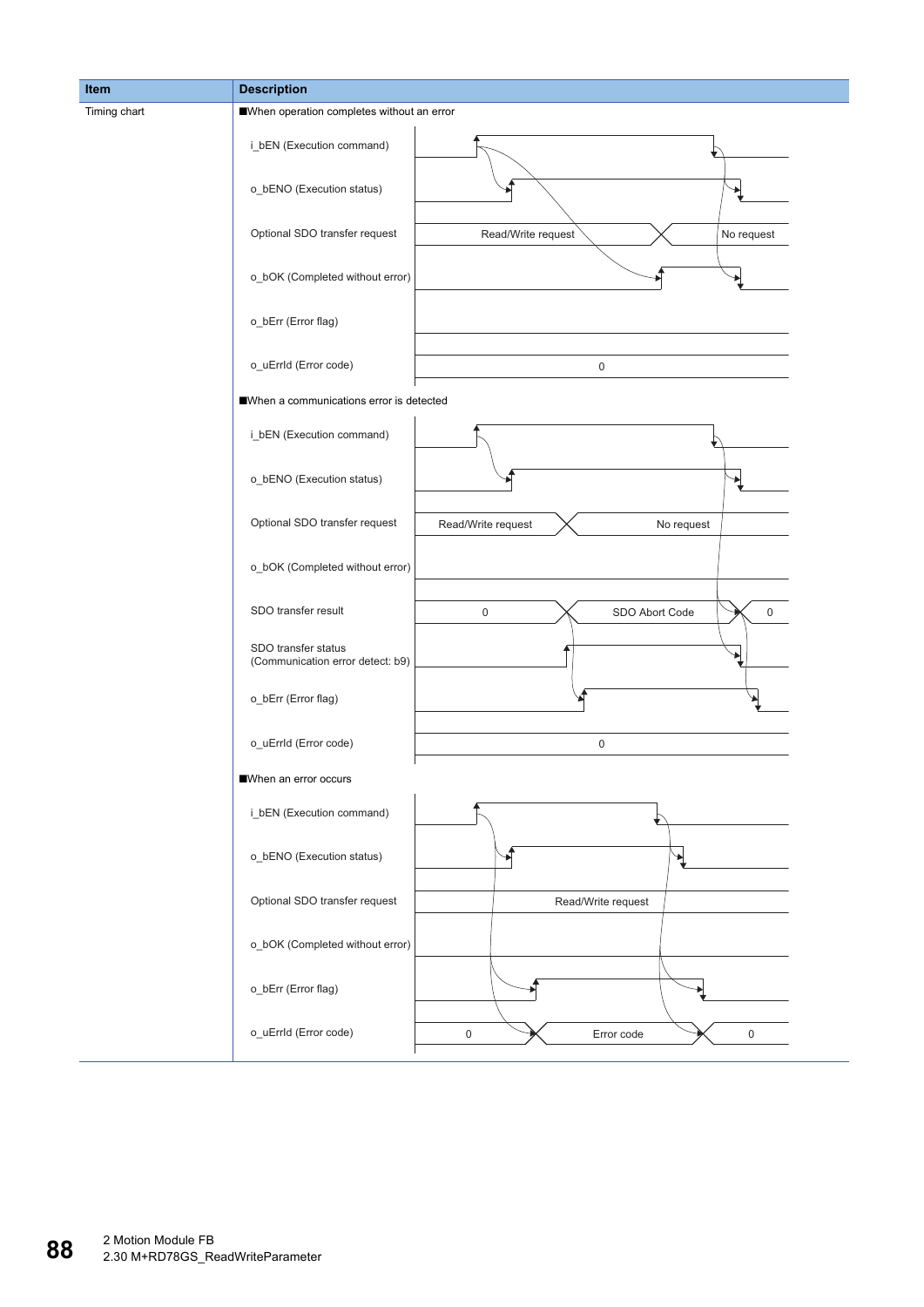| Item | Description |
|---|---|
| Timing chart | ■When operation completes without an error<br><br>i_bEN (Execution command)<br>o_bENO (Execution status)<br>Optional SDO transfer request: Read/Write request → No request<br>o_bOK (Completed without error)<br>o_bErr (Error flag)<br>o_uErrId (Error code): 0<br><br>■When a communications error is detected<br><br>i_bEN (Execution command)<br>o_bENO (Execution status)<br>Optional SDO transfer request: Read/Write request → No request<br>o_bOK (Completed without error)<br>SDO transfer result: 0 → SDO Abort Code → 0<br>SDO transfer status (Communication error detect: b9)<br>o_bErr (Error flag)<br>o_uErrId (Error code): 0<br><br>■When an error occurs<br><br>i_bEN (Execution command)<br>o_bENO (Execution status)<br>Optional SDO transfer request: Read/Write request<br>o_bOK (Completed without error)<br>o_bErr (Error flag)<br>o_uErrId (Error code): 0 → Error code → 0 |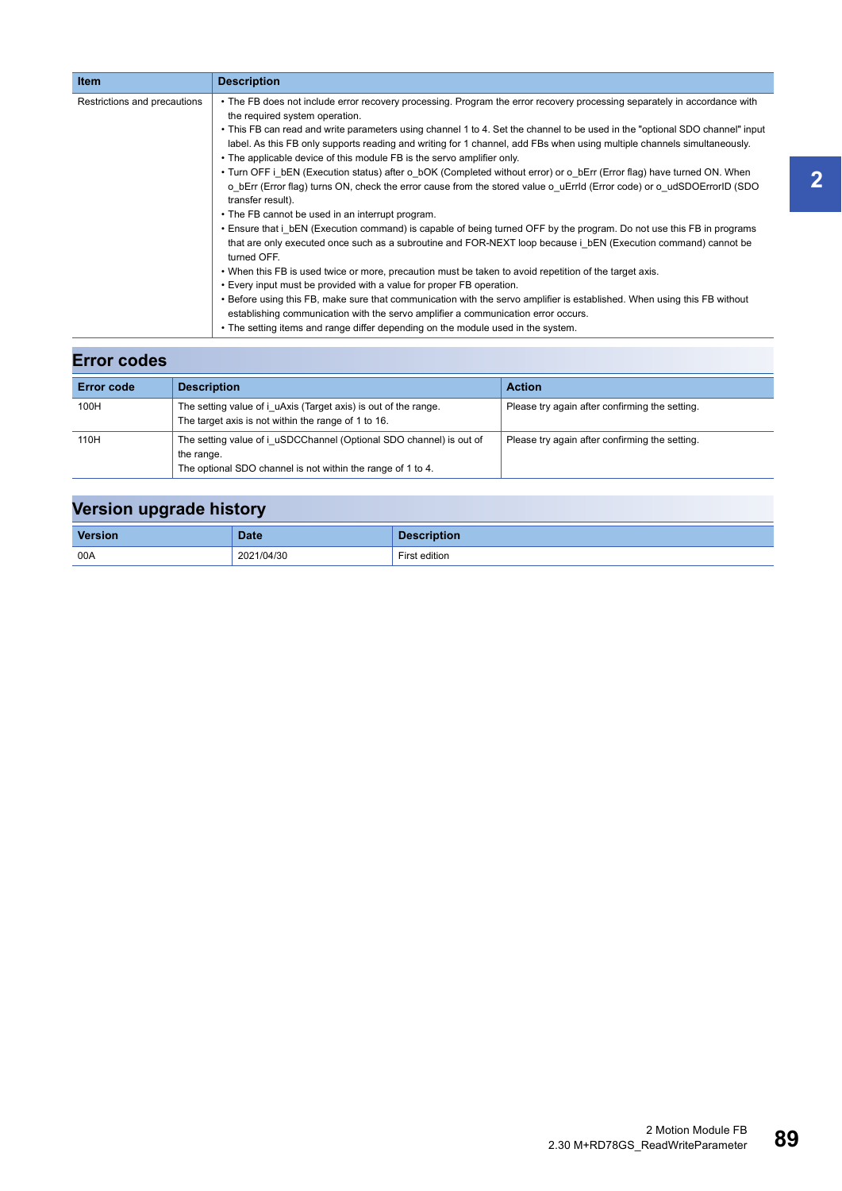| Item | Description |
| --- | --- |
| Restrictions and precautions | • The FB does not include error recovery processing. Program the error recovery processing separately in accordance with the required system operation.<br>• This FB can read and write parameters using channel 1 to 4. Set the channel to be used in the "optional SDO channel" input label. As this FB only supports reading and writing for 1 channel, add FBs when using multiple channels simultaneously.<br>• The applicable device of this module FB is the servo amplifier only.<br>• Turn OFF i_bEN (Execution status) after o_bOK (Completed without error) or o_bErr (Error flag) have turned ON. When o_bErr (Error flag) turns ON, check the error cause from the stored value o_uErrId (Error code) or o_udSDOErrorID (SDO transfer result).<br>• The FB cannot be used in an interrupt program.<br>• Ensure that i_bEN (Execution command) is capable of being turned OFF by the program. Do not use this FB in programs that are only executed once such as a subroutine and FOR-NEXT loop because i_bEN (Execution command) cannot be turned OFF.<br>• When this FB is used twice or more, precaution must be taken to avoid repetition of the target axis.<br>• Every input must be provided with a value for proper FB operation.<br>• Before using this FB, make sure that communication with the servo amplifier is established. When using this FB without establishing communication with the servo amplifier a communication error occurs.<br>• The setting items and range differ depending on the module used in the system. |

## Error codes

| Error code | Description | Action |
| --- | --- | --- |
| 100H | The setting value of i_uAxis (Target axis) is out of the range.<br>The target axis is not within the range of 1 to 16. | Please try again after confirming the setting. |
| 110H | The setting value of i_uSDCChannel (Optional SDO channel) is out of the range.<br>The optional SDO channel is not within the range of 1 to 4. | Please try again after confirming the setting. |

## Version upgrade history

| Version | Date | Description |
| --- | --- | --- |
| 00A | 2021/04/30 | First edition |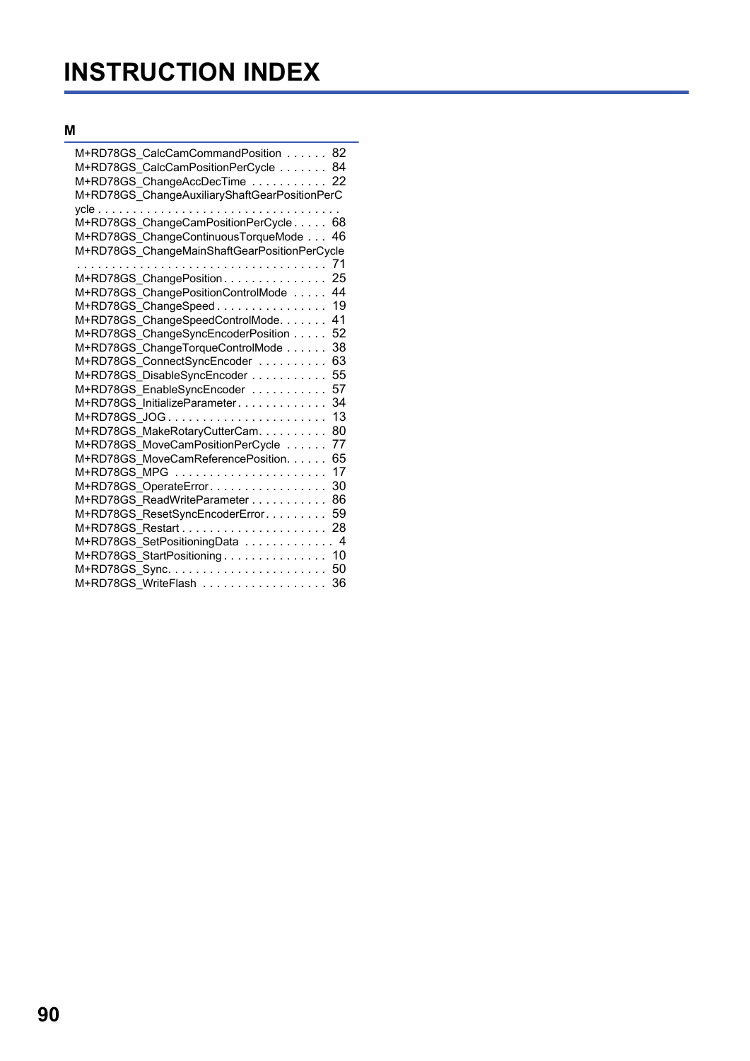# INSTRUCTION INDEX

## M

M+RD78GS_CalcCamCommandPosition . . . . . . 82
M+RD78GS_CalcCamPositionPerCycle . . . . . . . 84
M+RD78GS_ChangeAccDecTime . . . . . . . . . . . 22
M+RD78GS_ChangeAuxiliaryShaftGearPositionPerCycle . . . . . . . . . . . . . . . . . . . . . . . . . . . . . . . . . .
M+RD78GS_ChangeCamPositionPerCycle . . . . . 68
M+RD78GS_ChangeContinuousTorqueMode . . . 46
M+RD78GS_ChangeMainShaftGearPositionPerCycle . . . . . . . . . . . . . . . . . . . . . . . . . . . . . . . . . . 71
M+RD78GS_ChangePosition . . . . . . . . . . . . . . 25
M+RD78GS_ChangePositionControlMode . . . . . 44
M+RD78GS_ChangeSpeed . . . . . . . . . . . . . . . 19
M+RD78GS_ChangeSpeedControlMode. . . . . . . 41
M+RD78GS_ChangeSyncEncoderPosition . . . . . 52
M+RD78GS_ChangeTorqueControlMode . . . . . . 38
M+RD78GS_ConnectSyncEncoder . . . . . . . . . . 63
M+RD78GS_DisableSyncEncoder . . . . . . . . . . . 55
M+RD78GS_EnableSyncEncoder . . . . . . . . . . . 57
M+RD78GS_InitializeParameter. . . . . . . . . . . . . 34
M+RD78GS_JOG . . . . . . . . . . . . . . . . . . . . . . . 13
M+RD78GS_MakeRotaryCutterCam. . . . . . . . . . 80
M+RD78GS_MoveCamPositionPerCycle . . . . . . 77
M+RD78GS_MoveCamReferencePosition. . . . . . 65
M+RD78GS_MPG . . . . . . . . . . . . . . . . . . . . . . 17
M+RD78GS_OperateError. . . . . . . . . . . . . . . . . 30
M+RD78GS_ReadWriteParameter . . . . . . . . . . . 86
M+RD78GS_ResetSyncEncoderError. . . . . . . . . 59
M+RD78GS_Restart . . . . . . . . . . . . . . . . . . . . . 28
M+RD78GS_SetPositioningData . . . . . . . . . . . . . 4
M+RD78GS_StartPositioning . . . . . . . . . . . . . . . 10
M+RD78GS_Sync. . . . . . . . . . . . . . . . . . . . . . . 50
M+RD78GS_WriteFlash . . . . . . . . . . . . . . . . . . 36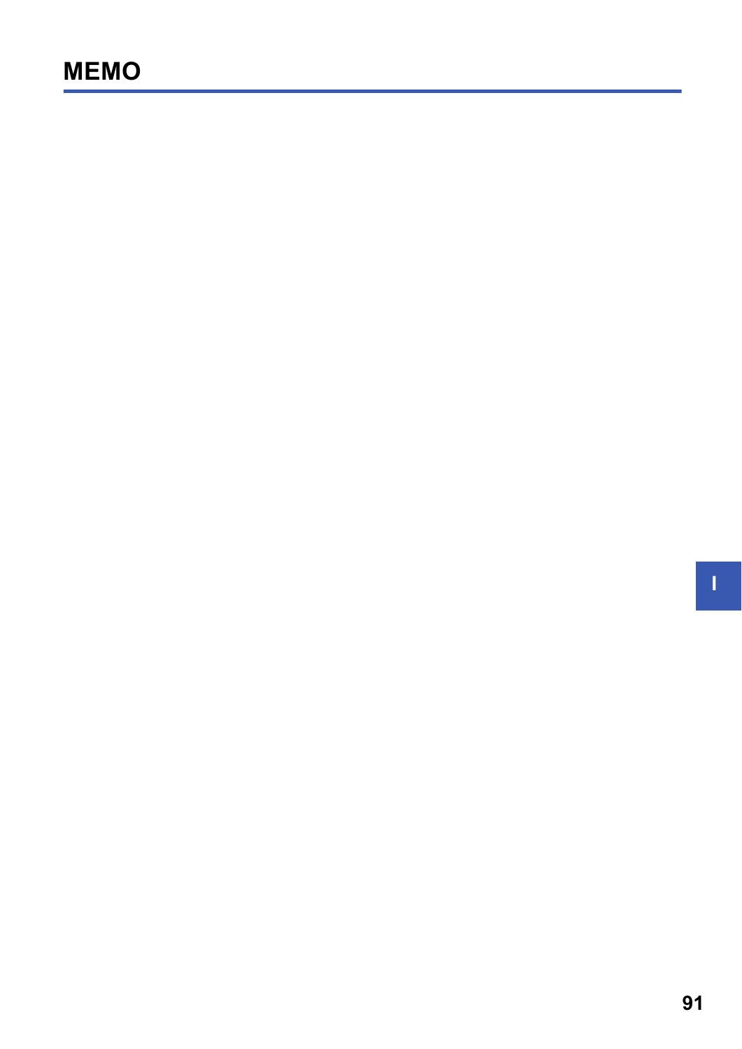# MEMO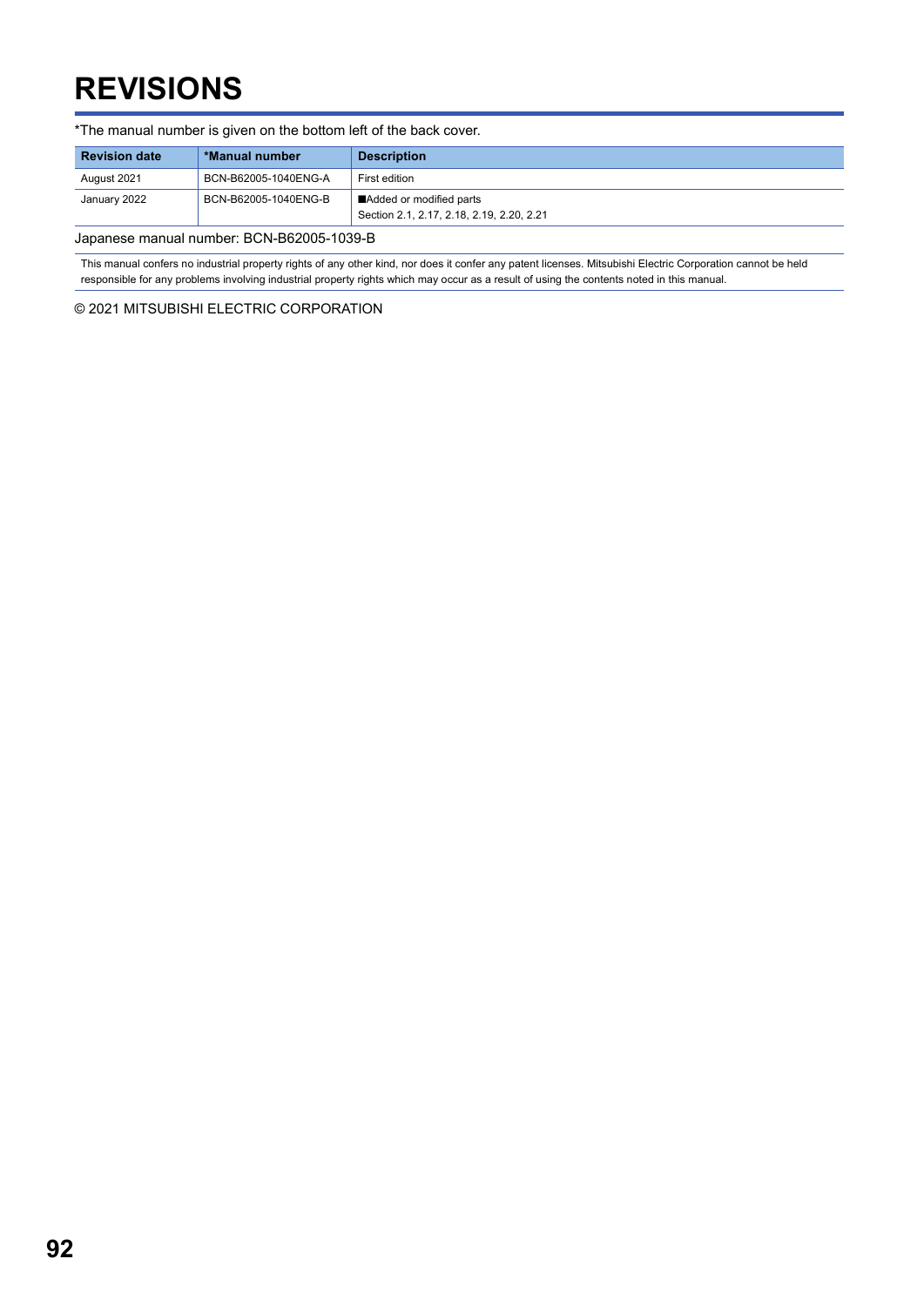# REVISIONS

*The manual number is given on the bottom left of the back cover.

| Revision date | *Manual number | Description |
|---|---|---|
| August 2021 | BCN-B62005-1040ENG-A | First edition |
| January 2022 | BCN-B62005-1040ENG-B | ■Added or modified parts<br>Section 2.1, 2.17, 2.18, 2.19, 2.20, 2.21 |

Japanese manual number: BCN-B62005-1039-B

This manual confers no industrial property rights of any other kind, nor does it confer any patent licenses. Mitsubishi Electric Corporation cannot be held responsible for any problems involving industrial property rights which may occur as a result of using the contents noted in this manual.

© 2021 MITSUBISHI ELECTRIC CORPORATION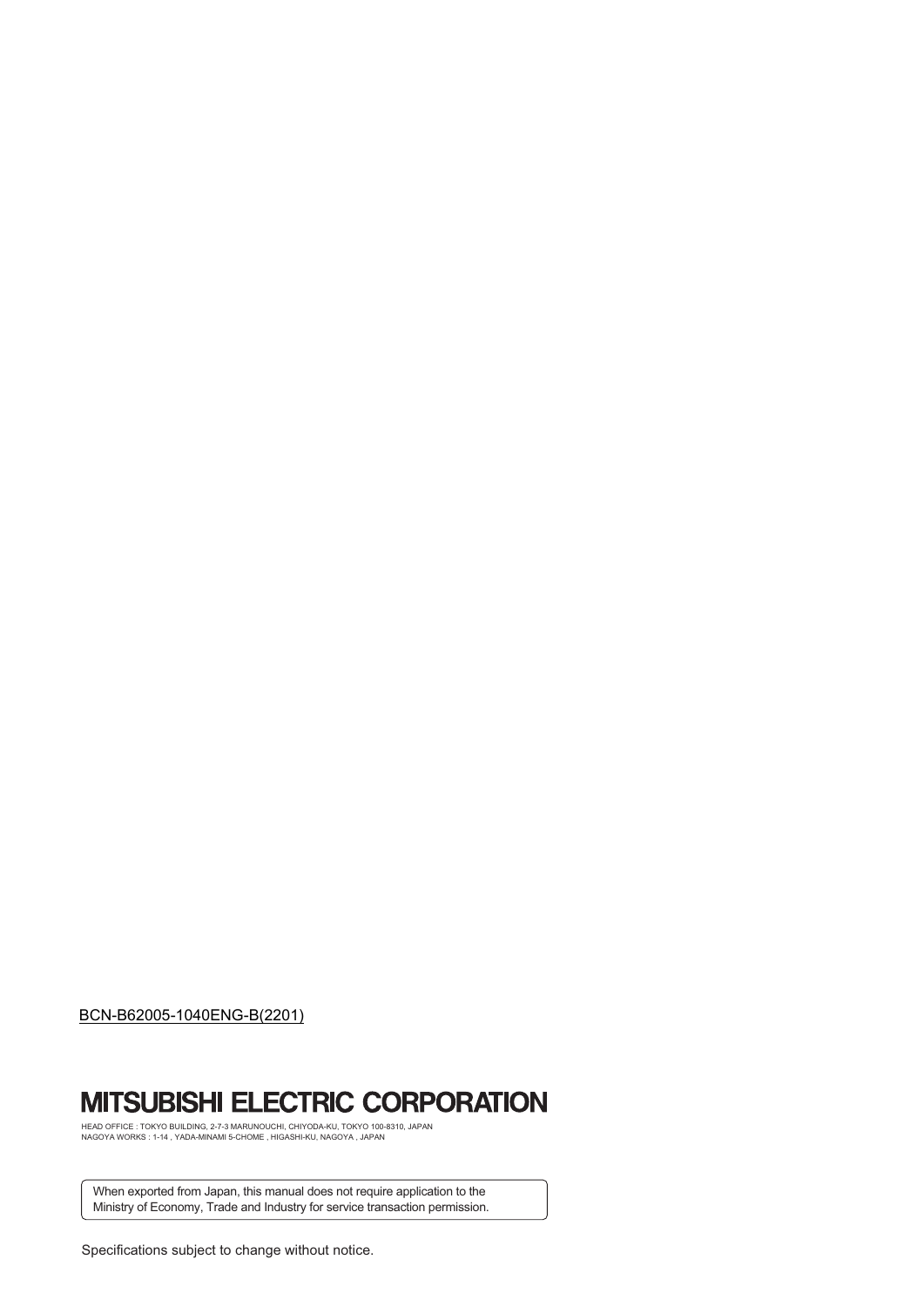BCN-B62005-1040ENG-B(2201)

**MITSUBISHI ELECTRIC CORPORATION**

HEAD OFFICE : TOKYO BUILDING, 2-7-3 MARUNOUCHI, CHIYODA-KU, TOKYO 100-8310, JAPAN
NAGOYA WORKS : 1-14 , YADA-MINAMI 5-CHOME , HIGASHI-KU, NAGOYA , JAPAN

When exported from Japan, this manual does not require application to the Ministry of Economy, Trade and Industry for service transaction permission.

Specifications subject to change without notice.